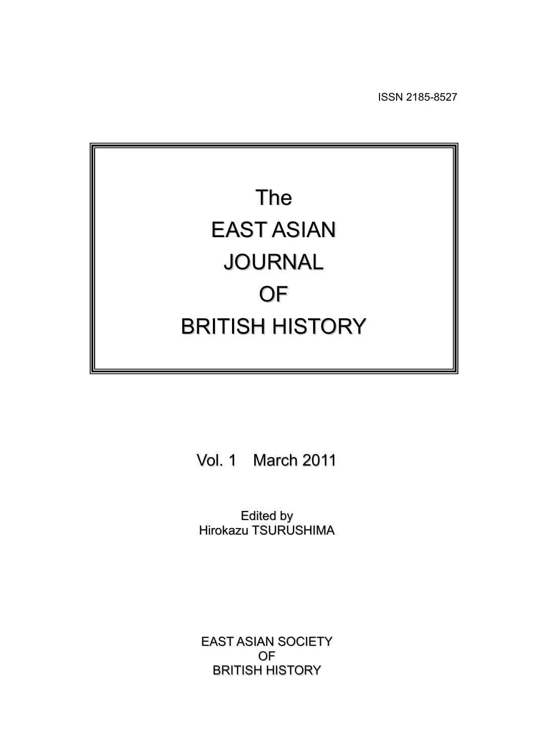ISSN 2185-8527

# The EAST ASIAN JOURNAL OF BRITISH HISTORY

Vol. 1 March 2011

Edited by
Hirokazu TSURUSHIMA

EAST ASIAN SOCIETY
OF
BRITISH HISTORY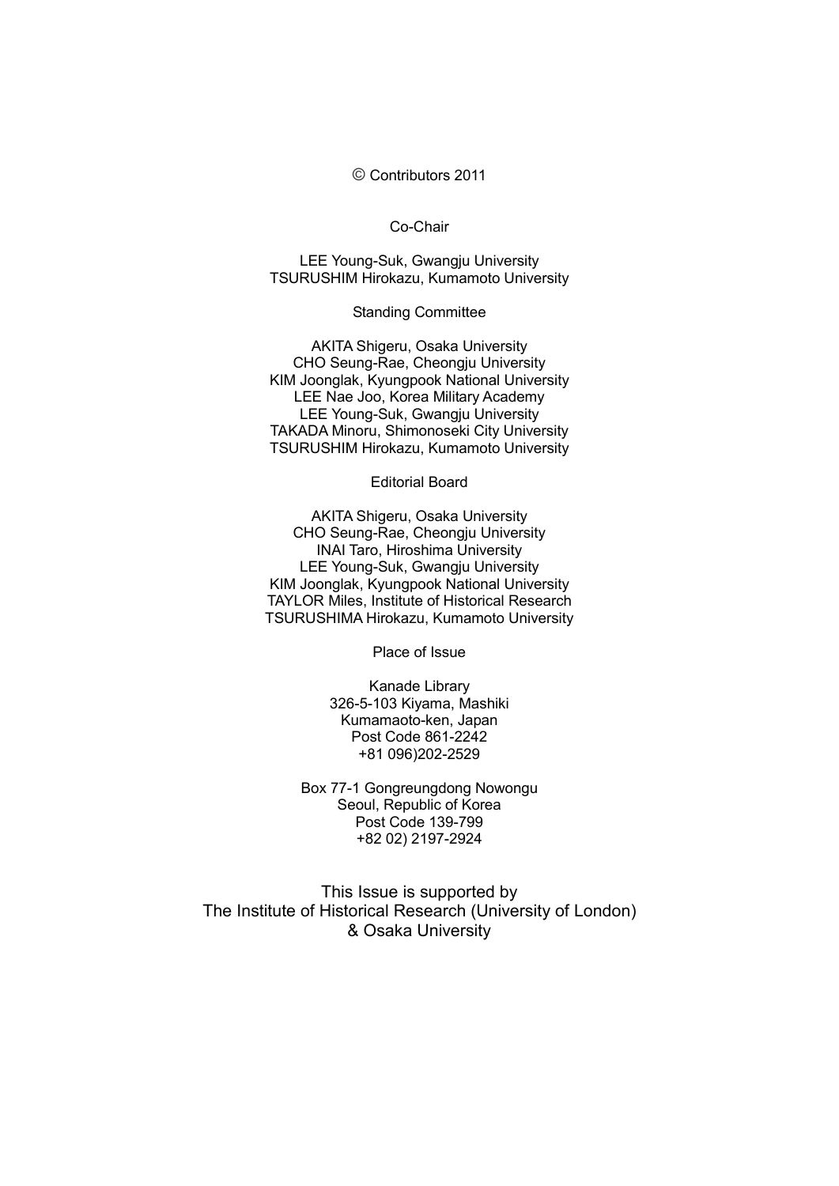© Contributors 2011

Co-Chair

LEE Young-Suk, Gwangju University
TSURUSHIM Hirokazu, Kumamoto University

Standing Committee

AKITA Shigeru, Osaka University
CHO Seung-Rae, Cheongju University
KIM Joonglak, Kyungpook National University
LEE Nae Joo, Korea Military Academy
LEE Young-Suk, Gwangju University
TAKADA Minoru, Shimonoseki City University
TSURUSHIM Hirokazu, Kumamoto University

Editorial Board

AKITA Shigeru, Osaka University
CHO Seung-Rae, Cheongju University
INAI Taro, Hiroshima University
LEE Young-Suk, Gwangju University
KIM Joonglak, Kyungpook National University
TAYLOR Miles, Institute of Historical Research
TSURUSHIMA Hirokazu, Kumamoto University

Place of Issue

Kanade Library
326-5-103 Kiyama, Mashiki
Kumamaoto-ken, Japan
Post Code 861-2242
+81 096)202-2529

Box 77-1 Gongreungdong Nowongu
Seoul, Republic of Korea
Post Code 139-799
+82 02) 2197-2924

This Issue is supported by
The Institute of Historical Research (University of London)
& Osaka University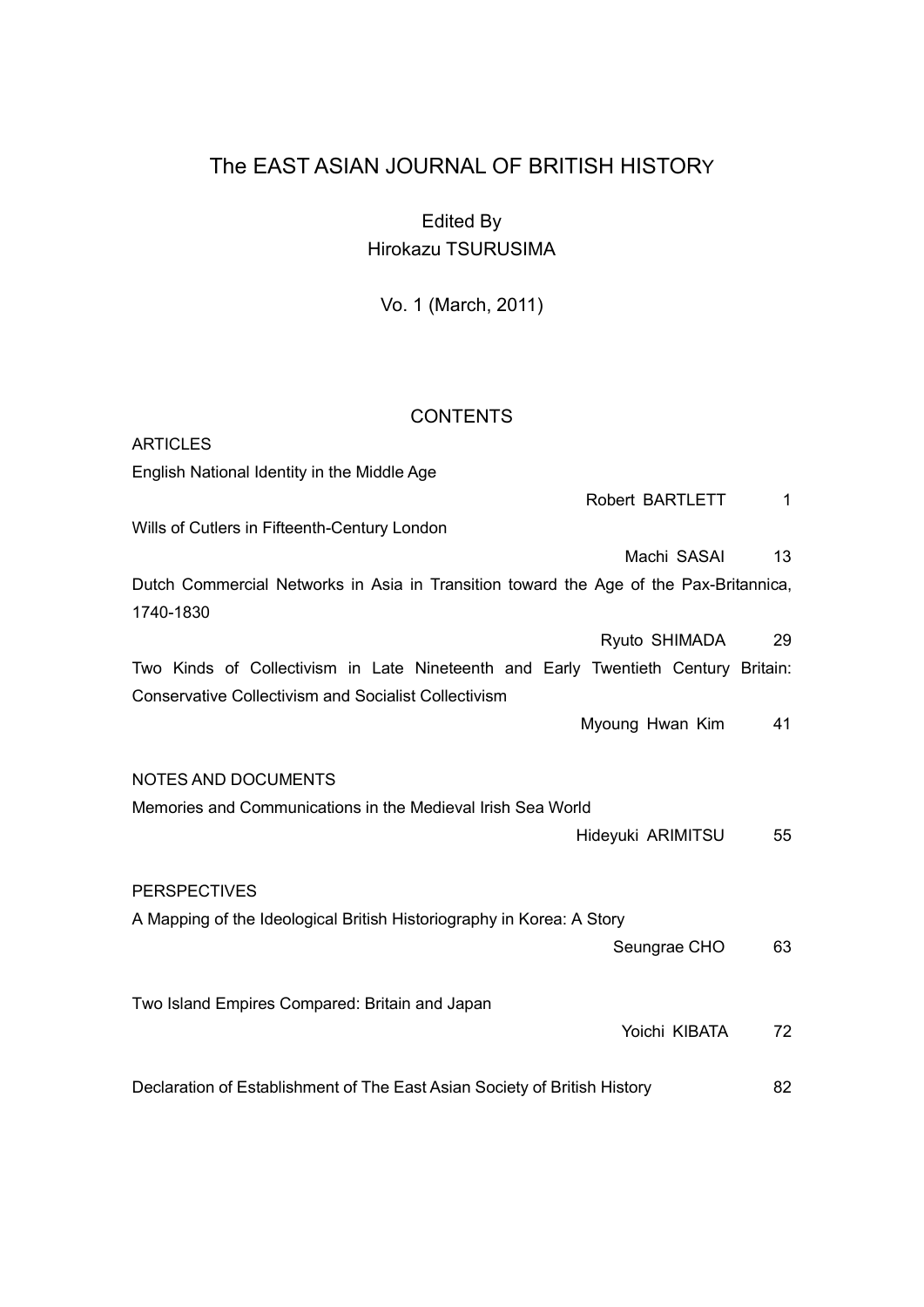# The EAST ASIAN JOURNAL OF BRITISH HISTORY

Edited By
Hirokazu TSURUSIMA

Vo. 1 (March, 2011)

## CONTENTS

### ARTICLES

English National Identity in the Middle Age
Robert BARTLETT 1

Wills of Cutlers in Fifteenth-Century London
Machi SASAI 13

Dutch Commercial Networks in Asia in Transition toward the Age of the Pax-Britannica, 1740-1830
Ryuto SHIMADA 29

Two Kinds of Collectivism in Late Nineteenth and Early Twentieth Century Britain: Conservative Collectivism and Socialist Collectivism
Myoung Hwan Kim 41

### NOTES AND DOCUMENTS

Memories and Communications in the Medieval Irish Sea World
Hideyuki ARIMITSU 55

### PERSPECTIVES

A Mapping of the Ideological British Historiography in Korea: A Story
Seungrae CHO 63

Two Island Empires Compared: Britain and Japan
Yoichi KIBATA 72

Declaration of Establishment of The East Asian Society of British History 82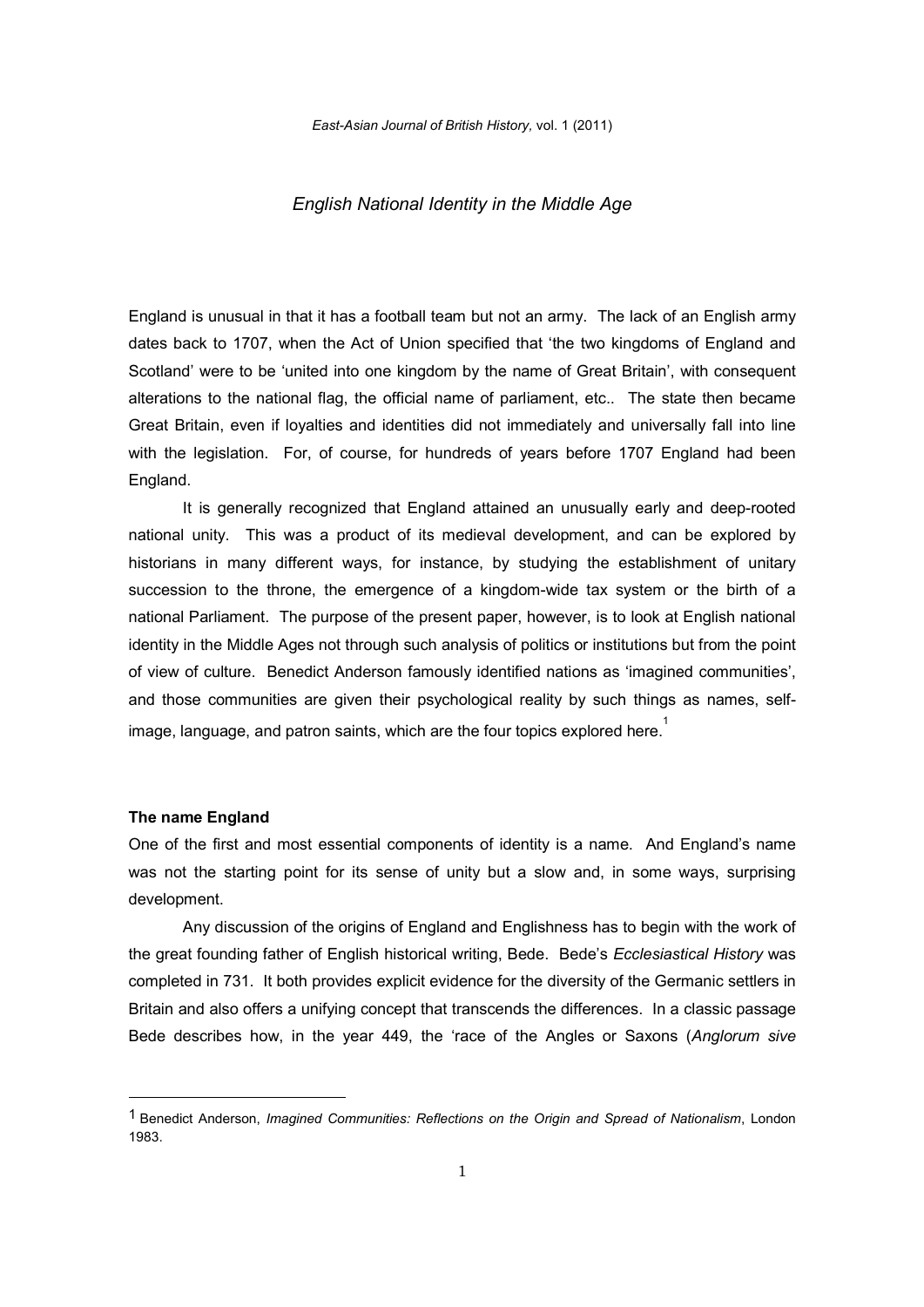# *English National Identity in the Middle Age*

England is unusual in that it has a football team but not an army. The lack of an English army dates back to 1707, when the Act of Union specified that 'the two kingdoms of England and Scotland' were to be 'united into one kingdom by the name of Great Britain', with consequent alterations to the national flag, the official name of parliament, etc.. The state then became Great Britain, even if loyalties and identities did not immediately and universally fall into line with the legislation. For, of course, for hundreds of years before 1707 England had been England.

It is generally recognized that England attained an unusually early and deep-rooted national unity. This was a product of its medieval development, and can be explored by historians in many different ways, for instance, by studying the establishment of unitary succession to the throne, the emergence of a kingdom-wide tax system or the birth of a national Parliament. The purpose of the present paper, however, is to look at English national identity in the Middle Ages not through such analysis of politics or institutions but from the point of view of culture. Benedict Anderson famously identified nations as 'imagined communities', and those communities are given their psychological reality by such things as names, self-image, language, and patron saints, which are the four topics explored here.[1]

## The name England

One of the first and most essential components of identity is a name. And England's name was not the starting point for its sense of unity but a slow and, in some ways, surprising development.

Any discussion of the origins of England and Englishness has to begin with the work of the great founding father of English historical writing, Bede. Bede's *Ecclesiastical History* was completed in 731. It both provides explicit evidence for the diversity of the Germanic settlers in Britain and also offers a unifying concept that transcends the differences. In a classic passage Bede describes how, in the year 449, the 'race of the Angles or Saxons (*Anglorum sive*

---

[1] Benedict Anderson, *Imagined Communities: Reflections on the Origin and Spread of Nationalism*, London 1983.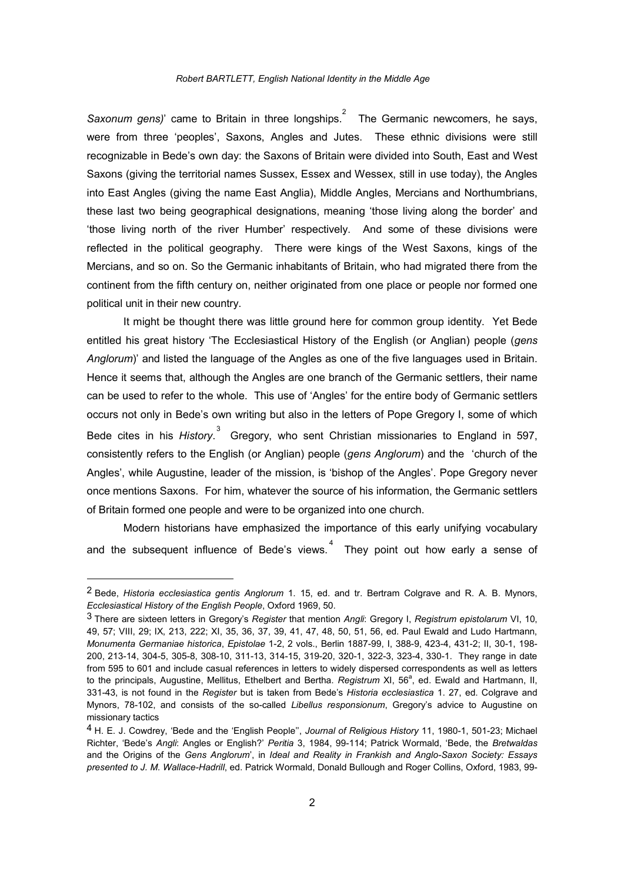*Saxonum gens)*' came to Britain in three longships.[2] The Germanic newcomers, he says, were from three 'peoples', Saxons, Angles and Jutes. These ethnic divisions were still recognizable in Bede's own day: the Saxons of Britain were divided into South, East and West Saxons (giving the territorial names Sussex, Essex and Wessex, still in use today), the Angles into East Angles (giving the name East Anglia), Middle Angles, Mercians and Northumbrians, these last two being geographical designations, meaning 'those living along the border' and 'those living north of the river Humber' respectively. And some of these divisions were reflected in the political geography. There were kings of the West Saxons, kings of the Mercians, and so on. So the Germanic inhabitants of Britain, who had migrated there from the continent from the fifth century on, neither originated from one place or people nor formed one political unit in their new country.

It might be thought there was little ground here for common group identity. Yet Bede entitled his great history 'The Ecclesiastical History of the English (or Anglian) people (*gens Anglorum*)' and listed the language of the Angles as one of the five languages used in Britain. Hence it seems that, although the Angles are one branch of the Germanic settlers, their name can be used to refer to the whole. This use of 'Angles' for the entire body of Germanic settlers occurs not only in Bede's own writing but also in the letters of Pope Gregory I, some of which Bede cites in his *History*.[3] Gregory, who sent Christian missionaries to England in 597, consistently refers to the English (or Anglian) people (*gens Anglorum*) and the 'church of the Angles', while Augustine, leader of the mission, is 'bishop of the Angles'. Pope Gregory never once mentions Saxons. For him, whatever the source of his information, the Germanic settlers of Britain formed one people and were to be organized into one church.

Modern historians have emphasized the importance of this early unifying vocabulary and the subsequent influence of Bede's views.[4] They point out how early a sense of

---

2 Bede, *Historia ecclesiastica gentis Anglorum* 1. 15, ed. and tr. Bertram Colgrave and R. A. B. Mynors, *Ecclesiastical History of the English People*, Oxford 1969, 50.

3 There are sixteen letters in Gregory's *Register* that mention *Angli*: Gregory I, *Registrum epistolarum* VI, 10, 49, 57; VIII, 29; IX, 213, 222; XI, 35, 36, 37, 39, 41, 47, 48, 50, 51, 56, ed. Paul Ewald and Ludo Hartmann, *Monumenta Germaniae historica*, *Epistolae* 1-2, 2 vols., Berlin 1887-99, I, 388-9, 423-4, 431-2; II, 30-1, 198-200, 213-14, 304-5, 305-8, 308-10, 311-13, 314-15, 319-20, 320-1, 322-3, 323-4, 330-1. They range in date from 595 to 601 and include casual references in letters to widely dispersed correspondents as well as letters to the principals, Augustine, Mellitus, Ethelbert and Bertha. *Registrum* XI, 56[a], ed. Ewald and Hartmann, II, 331-43, is not found in the *Register* but is taken from Bede's *Historia ecclesiastica* 1. 27, ed. Colgrave and Mynors, 78-102, and consists of the so-called *Libellus responsionum*, Gregory's advice to Augustine on missionary tactics

4 H. E. J. Cowdrey, 'Bede and the 'English People'', *Journal of Religious History* 11, 1980-1, 501-23; Michael Richter, 'Bede's *Angli*: Angles or English?' *Peritia* 3, 1984, 99-114; Patrick Wormald, 'Bede, the *Bretwaldas* and the Origins of the *Gens Anglorum*', in *Ideal and Reality in Frankish and Anglo-Saxon Society: Essays presented to J. M. Wallace-Hadrill*, ed. Patrick Wormald, Donald Bullough and Roger Collins, Oxford, 1983, 99-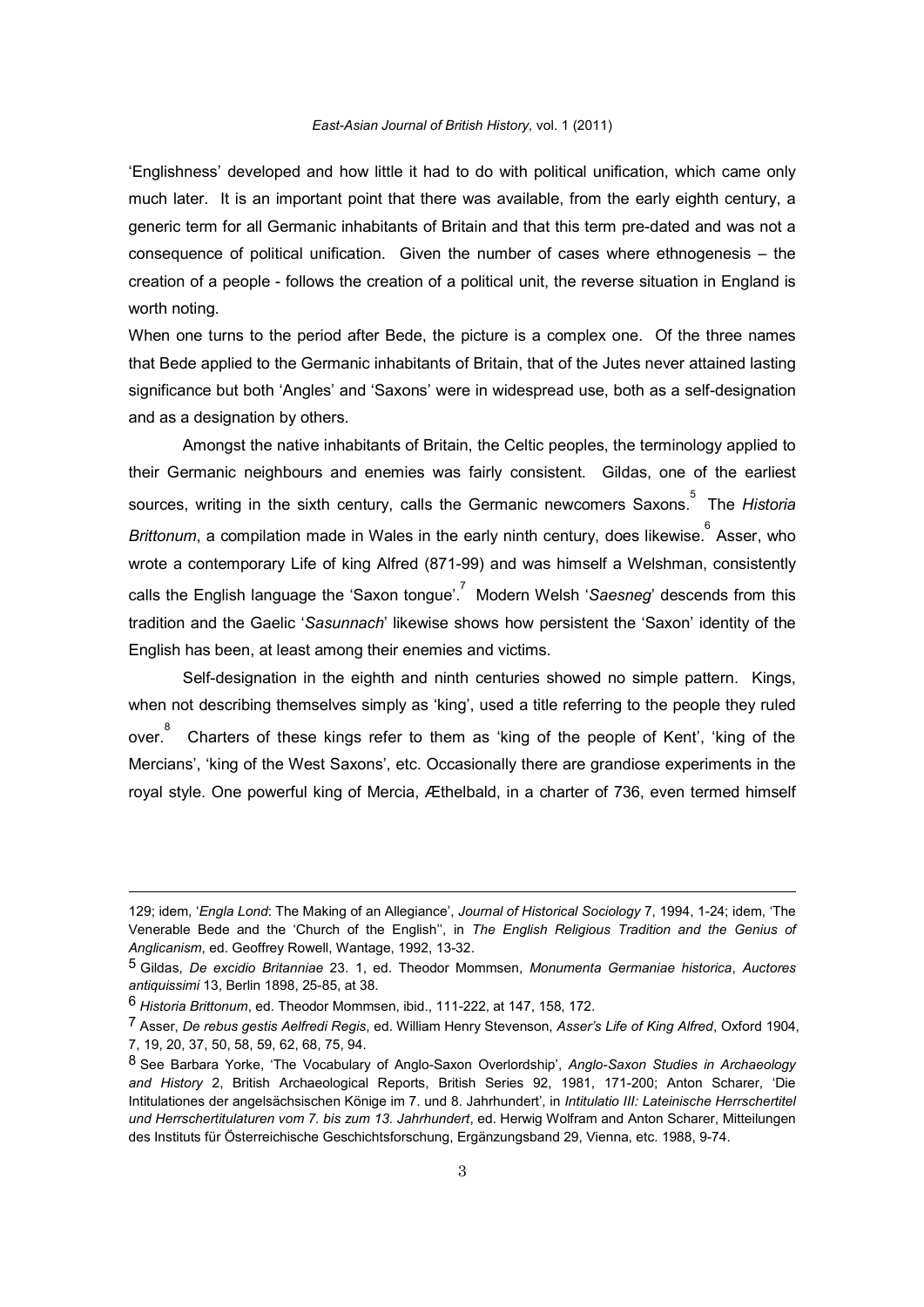'Englishness' developed and how little it had to do with political unification, which came only much later. It is an important point that there was available, from the early eighth century, a generic term for all Germanic inhabitants of Britain and that this term pre-dated and was not a consequence of political unification. Given the number of cases where ethnogenesis – the creation of a people - follows the creation of a political unit, the reverse situation in England is worth noting.

When one turns to the period after Bede, the picture is a complex one. Of the three names that Bede applied to the Germanic inhabitants of Britain, that of the Jutes never attained lasting significance but both 'Angles' and 'Saxons' were in widespread use, both as a self-designation and as a designation by others.

Amongst the native inhabitants of Britain, the Celtic peoples, the terminology applied to their Germanic neighbours and enemies was fairly consistent. Gildas, one of the earliest sources, writing in the sixth century, calls the Germanic newcomers Saxons.[5] The *Historia Brittonum*, a compilation made in Wales in the early ninth century, does likewise.[6] Asser, who wrote a contemporary Life of king Alfred (871-99) and was himself a Welshman, consistently calls the English language the 'Saxon tongue'.[7] Modern Welsh '*Saesneg*' descends from this tradition and the Gaelic '*Sasunnach*' likewise shows how persistent the 'Saxon' identity of the English has been, at least among their enemies and victims.

Self-designation in the eighth and ninth centuries showed no simple pattern. Kings, when not describing themselves simply as 'king', used a title referring to the people they ruled over.[8] Charters of these kings refer to them as 'king of the people of Kent', 'king of the Mercians', 'king of the West Saxons', etc. Occasionally there are grandiose experiments in the royal style. One powerful king of Mercia, Æthelbald, in a charter of 736, even termed himself

---

129; idem, '*Engla Lond*: The Making of an Allegiance', *Journal of Historical Sociology* 7, 1994, 1-24; idem, 'The Venerable Bede and the 'Church of the English'', in *The English Religious Tradition and the Genius of Anglicanism*, ed. Geoffrey Rowell, Wantage, 1992, 13-32.

5 Gildas, *De excidio Britanniae* 23. 1, ed. Theodor Mommsen, *Monumenta Germaniae historica*, *Auctores antiquissimi* 13, Berlin 1898, 25-85, at 38.

6 *Historia Brittonum*, ed. Theodor Mommsen, ibid., 111-222, at 147, 158, 172.

7 Asser, *De rebus gestis Aelfredi Regis*, ed. William Henry Stevenson, *Asser's Life of King Alfred*, Oxford 1904, 7, 19, 20, 37, 50, 58, 59, 62, 68, 75, 94.

8 See Barbara Yorke, 'The Vocabulary of Anglo-Saxon Overlordship', *Anglo-Saxon Studies in Archaeology and History* 2, British Archaeological Reports, British Series 92, 1981, 171-200; Anton Scharer, 'Die Intitulationes der angelsächsischen Könige im 7. und 8. Jahrhundert', in *Intitulatio III: Lateinische Herrschertitel und Herrschertitulaturen vom 7. bis zum 13. Jahrhundert*, ed. Herwig Wolfram and Anton Scharer, Mitteilungen des Instituts für Österreichische Geschichtsforschung, Ergänzungsband 29, Vienna, etc. 1988, 9-74.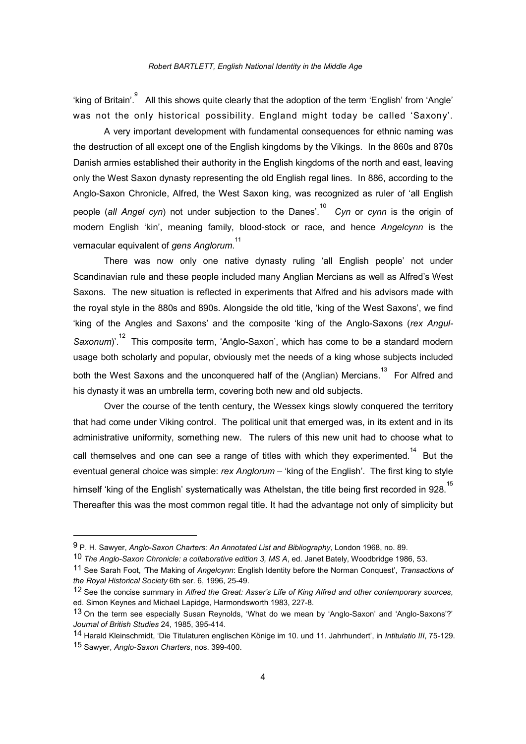'king of Britain'.[9] All this shows quite clearly that the adoption of the term 'English' from 'Angle' was not the only historical possibility. England might today be called 'Saxony'.

A very important development with fundamental consequences for ethnic naming was the destruction of all except one of the English kingdoms by the Vikings. In the 860s and 870s Danish armies established their authority in the English kingdoms of the north and east, leaving only the West Saxon dynasty representing the old English regal lines. In 886, according to the Anglo-Saxon Chronicle, Alfred, the West Saxon king, was recognized as ruler of 'all English people (*all Angel cyn*) not under subjection to the Danes'.[10] *Cyn* or *cynn* is the origin of modern English 'kin', meaning family, blood-stock or race, and hence *Angelcynn* is the vernacular equivalent of *gens Anglorum*.[11]

There was now only one native dynasty ruling 'all English people' not under Scandinavian rule and these people included many Anglian Mercians as well as Alfred's West Saxons. The new situation is reflected in experiments that Alfred and his advisors made with the royal style in the 880s and 890s. Alongside the old title, 'king of the West Saxons', we find 'king of the Angles and Saxons' and the composite 'king of the Anglo-Saxons (*rex Angul-Saxonum*)'.[12] This composite term, 'Anglo-Saxon', which has come to be a standard modern usage both scholarly and popular, obviously met the needs of a king whose subjects included both the West Saxons and the unconquered half of the (Anglian) Mercians.[13] For Alfred and his dynasty it was an umbrella term, covering both new and old subjects.

Over the course of the tenth century, the Wessex kings slowly conquered the territory that had come under Viking control. The political unit that emerged was, in its extent and in its administrative uniformity, something new. The rulers of this new unit had to choose what to call themselves and one can see a range of titles with which they experimented.[14] But the eventual general choice was simple: *rex Anglorum* – 'king of the English'. The first king to style himself 'king of the English' systematically was Athelstan, the title being first recorded in 928.[15] Thereafter this was the most common regal title. It had the advantage not only of simplicity but

---

[9] P. H. Sawyer, *Anglo-Saxon Charters: An Annotated List and Bibliography*, London 1968, no. 89.

[10] *The Anglo-Saxon Chronicle: a collaborative edition 3, MS A*, ed. Janet Bately, Woodbridge 1986, 53.

[11] See Sarah Foot, 'The Making of *Angelcynn*: English Identity before the Norman Conquest', *Transactions of the Royal Historical Society* 6th ser. 6, 1996, 25-49.

[12] See the concise summary in *Alfred the Great: Asser's Life of King Alfred and other contemporary sources*, ed. Simon Keynes and Michael Lapidge, Harmondsworth 1983, 227-8.

[13] On the term see especially Susan Reynolds, 'What do we mean by 'Anglo-Saxon' and 'Anglo-Saxons'?' *Journal of British Studies* 24, 1985, 395-414.

[14] Harald Kleinschmidt, 'Die Titulaturen englischen Könige im 10. und 11. Jahrhundert', in *Intitulatio III*, 75-129.

[15] Sawyer, *Anglo-Saxon Charters*, nos. 399-400.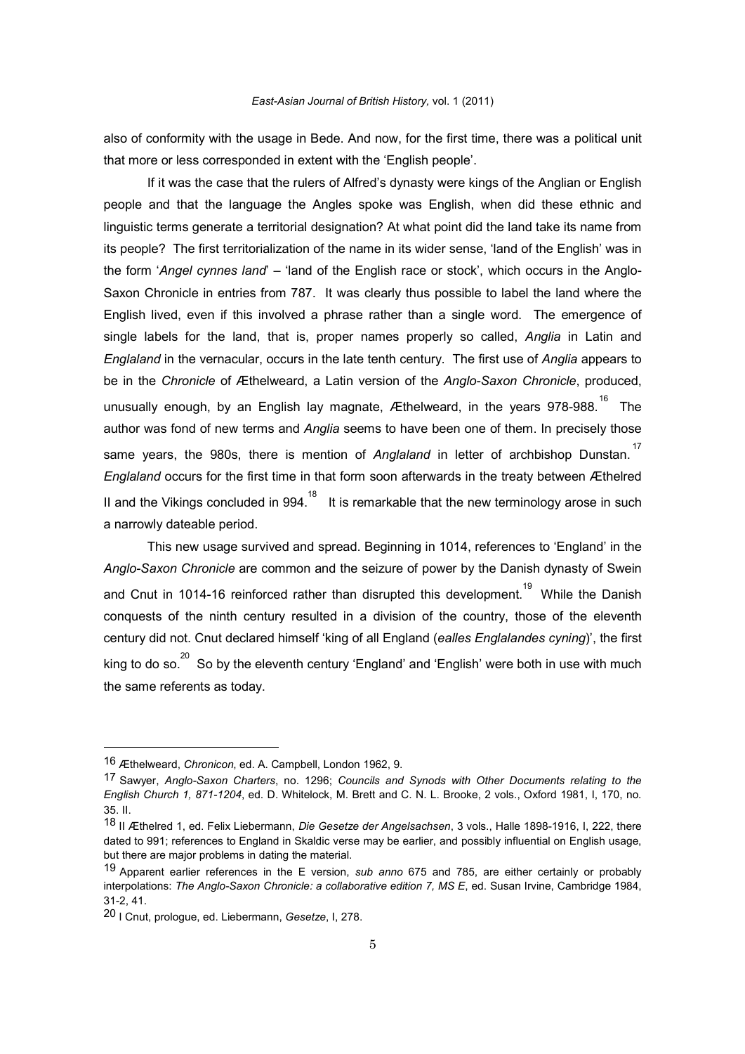also of conformity with the usage in Bede. And now, for the first time, there was a political unit that more or less corresponded in extent with the 'English people'.

If it was the case that the rulers of Alfred's dynasty were kings of the Anglian or English people and that the language the Angles spoke was English, when did these ethnic and linguistic terms generate a territorial designation? At what point did the land take its name from its people? The first territorialization of the name in its wider sense, 'land of the English' was in the form '*Angel cynnes land*' – 'land of the English race or stock', which occurs in the Anglo-Saxon Chronicle in entries from 787. It was clearly thus possible to label the land where the English lived, even if this involved a phrase rather than a single word. The emergence of single labels for the land, that is, proper names properly so called, *Anglia* in Latin and *Englaland* in the vernacular, occurs in the late tenth century. The first use of *Anglia* appears to be in the *Chronicle* of Æthelweard, a Latin version of the *Anglo-Saxon Chronicle*, produced, unusually enough, by an English lay magnate, Æthelweard, in the years 978-988.[16] The author was fond of new terms and *Anglia* seems to have been one of them. In precisely those same years, the 980s, there is mention of *Anglaland* in letter of archbishop Dunstan.[17] *Englaland* occurs for the first time in that form soon afterwards in the treaty between Æthelred II and the Vikings concluded in 994.[18] It is remarkable that the new terminology arose in such a narrowly dateable period.

This new usage survived and spread. Beginning in 1014, references to 'England' in the *Anglo-Saxon Chronicle* are common and the seizure of power by the Danish dynasty of Swein and Cnut in 1014-16 reinforced rather than disrupted this development.[19] While the Danish conquests of the ninth century resulted in a division of the country, those of the eleventh century did not. Cnut declared himself 'king of all England (*ealles Englalandes cyning*)', the first king to do so.[20] So by the eleventh century 'England' and 'English' were both in use with much the same referents as today.

---

16 Æthelweard, *Chronicon*, ed. A. Campbell, London 1962, 9.

17 Sawyer, *Anglo-Saxon Charters*, no. 1296; *Councils and Synods with Other Documents relating to the English Church 1, 871-1204*, ed. D. Whitelock, M. Brett and C. N. L. Brooke, 2 vols., Oxford 1981, I, 170, no. 35. II.

18 II Æthelred 1, ed. Felix Liebermann, *Die Gesetze der Angelsachsen*, 3 vols., Halle 1898-1916, I, 222, there dated to 991; references to England in Skaldic verse may be earlier, and possibly influential on English usage, but there are major problems in dating the material.

19 Apparent earlier references in the E version, *sub anno* 675 and 785, are either certainly or probably interpolations: *The Anglo-Saxon Chronicle: a collaborative edition 7, MS E*, ed. Susan Irvine, Cambridge 1984, 31-2, 41.

20 I Cnut, prologue, ed. Liebermann, *Gesetze*, I, 278.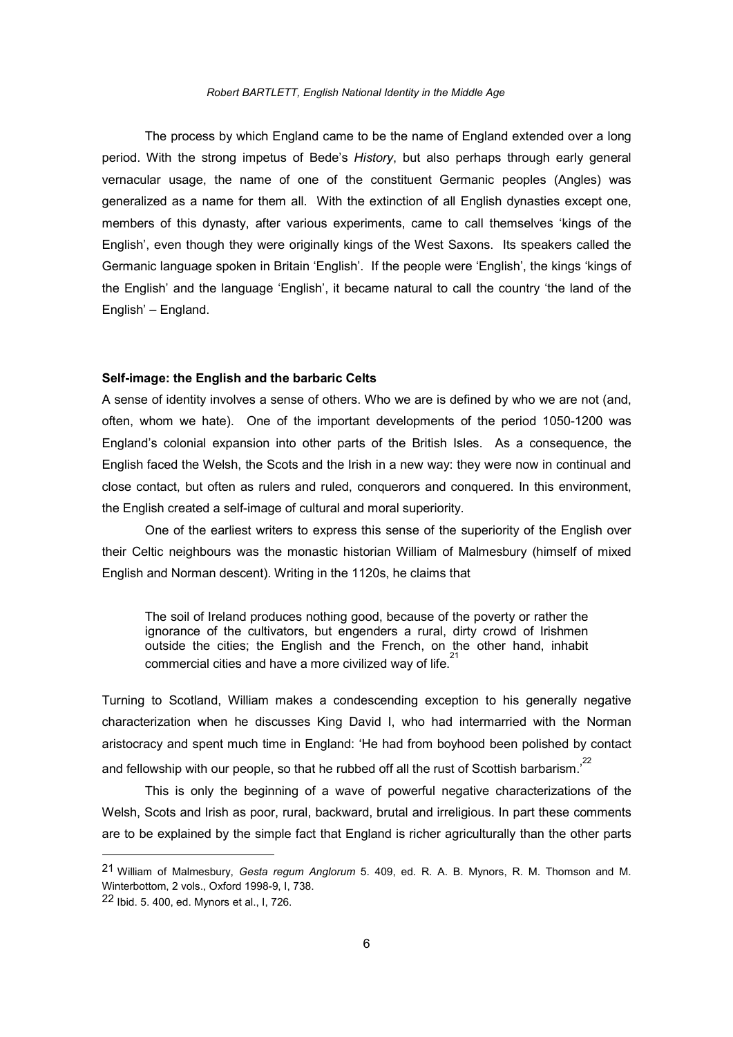The process by which England came to be the name of England extended over a long period. With the strong impetus of Bede's *History*, but also perhaps through early general vernacular usage, the name of one of the constituent Germanic peoples (Angles) was generalized as a name for them all. With the extinction of all English dynasties except one, members of this dynasty, after various experiments, came to call themselves 'kings of the English', even though they were originally kings of the West Saxons. Its speakers called the Germanic language spoken in Britain 'English'. If the people were 'English', the kings 'kings of the English' and the language 'English', it became natural to call the country 'the land of the English' – England.

**Self-image: the English and the barbaric Celts**

A sense of identity involves a sense of others. Who we are is defined by who we are not (and, often, whom we hate). One of the important developments of the period 1050-1200 was England's colonial expansion into other parts of the British Isles. As a consequence, the English faced the Welsh, the Scots and the Irish in a new way: they were now in continual and close contact, but often as rulers and ruled, conquerors and conquered. In this environment, the English created a self-image of cultural and moral superiority.

One of the earliest writers to express this sense of the superiority of the English over their Celtic neighbours was the monastic historian William of Malmesbury (himself of mixed English and Norman descent). Writing in the 1120s, he claims that

> The soil of Ireland produces nothing good, because of the poverty or rather the ignorance of the cultivators, but engenders a rural, dirty crowd of Irishmen outside the cities; the English and the French, on the other hand, inhabit commercial cities and have a more civilized way of life.[21]

Turning to Scotland, William makes a condescending exception to his generally negative characterization when he discusses King David I, who had intermarried with the Norman aristocracy and spent much time in England: 'He had from boyhood been polished by contact and fellowship with our people, so that he rubbed off all the rust of Scottish barbarism.'[22]

This is only the beginning of a wave of powerful negative characterizations of the Welsh, Scots and Irish as poor, rural, backward, brutal and irreligious. In part these comments are to be explained by the simple fact that England is richer agriculturally than the other parts

---

21 William of Malmesbury, *Gesta regum Anglorum* 5. 409, ed. R. A. B. Mynors, R. M. Thomson and M. Winterbottom, 2 vols., Oxford 1998-9, I, 738.

22 Ibid. 5. 400, ed. Mynors et al., I, 726.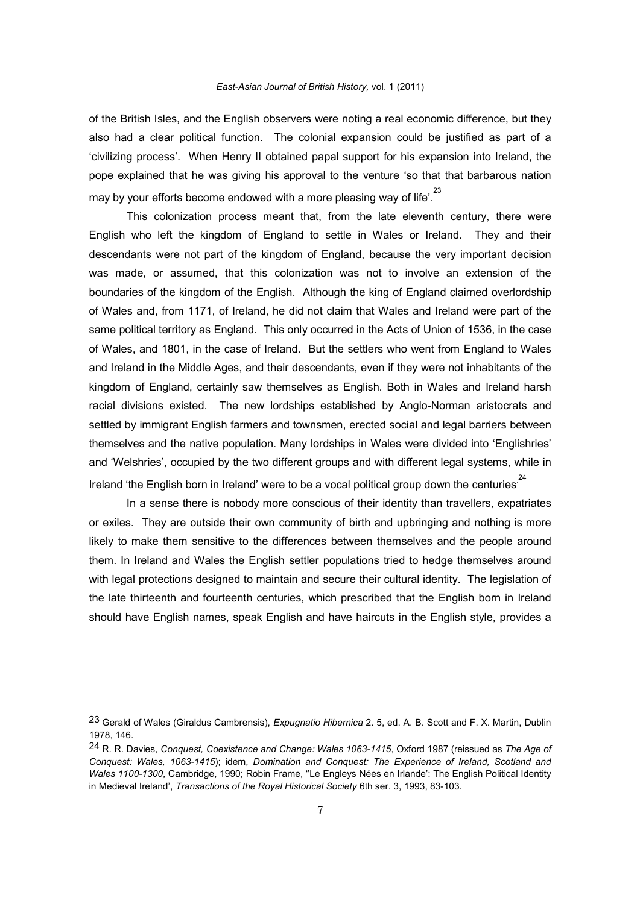of the British Isles, and the English observers were noting a real economic difference, but they also had a clear political function. The colonial expansion could be justified as part of a 'civilizing process'. When Henry II obtained papal support for his expansion into Ireland, the pope explained that he was giving his approval to the venture 'so that that barbarous nation may by your efforts become endowed with a more pleasing way of life'.[23]

This colonization process meant that, from the late eleventh century, there were English who left the kingdom of England to settle in Wales or Ireland. They and their descendants were not part of the kingdom of England, because the very important decision was made, or assumed, that this colonization was not to involve an extension of the boundaries of the kingdom of the English. Although the king of England claimed overlordship of Wales and, from 1171, of Ireland, he did not claim that Wales and Ireland were part of the same political territory as England. This only occurred in the Acts of Union of 1536, in the case of Wales, and 1801, in the case of Ireland. But the settlers who went from England to Wales and Ireland in the Middle Ages, and their descendants, even if they were not inhabitants of the kingdom of England, certainly saw themselves as English. Both in Wales and Ireland harsh racial divisions existed. The new lordships established by Anglo-Norman aristocrats and settled by immigrant English farmers and townsmen, erected social and legal barriers between themselves and the native population. Many lordships in Wales were divided into 'Englishries' and 'Welshries', occupied by the two different groups and with different legal systems, while in Ireland 'the English born in Ireland' were to be a vocal political group down the centuries.[24]

In a sense there is nobody more conscious of their identity than travellers, expatriates or exiles. They are outside their own community of birth and upbringing and nothing is more likely to make them sensitive to the differences between themselves and the people around them. In Ireland and Wales the English settler populations tried to hedge themselves around with legal protections designed to maintain and secure their cultural identity. The legislation of the late thirteenth and fourteenth centuries, which prescribed that the English born in Ireland should have English names, speak English and have haircuts in the English style, provides a

---

23 Gerald of Wales (Giraldus Cambrensis), *Expugnatio Hibernica* 2. 5, ed. A. B. Scott and F. X. Martin, Dublin 1978, 146.

24 R. R. Davies, *Conquest, Coexistence and Change: Wales 1063-1415*, Oxford 1987 (reissued as *The Age of Conquest: Wales, 1063-1415*); idem, *Domination and Conquest: The Experience of Ireland, Scotland and Wales 1100-1300*, Cambridge, 1990; Robin Frame, ''Le Engleys Nées en Irlande': The English Political Identity in Medieval Ireland', *Transactions of the Royal Historical Society* 6th ser. 3, 1993, 83-103.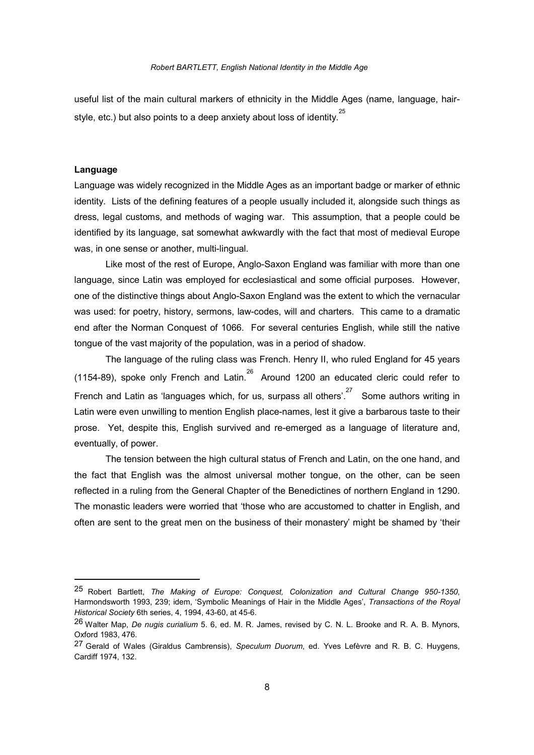useful list of the main cultural markers of ethnicity in the Middle Ages (name, language, hair-style, etc.) but also points to a deep anxiety about loss of identity.[25]

**Language**

Language was widely recognized in the Middle Ages as an important badge or marker of ethnic identity. Lists of the defining features of a people usually included it, alongside such things as dress, legal customs, and methods of waging war. This assumption, that a people could be identified by its language, sat somewhat awkwardly with the fact that most of medieval Europe was, in one sense or another, multi-lingual.

Like most of the rest of Europe, Anglo-Saxon England was familiar with more than one language, since Latin was employed for ecclesiastical and some official purposes. However, one of the distinctive things about Anglo-Saxon England was the extent to which the vernacular was used: for poetry, history, sermons, law-codes, will and charters. This came to a dramatic end after the Norman Conquest of 1066. For several centuries English, while still the native tongue of the vast majority of the population, was in a period of shadow.

The language of the ruling class was French. Henry II, who ruled England for 45 years (1154-89), spoke only French and Latin.[26] Around 1200 an educated cleric could refer to French and Latin as 'languages which, for us, surpass all others'.[27] Some authors writing in Latin were even unwilling to mention English place-names, lest it give a barbarous taste to their prose. Yet, despite this, English survived and re-emerged as a language of literature and, eventually, of power.

The tension between the high cultural status of French and Latin, on the one hand, and the fact that English was the almost universal mother tongue, on the other, can be seen reflected in a ruling from the General Chapter of the Benedictines of northern England in 1290. The monastic leaders were worried that 'those who are accustomed to chatter in English, and often are sent to the great men on the business of their monastery' might be shamed by 'their

---

[25] Robert Bartlett, *The Making of Europe: Conquest, Colonization and Cultural Change 950-1350*, Harmondsworth 1993, 239; idem, 'Symbolic Meanings of Hair in the Middle Ages', *Transactions of the Royal Historical Society* 6th series, 4, 1994, 43-60, at 45-6.

[26] Walter Map, *De nugis curialium* 5. 6, ed. M. R. James, revised by C. N. L. Brooke and R. A. B. Mynors, Oxford 1983, 476.

[27] Gerald of Wales (Giraldus Cambrensis), *Speculum Duorum*, ed. Yves Lefèvre and R. B. C. Huygens, Cardiff 1974, 132.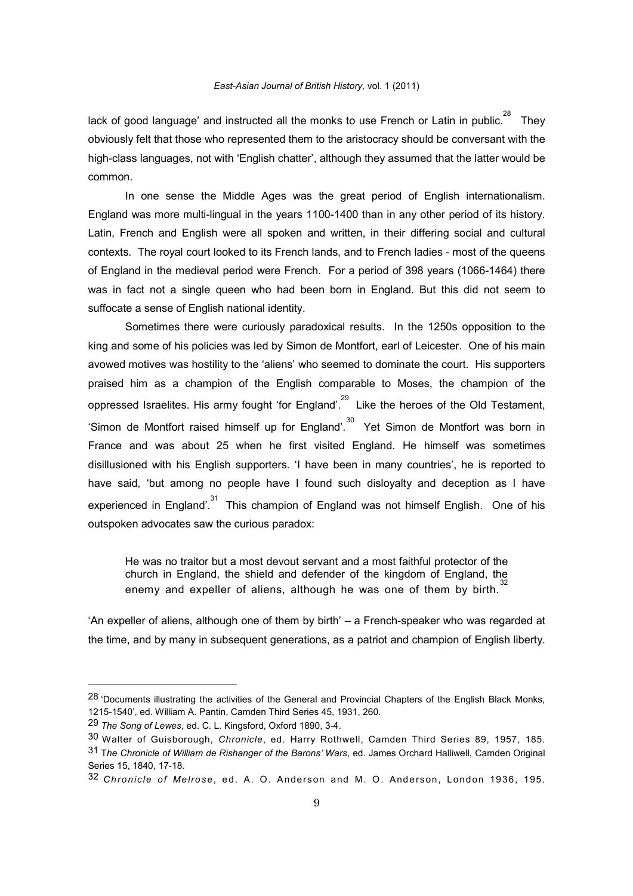lack of good language' and instructed all the monks to use French or Latin in public.[28] They obviously felt that those who represented them to the aristocracy should be conversant with the high-class languages, not with 'English chatter', although they assumed that the latter would be common.

In one sense the Middle Ages was the great period of English internationalism. England was more multi-lingual in the years 1100-1400 than in any other period of its history. Latin, French and English were all spoken and written, in their differing social and cultural contexts. The royal court looked to its French lands, and to French ladies - most of the queens of England in the medieval period were French. For a period of 398 years (1066-1464) there was in fact not a single queen who had been born in England. But this did not seem to suffocate a sense of English national identity.

Sometimes there were curiously paradoxical results. In the 1250s opposition to the king and some of his policies was led by Simon de Montfort, earl of Leicester. One of his main avowed motives was hostility to the 'aliens' who seemed to dominate the court. His supporters praised him as a champion of the English comparable to Moses, the champion of the oppressed Israelites. His army fought 'for England'.[29] Like the heroes of the Old Testament, 'Simon de Montfort raised himself up for England'.[30] Yet Simon de Montfort was born in France and was about 25 when he first visited England. He himself was sometimes disillusioned with his English supporters. 'I have been in many countries', he is reported to have said, 'but among no people have I found such disloyalty and deception as I have experienced in England'.[31] This champion of England was not himself English. One of his outspoken advocates saw the curious paradox:

> He was no traitor but a most devout servant and a most faithful protector of the church in England, the shield and defender of the kingdom of England, the enemy and expeller of aliens, although he was one of them by birth.[32]

'An expeller of aliens, although one of them by birth' – a French-speaker who was regarded at the time, and by many in subsequent generations, as a patriot and champion of English liberty.

---

28 'Documents illustrating the activities of the General and Provincial Chapters of the English Black Monks, 1215-1540', ed. William A. Pantin, Camden Third Series 45, 1931, 260.

29 *The Song of Lewes*, ed. C. L. Kingsford, Oxford 1890, 3-4.

30 Walter of Guisborough, *Chronicle*, ed. Harry Rothwell, Camden Third Series 89, 1957, 185.

31 T*he Chronicle of William de Rishanger of the Barons' Wars*, ed. James Orchard Halliwell, Camden Original Series 15, 1840, 17-18.

32 *Chronicle of Melrose*, ed. A. O. Anderson and M. O. Anderson, London 1936, 195.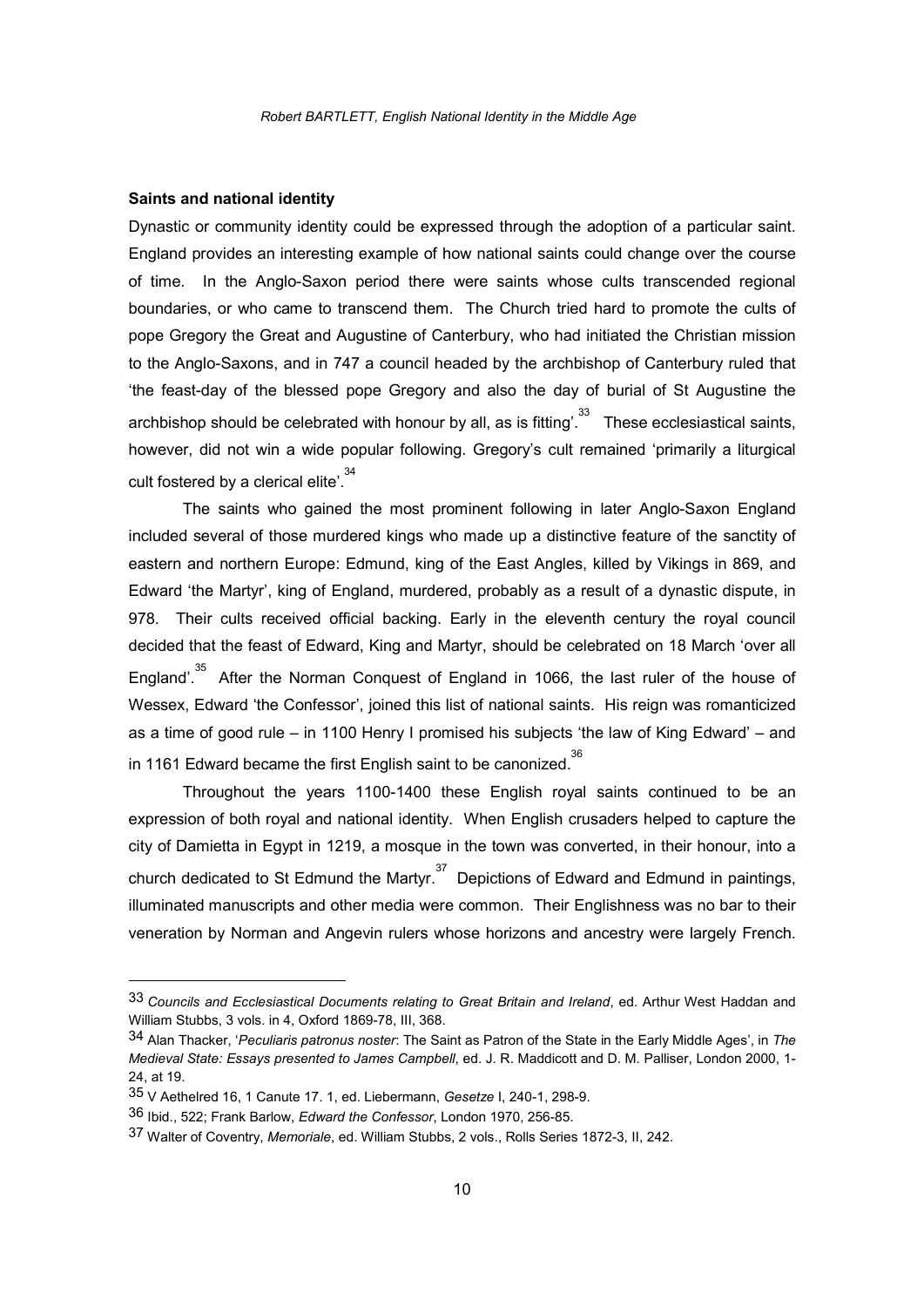### Saints and national identity

Dynastic or community identity could be expressed through the adoption of a particular saint. England provides an interesting example of how national saints could change over the course of time. In the Anglo-Saxon period there were saints whose cults transcended regional boundaries, or who came to transcend them. The Church tried hard to promote the cults of pope Gregory the Great and Augustine of Canterbury, who had initiated the Christian mission to the Anglo-Saxons, and in 747 a council headed by the archbishop of Canterbury ruled that 'the feast-day of the blessed pope Gregory and also the day of burial of St Augustine the archbishop should be celebrated with honour by all, as is fitting'.[33] These ecclesiastical saints, however, did not win a wide popular following. Gregory's cult remained 'primarily a liturgical cult fostered by a clerical elite'.[34]

The saints who gained the most prominent following in later Anglo-Saxon England included several of those murdered kings who made up a distinctive feature of the sanctity of eastern and northern Europe: Edmund, king of the East Angles, killed by Vikings in 869, and Edward 'the Martyr', king of England, murdered, probably as a result of a dynastic dispute, in 978. Their cults received official backing. Early in the eleventh century the royal council decided that the feast of Edward, King and Martyr, should be celebrated on 18 March 'over all England'.[35] After the Norman Conquest of England in 1066, the last ruler of the house of Wessex, Edward 'the Confessor', joined this list of national saints. His reign was romanticized as a time of good rule – in 1100 Henry I promised his subjects 'the law of King Edward' – and in 1161 Edward became the first English saint to be canonized.[36]

Throughout the years 1100-1400 these English royal saints continued to be an expression of both royal and national identity. When English crusaders helped to capture the city of Damietta in Egypt in 1219, a mosque in the town was converted, in their honour, into a church dedicated to St Edmund the Martyr.[37] Depictions of Edward and Edmund in paintings, illuminated manuscripts and other media were common. Their Englishness was no bar to their veneration by Norman and Angevin rulers whose horizons and ancestry were largely French.

---

33 *Councils and Ecclesiastical Documents relating to Great Britain and Ireland*, ed. Arthur West Haddan and William Stubbs, 3 vols. in 4, Oxford 1869-78, III, 368.

34 Alan Thacker, '*Peculiaris patronus noster*: The Saint as Patron of the State in the Early Middle Ages', in *The Medieval State: Essays presented to James Campbell*, ed. J. R. Maddicott and D. M. Palliser, London 2000, 1-24, at 19.

35 V Aethelred 16, 1 Canute 17. 1, ed. Liebermann, *Gesetze* I, 240-1, 298-9.

36 Ibid., 522; Frank Barlow, *Edward the Confessor*, London 1970, 256-85.

37 Walter of Coventry, *Memoriale*, ed. William Stubbs, 2 vols., Rolls Series 1872-3, II, 242.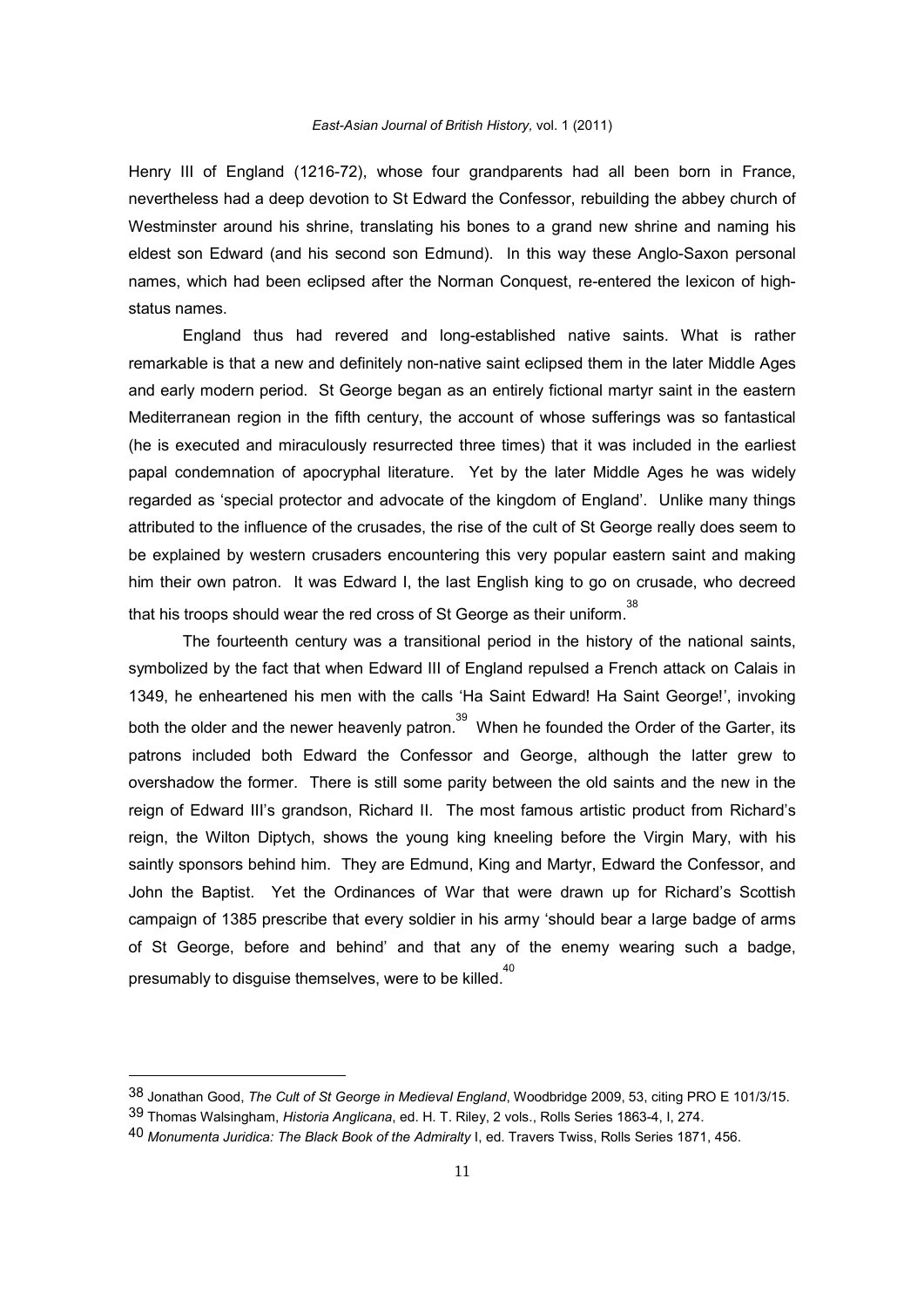Henry III of England (1216-72), whose four grandparents had all been born in France, nevertheless had a deep devotion to St Edward the Confessor, rebuilding the abbey church of Westminster around his shrine, translating his bones to a grand new shrine and naming his eldest son Edward (and his second son Edmund). In this way these Anglo-Saxon personal names, which had been eclipsed after the Norman Conquest, re-entered the lexicon of high-status names.

England thus had revered and long-established native saints. What is rather remarkable is that a new and definitely non-native saint eclipsed them in the later Middle Ages and early modern period. St George began as an entirely fictional martyr saint in the eastern Mediterranean region in the fifth century, the account of whose sufferings was so fantastical (he is executed and miraculously resurrected three times) that it was included in the earliest papal condemnation of apocryphal literature. Yet by the later Middle Ages he was widely regarded as 'special protector and advocate of the kingdom of England'. Unlike many things attributed to the influence of the crusades, the rise of the cult of St George really does seem to be explained by western crusaders encountering this very popular eastern saint and making him their own patron. It was Edward I, the last English king to go on crusade, who decreed that his troops should wear the red cross of St George as their uniform.[38]

The fourteenth century was a transitional period in the history of the national saints, symbolized by the fact that when Edward III of England repulsed a French attack on Calais in 1349, he enheartened his men with the calls 'Ha Saint Edward! Ha Saint George!', invoking both the older and the newer heavenly patron.[39] When he founded the Order of the Garter, its patrons included both Edward the Confessor and George, although the latter grew to overshadow the former. There is still some parity between the old saints and the new in the reign of Edward III's grandson, Richard II. The most famous artistic product from Richard's reign, the Wilton Diptych, shows the young king kneeling before the Virgin Mary, with his saintly sponsors behind him. They are Edmund, King and Martyr, Edward the Confessor, and John the Baptist. Yet the Ordinances of War that were drawn up for Richard's Scottish campaign of 1385 prescribe that every soldier in his army 'should bear a large badge of arms of St George, before and behind' and that any of the enemy wearing such a badge, presumably to disguise themselves, were to be killed.[40]

---

[38] Jonathan Good, *The Cult of St George in Medieval England*, Woodbridge 2009, 53, citing PRO E 101/3/15.

[39] Thomas Walsingham, *Historia Anglicana*, ed. H. T. Riley, 2 vols., Rolls Series 1863-4, I, 274.

[40] *Monumenta Juridica: The Black Book of the Admiralty* I, ed. Travers Twiss, Rolls Series 1871, 456.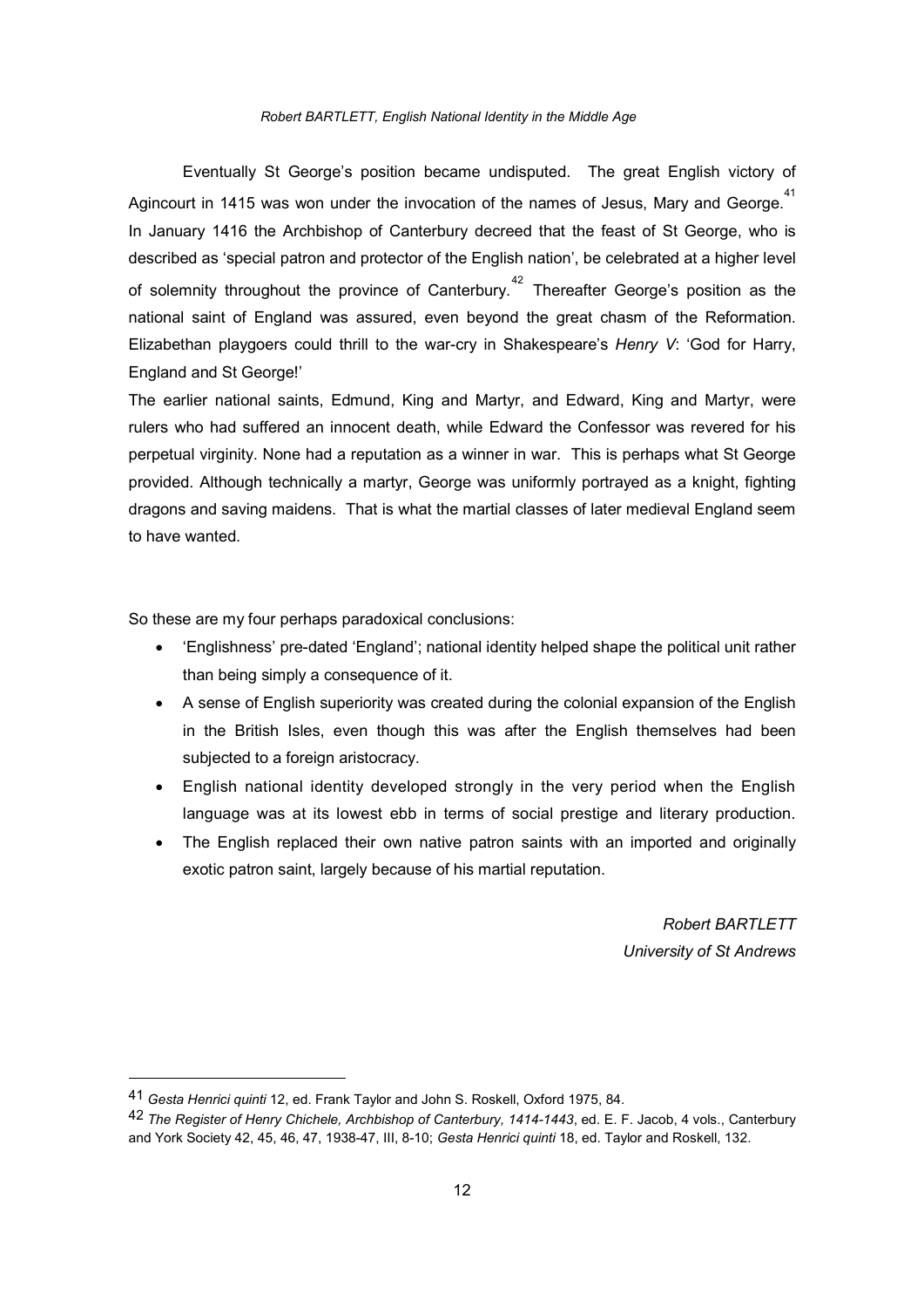Eventually St George's position became undisputed. The great English victory of Agincourt in 1415 was won under the invocation of the names of Jesus, Mary and George.[41] In January 1416 the Archbishop of Canterbury decreed that the feast of St George, who is described as 'special patron and protector of the English nation', be celebrated at a higher level of solemnity throughout the province of Canterbury.[42] Thereafter George's position as the national saint of England was assured, even beyond the great chasm of the Reformation. Elizabethan playgoers could thrill to the war-cry in Shakespeare's *Henry V*: 'God for Harry, England and St George!'

The earlier national saints, Edmund, King and Martyr, and Edward, King and Martyr, were rulers who had suffered an innocent death, while Edward the Confessor was revered for his perpetual virginity. None had a reputation as a winner in war. This is perhaps what St George provided. Although technically a martyr, George was uniformly portrayed as a knight, fighting dragons and saving maidens. That is what the martial classes of later medieval England seem to have wanted.

So these are my four perhaps paradoxical conclusions:

- 'Englishness' pre-dated 'England'; national identity helped shape the political unit rather than being simply a consequence of it.
- A sense of English superiority was created during the colonial expansion of the English in the British Isles, even though this was after the English themselves had been subjected to a foreign aristocracy.
- English national identity developed strongly in the very period when the English language was at its lowest ebb in terms of social prestige and literary production.
- The English replaced their own native patron saints with an imported and originally exotic patron saint, largely because of his martial reputation.

*Robert BARTLETT*
*University of St Andrews*

---

41 *Gesta Henrici quinti* 12, ed. Frank Taylor and John S. Roskell, Oxford 1975, 84.

42 *The Register of Henry Chichele, Archbishop of Canterbury, 1414-1443*, ed. E. F. Jacob, 4 vols., Canterbury and York Society 42, 45, 46, 47, 1938-47, III, 8-10; *Gesta Henrici quinti* 18, ed. Taylor and Roskell, 132.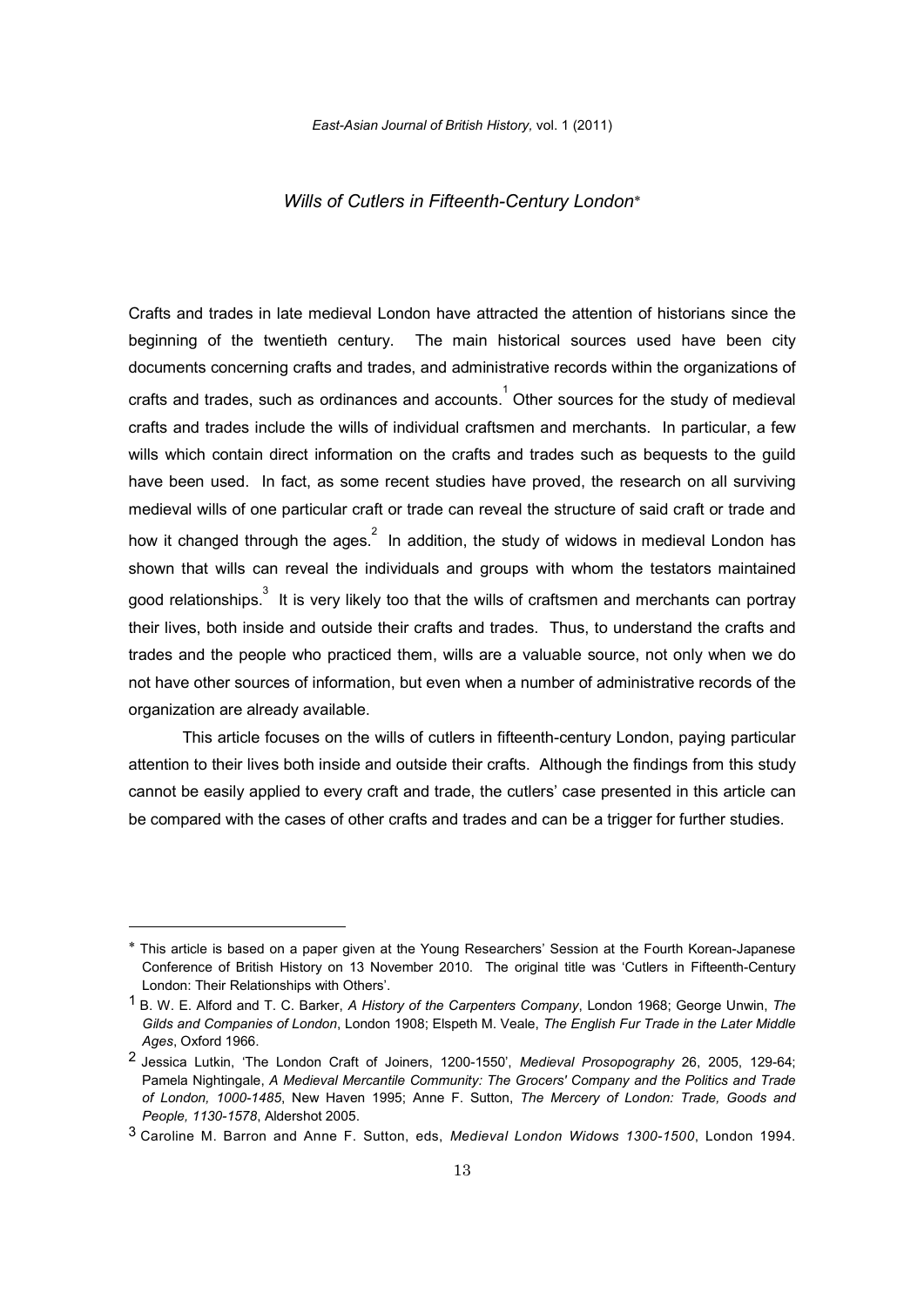*Wills of Cutlers in Fifteenth-Century London*[*]

Crafts and trades in late medieval London have attracted the attention of historians since the beginning of the twentieth century. The main historical sources used have been city documents concerning crafts and trades, and administrative records within the organizations of crafts and trades, such as ordinances and accounts.[1] Other sources for the study of medieval crafts and trades include the wills of individual craftsmen and merchants. In particular, a few wills which contain direct information on the crafts and trades such as bequests to the guild have been used. In fact, as some recent studies have proved, the research on all surviving medieval wills of one particular craft or trade can reveal the structure of said craft or trade and how it changed through the ages.[2] In addition, the study of widows in medieval London has shown that wills can reveal the individuals and groups with whom the testators maintained good relationships.[3] It is very likely too that the wills of craftsmen and merchants can portray their lives, both inside and outside their crafts and trades. Thus, to understand the crafts and trades and the people who practiced them, wills are a valuable source, not only when we do not have other sources of information, but even when a number of administrative records of the organization are already available.

This article focuses on the wills of cutlers in fifteenth-century London, paying particular attention to their lives both inside and outside their crafts. Although the findings from this study cannot be easily applied to every craft and trade, the cutlers' case presented in this article can be compared with the cases of other crafts and trades and can be a trigger for further studies.

---

[*] This article is based on a paper given at the Young Researchers' Session at the Fourth Korean-Japanese Conference of British History on 13 November 2010. The original title was 'Cutlers in Fifteenth-Century London: Their Relationships with Others'.

[1] B. W. E. Alford and T. C. Barker, *A History of the Carpenters Company*, London 1968; George Unwin, *The Gilds and Companies of London*, London 1908; Elspeth M. Veale, *The English Fur Trade in the Later Middle Ages*, Oxford 1966.

[2] Jessica Lutkin, 'The London Craft of Joiners, 1200-1550', *Medieval Prosopography* 26, 2005, 129-64; Pamela Nightingale, *A Medieval Mercantile Community: The Grocers' Company and the Politics and Trade of London, 1000-1485*, New Haven 1995; Anne F. Sutton, *The Mercery of London: Trade, Goods and People, 1130-1578*, Aldershot 2005.

[3] Caroline M. Barron and Anne F. Sutton, eds, *Medieval London Widows 1300-1500*, London 1994.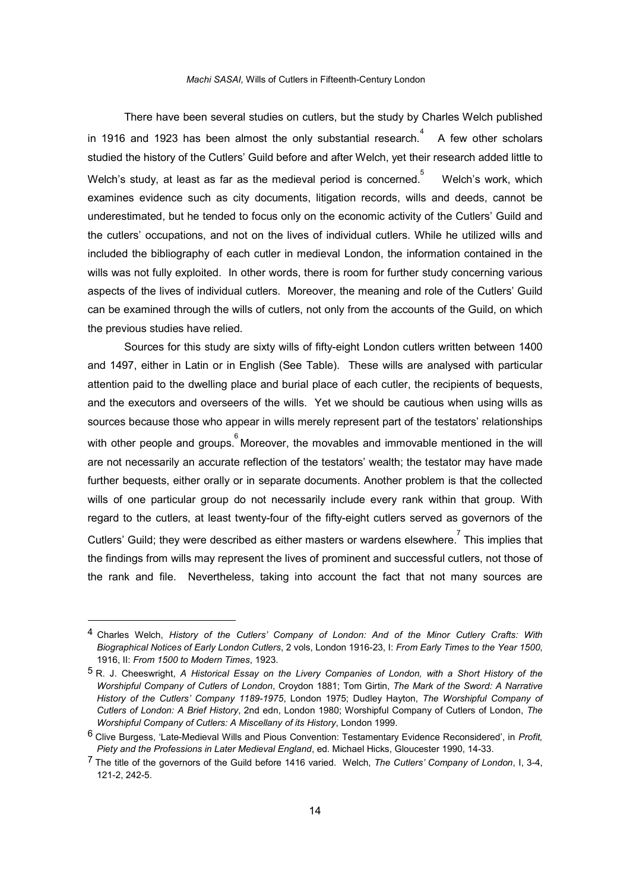There have been several studies on cutlers, but the study by Charles Welch published in 1916 and 1923 has been almost the only substantial research.[4] A few other scholars studied the history of the Cutlers' Guild before and after Welch, yet their research added little to Welch's study, at least as far as the medieval period is concerned.[5] Welch's work, which examines evidence such as city documents, litigation records, wills and deeds, cannot be underestimated, but he tended to focus only on the economic activity of the Cutlers' Guild and the cutlers' occupations, and not on the lives of individual cutlers. While he utilized wills and included the bibliography of each cutler in medieval London, the information contained in the wills was not fully exploited. In other words, there is room for further study concerning various aspects of the lives of individual cutlers. Moreover, the meaning and role of the Cutlers' Guild can be examined through the wills of cutlers, not only from the accounts of the Guild, on which the previous studies have relied.

Sources for this study are sixty wills of fifty-eight London cutlers written between 1400 and 1497, either in Latin or in English (See Table). These wills are analysed with particular attention paid to the dwelling place and burial place of each cutler, the recipients of bequests, and the executors and overseers of the wills. Yet we should be cautious when using wills as sources because those who appear in wills merely represent part of the testators' relationships with other people and groups.[6] Moreover, the movables and immovable mentioned in the will are not necessarily an accurate reflection of the testators' wealth; the testator may have made further bequests, either orally or in separate documents. Another problem is that the collected wills of one particular group do not necessarily include every rank within that group. With regard to the cutlers, at least twenty-four of the fifty-eight cutlers served as governors of the Cutlers' Guild; they were described as either masters or wardens elsewhere.[7] This implies that the findings from wills may represent the lives of prominent and successful cutlers, not those of the rank and file. Nevertheless, taking into account the fact that not many sources are

---

4 Charles Welch, *History of the Cutlers' Company of London: And of the Minor Cutlery Crafts: With Biographical Notices of Early London Cutlers*, 2 vols, London 1916-23, I: *From Early Times to the Year 1500*, 1916, II: *From 1500 to Modern Times*, 1923.

5 R. J. Cheeswright, *A Historical Essay on the Livery Companies of London, with a Short History of the Worshipful Company of Cutlers of London*, Croydon 1881; Tom Girtin, *The Mark of the Sword: A Narrative History of the Cutlers' Company 1189-1975*, London 1975; Dudley Hayton, *The Worshipful Company of Cutlers of London: A Brief History*, 2nd edn, London 1980; Worshipful Company of Cutlers of London, *The Worshipful Company of Cutlers: A Miscellany of its History*, London 1999.

6 Clive Burgess, 'Late-Medieval Wills and Pious Convention: Testamentary Evidence Reconsidered', in *Profit, Piety and the Professions in Later Medieval England*, ed. Michael Hicks, Gloucester 1990, 14-33.

7 The title of the governors of the Guild before 1416 varied. Welch, *The Cutlers' Company of London*, I, 3-4, 121-2, 242-5.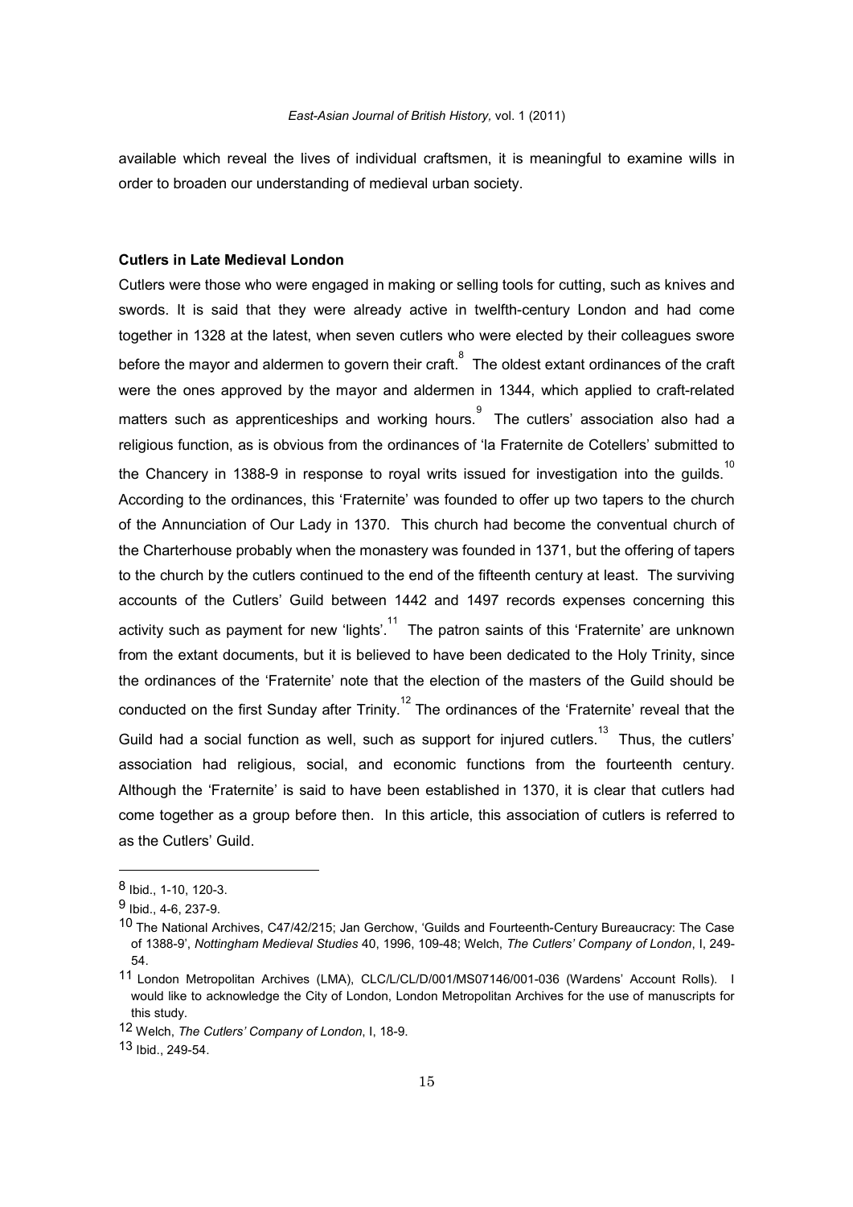available which reveal the lives of individual craftsmen, it is meaningful to examine wills in order to broaden our understanding of medieval urban society.

### Cutlers in Late Medieval London

Cutlers were those who were engaged in making or selling tools for cutting, such as knives and swords. It is said that they were already active in twelfth-century London and had come together in 1328 at the latest, when seven cutlers who were elected by their colleagues swore before the mayor and aldermen to govern their craft.[8] The oldest extant ordinances of the craft were the ones approved by the mayor and aldermen in 1344, which applied to craft-related matters such as apprenticeships and working hours.[9] The cutlers' association also had a religious function, as is obvious from the ordinances of 'la Fraternite de Cotellers' submitted to the Chancery in 1388-9 in response to royal writs issued for investigation into the guilds.[10] According to the ordinances, this 'Fraternite' was founded to offer up two tapers to the church of the Annunciation of Our Lady in 1370. This church had become the conventual church of the Charterhouse probably when the monastery was founded in 1371, but the offering of tapers to the church by the cutlers continued to the end of the fifteenth century at least. The surviving accounts of the Cutlers' Guild between 1442 and 1497 records expenses concerning this activity such as payment for new 'lights'.[11] The patron saints of this 'Fraternite' are unknown from the extant documents, but it is believed to have been dedicated to the Holy Trinity, since the ordinances of the 'Fraternite' note that the election of the masters of the Guild should be conducted on the first Sunday after Trinity.[12] The ordinances of the 'Fraternite' reveal that the Guild had a social function as well, such as support for injured cutlers.[13] Thus, the cutlers' association had religious, social, and economic functions from the fourteenth century. Although the 'Fraternite' is said to have been established in 1370, it is clear that cutlers had come together as a group before then. In this article, this association of cutlers is referred to as the Cutlers' Guild.

---

8 Ibid., 1-10, 120-3.

9 Ibid., 4-6, 237-9.

10 The National Archives, C47/42/215; Jan Gerchow, 'Guilds and Fourteenth-Century Bureaucracy: The Case of 1388-9', *Nottingham Medieval Studies* 40, 1996, 109-48; Welch, *The Cutlers' Company of London*, I, 249-54.

11 London Metropolitan Archives (LMA), CLC/L/CL/D/001/MS07146/001-036 (Wardens' Account Rolls). I would like to acknowledge the City of London, London Metropolitan Archives for the use of manuscripts for this study.

12 Welch, *The Cutlers' Company of London*, I, 18-9.

13 Ibid., 249-54.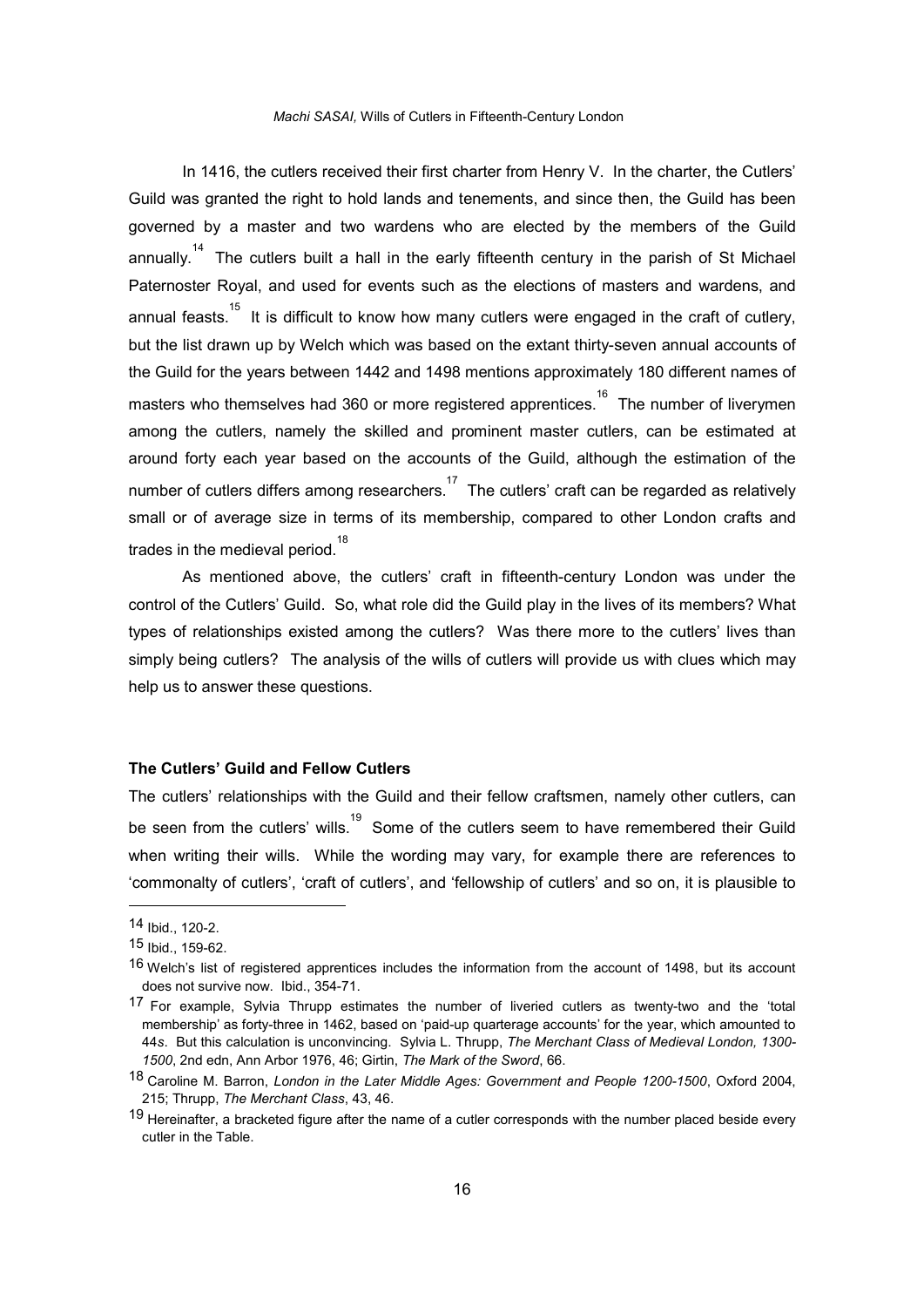In 1416, the cutlers received their first charter from Henry V. In the charter, the Cutlers' Guild was granted the right to hold lands and tenements, and since then, the Guild has been governed by a master and two wardens who are elected by the members of the Guild annually.[14] The cutlers built a hall in the early fifteenth century in the parish of St Michael Paternoster Royal, and used for events such as the elections of masters and wardens, and annual feasts.[15] It is difficult to know how many cutlers were engaged in the craft of cutlery, but the list drawn up by Welch which was based on the extant thirty-seven annual accounts of the Guild for the years between 1442 and 1498 mentions approximately 180 different names of masters who themselves had 360 or more registered apprentices.[16] The number of liverymen among the cutlers, namely the skilled and prominent master cutlers, can be estimated at around forty each year based on the accounts of the Guild, although the estimation of the number of cutlers differs among researchers.[17] The cutlers' craft can be regarded as relatively small or of average size in terms of its membership, compared to other London crafts and trades in the medieval period.[18]

As mentioned above, the cutlers' craft in fifteenth-century London was under the control of the Cutlers' Guild. So, what role did the Guild play in the lives of its members? What types of relationships existed among the cutlers? Was there more to the cutlers' lives than simply being cutlers? The analysis of the wills of cutlers will provide us with clues which may help us to answer these questions.

### The Cutlers' Guild and Fellow Cutlers

The cutlers' relationships with the Guild and their fellow craftsmen, namely other cutlers, can be seen from the cutlers' wills.[19] Some of the cutlers seem to have remembered their Guild when writing their wills. While the wording may vary, for example there are references to 'commonalty of cutlers', 'craft of cutlers', and 'fellowship of cutlers' and so on, it is plausible to

---

14 Ibid., 120-2.

15 Ibid., 159-62.

16 Welch's list of registered apprentices includes the information from the account of 1498, but its account does not survive now. Ibid., 354-71.

17 For example, Sylvia Thrupp estimates the number of liveried cutlers as twenty-two and the 'total membership' as forty-three in 1462, based on 'paid-up quarterage accounts' for the year, which amounted to 44*s*. But this calculation is unconvincing. Sylvia L. Thrupp, *The Merchant Class of Medieval London, 1300-1500*, 2nd edn, Ann Arbor 1976, 46; Girtin, *The Mark of the Sword*, 66.

18 Caroline M. Barron, *London in the Later Middle Ages: Government and People 1200-1500*, Oxford 2004, 215; Thrupp, *The Merchant Class*, 43, 46.

19 Hereinafter, a bracketed figure after the name of a cutler corresponds with the number placed beside every cutler in the Table.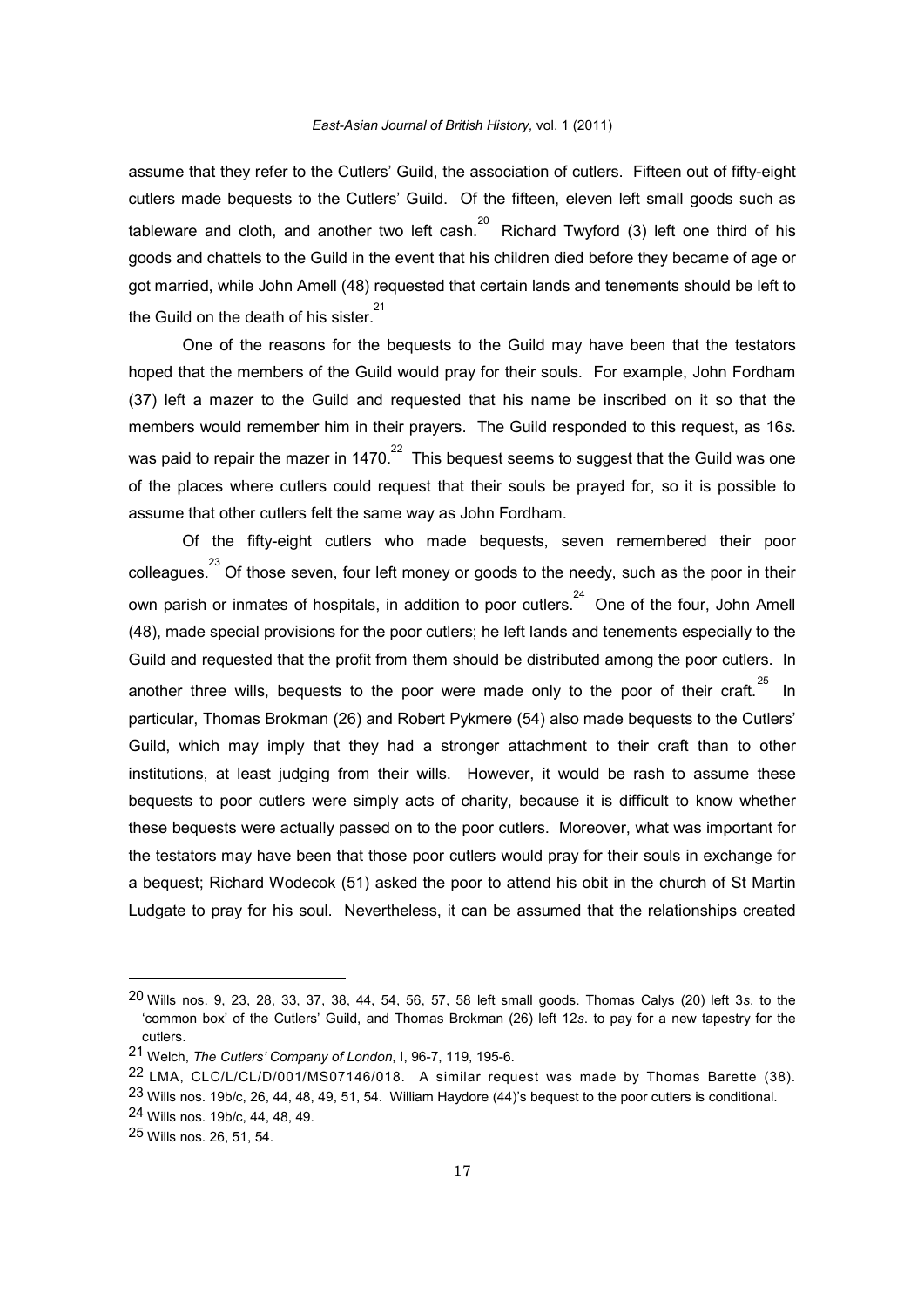assume that they refer to the Cutlers' Guild, the association of cutlers. Fifteen out of fifty-eight cutlers made bequests to the Cutlers' Guild. Of the fifteen, eleven left small goods such as tableware and cloth, and another two left cash.[20] Richard Twyford (3) left one third of his goods and chattels to the Guild in the event that his children died before they became of age or got married, while John Amell (48) requested that certain lands and tenements should be left to the Guild on the death of his sister.[21]

One of the reasons for the bequests to the Guild may have been that the testators hoped that the members of the Guild would pray for their souls. For example, John Fordham (37) left a mazer to the Guild and requested that his name be inscribed on it so that the members would remember him in their prayers. The Guild responded to this request, as 16*s*. was paid to repair the mazer in 1470.[22] This bequest seems to suggest that the Guild was one of the places where cutlers could request that their souls be prayed for, so it is possible to assume that other cutlers felt the same way as John Fordham.

Of the fifty-eight cutlers who made bequests, seven remembered their poor colleagues.[23] Of those seven, four left money or goods to the needy, such as the poor in their own parish or inmates of hospitals, in addition to poor cutlers.[24] One of the four, John Amell (48), made special provisions for the poor cutlers; he left lands and tenements especially to the Guild and requested that the profit from them should be distributed among the poor cutlers. In another three wills, bequests to the poor were made only to the poor of their craft.[25] In particular, Thomas Brokman (26) and Robert Pykmere (54) also made bequests to the Cutlers' Guild, which may imply that they had a stronger attachment to their craft than to other institutions, at least judging from their wills. However, it would be rash to assume these bequests to poor cutlers were simply acts of charity, because it is difficult to know whether these bequests were actually passed on to the poor cutlers. Moreover, what was important for the testators may have been that those poor cutlers would pray for their souls in exchange for a bequest; Richard Wodecok (51) asked the poor to attend his obit in the church of St Martin Ludgate to pray for his soul. Nevertheless, it can be assumed that the relationships created

---

20 Wills nos. 9, 23, 28, 33, 37, 38, 44, 54, 56, 57, 58 left small goods. Thomas Calys (20) left 3*s*. to the 'common box' of the Cutlers' Guild, and Thomas Brokman (26) left 12*s*. to pay for a new tapestry for the cutlers.

21 Welch, *The Cutlers' Company of London*, I, 96-7, 119, 195-6.

22 LMA, CLC/L/CL/D/001/MS07146/018. A similar request was made by Thomas Barette (38).

23 Wills nos. 19b/c, 26, 44, 48, 49, 51, 54. William Haydore (44)'s bequest to the poor cutlers is conditional.

24 Wills nos. 19b/c, 44, 48, 49.

25 Wills nos. 26, 51, 54.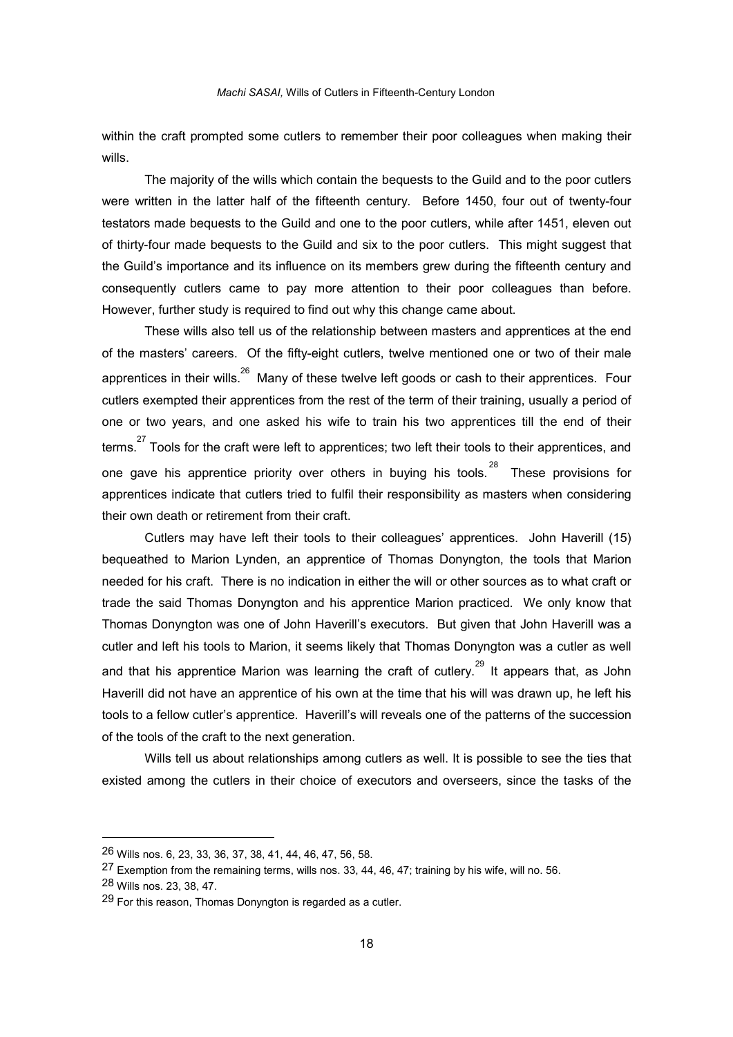within the craft prompted some cutlers to remember their poor colleagues when making their wills.

The majority of the wills which contain the bequests to the Guild and to the poor cutlers were written in the latter half of the fifteenth century. Before 1450, four out of twenty-four testators made bequests to the Guild and one to the poor cutlers, while after 1451, eleven out of thirty-four made bequests to the Guild and six to the poor cutlers. This might suggest that the Guild's importance and its influence on its members grew during the fifteenth century and consequently cutlers came to pay more attention to their poor colleagues than before. However, further study is required to find out why this change came about.

These wills also tell us of the relationship between masters and apprentices at the end of the masters' careers. Of the fifty-eight cutlers, twelve mentioned one or two of their male apprentices in their wills.[26] Many of these twelve left goods or cash to their apprentices. Four cutlers exempted their apprentices from the rest of the term of their training, usually a period of one or two years, and one asked his wife to train his two apprentices till the end of their terms.[27] Tools for the craft were left to apprentices; two left their tools to their apprentices, and one gave his apprentice priority over others in buying his tools.[28] These provisions for apprentices indicate that cutlers tried to fulfil their responsibility as masters when considering their own death or retirement from their craft.

Cutlers may have left their tools to their colleagues' apprentices. John Haverill (15) bequeathed to Marion Lynden, an apprentice of Thomas Donyngton, the tools that Marion needed for his craft. There is no indication in either the will or other sources as to what craft or trade the said Thomas Donyngton and his apprentice Marion practiced. We only know that Thomas Donyngton was one of John Haverill's executors. But given that John Haverill was a cutler and left his tools to Marion, it seems likely that Thomas Donyngton was a cutler as well and that his apprentice Marion was learning the craft of cutlery.[29] It appears that, as John Haverill did not have an apprentice of his own at the time that his will was drawn up, he left his tools to a fellow cutler's apprentice. Haverill's will reveals one of the patterns of the succession of the tools of the craft to the next generation.

Wills tell us about relationships among cutlers as well. It is possible to see the ties that existed among the cutlers in their choice of executors and overseers, since the tasks of the

---

26 Wills nos. 6, 23, 33, 36, 37, 38, 41, 44, 46, 47, 56, 58.

27 Exemption from the remaining terms, wills nos. 33, 44, 46, 47; training by his wife, will no. 56.

28 Wills nos. 23, 38, 47.

29 For this reason, Thomas Donyngton is regarded as a cutler.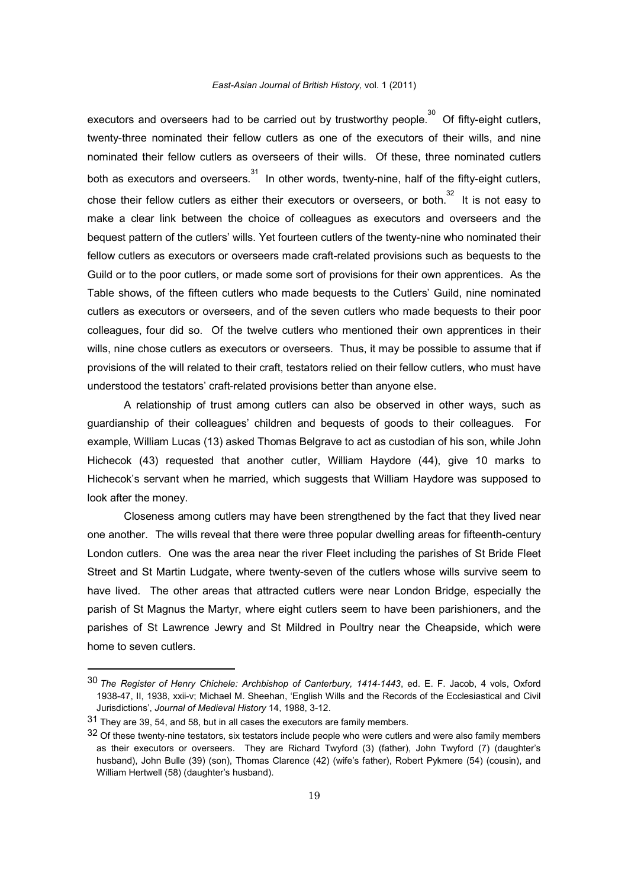executors and overseers had to be carried out by trustworthy people.[30] Of fifty-eight cutlers, twenty-three nominated their fellow cutlers as one of the executors of their wills, and nine nominated their fellow cutlers as overseers of their wills. Of these, three nominated cutlers both as executors and overseers.[31] In other words, twenty-nine, half of the fifty-eight cutlers, chose their fellow cutlers as either their executors or overseers, or both.[32] It is not easy to make a clear link between the choice of colleagues as executors and overseers and the bequest pattern of the cutlers' wills. Yet fourteen cutlers of the twenty-nine who nominated their fellow cutlers as executors or overseers made craft-related provisions such as bequests to the Guild or to the poor cutlers, or made some sort of provisions for their own apprentices. As the Table shows, of the fifteen cutlers who made bequests to the Cutlers' Guild, nine nominated cutlers as executors or overseers, and of the seven cutlers who made bequests to their poor colleagues, four did so. Of the twelve cutlers who mentioned their own apprentices in their wills, nine chose cutlers as executors or overseers. Thus, it may be possible to assume that if provisions of the will related to their craft, testators relied on their fellow cutlers, who must have understood the testators' craft-related provisions better than anyone else.

A relationship of trust among cutlers can also be observed in other ways, such as guardianship of their colleagues' children and bequests of goods to their colleagues. For example, William Lucas (13) asked Thomas Belgrave to act as custodian of his son, while John Hichecok (43) requested that another cutler, William Haydore (44), give 10 marks to Hichecok's servant when he married, which suggests that William Haydore was supposed to look after the money.

Closeness among cutlers may have been strengthened by the fact that they lived near one another. The wills reveal that there were three popular dwelling areas for fifteenth-century London cutlers. One was the area near the river Fleet including the parishes of St Bride Fleet Street and St Martin Ludgate, where twenty-seven of the cutlers whose wills survive seem to have lived. The other areas that attracted cutlers were near London Bridge, especially the parish of St Magnus the Martyr, where eight cutlers seem to have been parishioners, and the parishes of St Lawrence Jewry and St Mildred in Poultry near the Cheapside, which were home to seven cutlers.

---

[30] *The Register of Henry Chichele: Archbishop of Canterbury, 1414-1443*, ed. E. F. Jacob, 4 vols, Oxford 1938-47, II, 1938, xxii-v; Michael M. Sheehan, 'English Wills and the Records of the Ecclesiastical and Civil Jurisdictions', *Journal of Medieval History* 14, 1988, 3-12.

[31] They are 39, 54, and 58, but in all cases the executors are family members.

[32] Of these twenty-nine testators, six testators include people who were cutlers and were also family members as their executors or overseers. They are Richard Twyford (3) (father), John Twyford (7) (daughter's husband), John Bulle (39) (son), Thomas Clarence (42) (wife's father), Robert Pykmere (54) (cousin), and William Hertwell (58) (daughter's husband).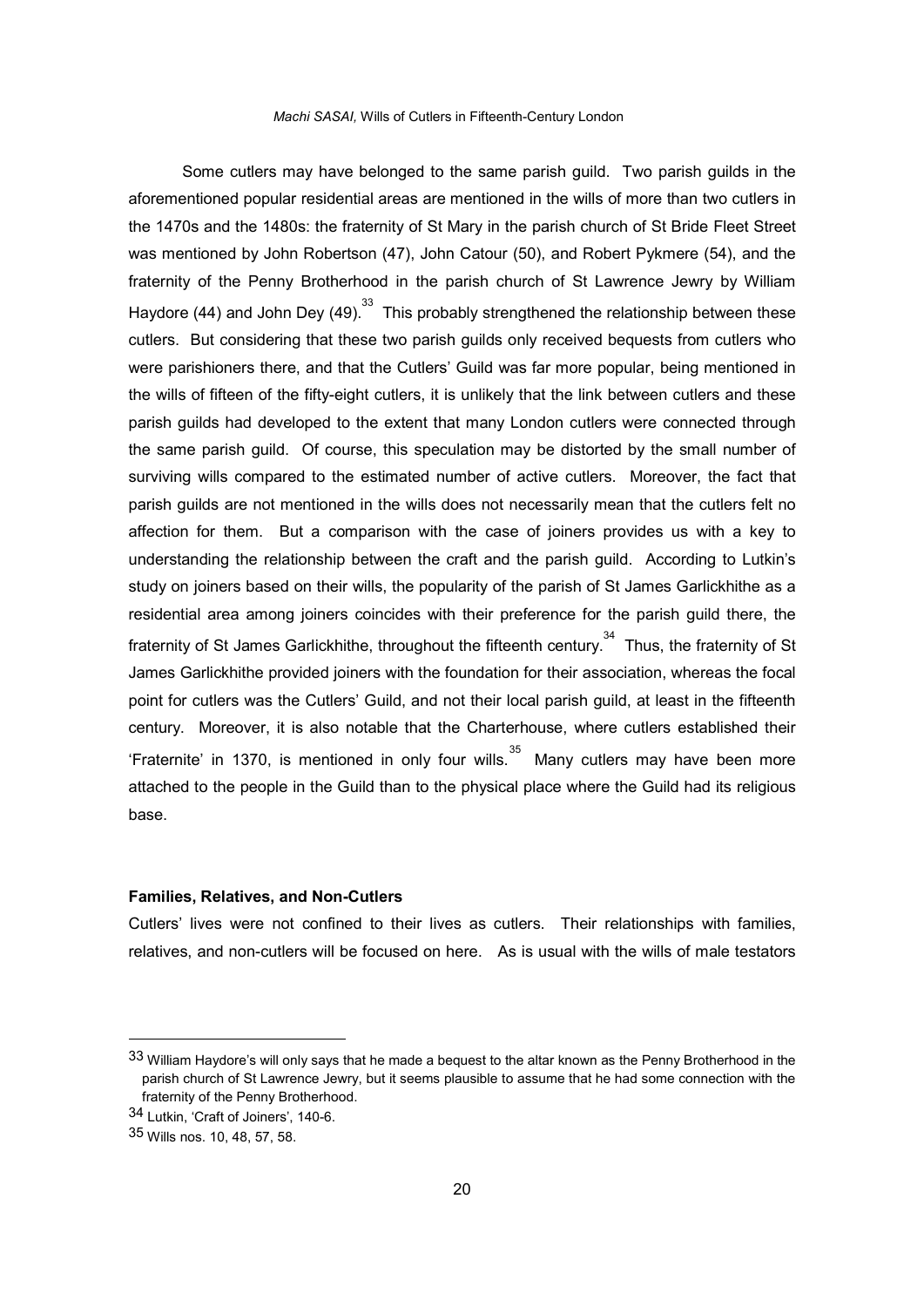Some cutlers may have belonged to the same parish guild. Two parish guilds in the aforementioned popular residential areas are mentioned in the wills of more than two cutlers in the 1470s and the 1480s: the fraternity of St Mary in the parish church of St Bride Fleet Street was mentioned by John Robertson (47), John Catour (50), and Robert Pykmere (54), and the fraternity of the Penny Brotherhood in the parish church of St Lawrence Jewry by William Haydore (44) and John Dey (49).[33] This probably strengthened the relationship between these cutlers. But considering that these two parish guilds only received bequests from cutlers who were parishioners there, and that the Cutlers' Guild was far more popular, being mentioned in the wills of fifteen of the fifty-eight cutlers, it is unlikely that the link between cutlers and these parish guilds had developed to the extent that many London cutlers were connected through the same parish guild. Of course, this speculation may be distorted by the small number of surviving wills compared to the estimated number of active cutlers. Moreover, the fact that parish guilds are not mentioned in the wills does not necessarily mean that the cutlers felt no affection for them. But a comparison with the case of joiners provides us with a key to understanding the relationship between the craft and the parish guild. According to Lutkin's study on joiners based on their wills, the popularity of the parish of St James Garlickhithe as a residential area among joiners coincides with their preference for the parish guild there, the fraternity of St James Garlickhithe, throughout the fifteenth century.[34] Thus, the fraternity of St James Garlickhithe provided joiners with the foundation for their association, whereas the focal point for cutlers was the Cutlers' Guild, and not their local parish guild, at least in the fifteenth century. Moreover, it is also notable that the Charterhouse, where cutlers established their 'Fraternite' in 1370, is mentioned in only four wills.[35] Many cutlers may have been more attached to the people in the Guild than to the physical place where the Guild had its religious base.

### Families, Relatives, and Non-Cutlers

Cutlers' lives were not confined to their lives as cutlers. Their relationships with families, relatives, and non-cutlers will be focused on here. As is usual with the wills of male testators

---

[33] William Haydore's will only says that he made a bequest to the altar known as the Penny Brotherhood in the parish church of St Lawrence Jewry, but it seems plausible to assume that he had some connection with the fraternity of the Penny Brotherhood.

[34] Lutkin, 'Craft of Joiners', 140-6.

[35] Wills nos. 10, 48, 57, 58.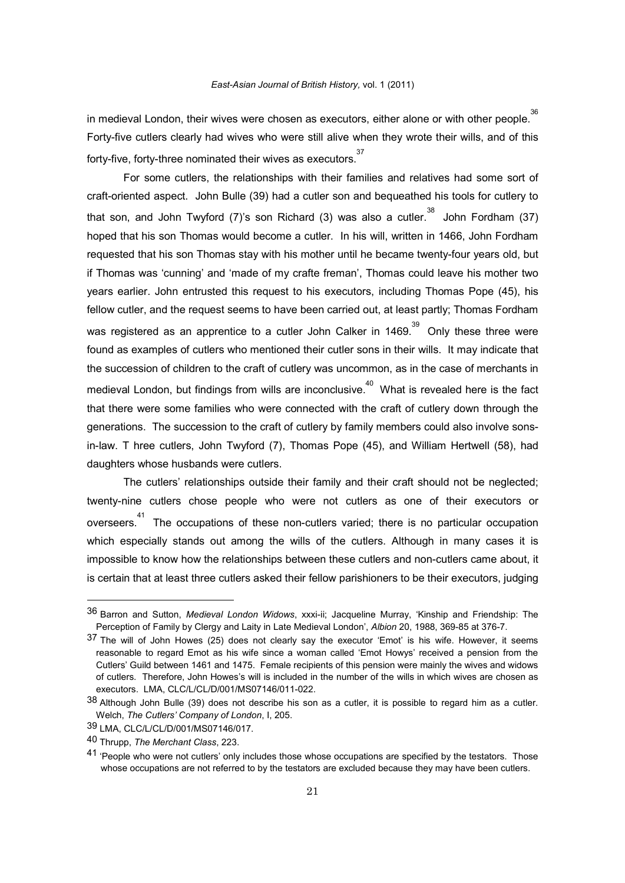in medieval London, their wives were chosen as executors, either alone or with other people.[36] Forty-five cutlers clearly had wives who were still alive when they wrote their wills, and of this forty-five, forty-three nominated their wives as executors.[37]

For some cutlers, the relationships with their families and relatives had some sort of craft-oriented aspect. John Bulle (39) had a cutler son and bequeathed his tools for cutlery to that son, and John Twyford (7)'s son Richard (3) was also a cutler.[38] John Fordham (37) hoped that his son Thomas would become a cutler. In his will, written in 1466, John Fordham requested that his son Thomas stay with his mother until he became twenty-four years old, but if Thomas was 'cunning' and 'made of my crafte freman', Thomas could leave his mother two years earlier. John entrusted this request to his executors, including Thomas Pope (45), his fellow cutler, and the request seems to have been carried out, at least partly; Thomas Fordham was registered as an apprentice to a cutler John Calker in 1469.[39] Only these three were found as examples of cutlers who mentioned their cutler sons in their wills. It may indicate that the succession of children to the craft of cutlery was uncommon, as in the case of merchants in medieval London, but findings from wills are inconclusive.[40] What is revealed here is the fact that there were some families who were connected with the craft of cutlery down through the generations. The succession to the craft of cutlery by family members could also involve sons-in-law. T hree cutlers, John Twyford (7), Thomas Pope (45), and William Hertwell (58), had daughters whose husbands were cutlers.

The cutlers' relationships outside their family and their craft should not be neglected; twenty-nine cutlers chose people who were not cutlers as one of their executors or overseers.[41] The occupations of these non-cutlers varied; there is no particular occupation which especially stands out among the wills of the cutlers. Although in many cases it is impossible to know how the relationships between these cutlers and non-cutlers came about, it is certain that at least three cutlers asked their fellow parishioners to be their executors, judging

---

36 Barron and Sutton, *Medieval London Widows*, xxxi-ii; Jacqueline Murray, 'Kinship and Friendship: The Perception of Family by Clergy and Laity in Late Medieval London', *Albion* 20, 1988, 369-85 at 376-7.

37 The will of John Howes (25) does not clearly say the executor 'Emot' is his wife. However, it seems reasonable to regard Emot as his wife since a woman called 'Emot Howys' received a pension from the Cutlers' Guild between 1461 and 1475. Female recipients of this pension were mainly the wives and widows of cutlers. Therefore, John Howes's will is included in the number of the wills in which wives are chosen as executors. LMA, CLC/L/CL/D/001/MS07146/011-022.

38 Although John Bulle (39) does not describe his son as a cutler, it is possible to regard him as a cutler. Welch, *The Cutlers' Company of London*, I, 205.

39 LMA, CLC/L/CL/D/001/MS07146/017.

40 Thrupp, *The Merchant Class*, 223.

41 'People who were not cutlers' only includes those whose occupations are specified by the testators. Those whose occupations are not referred to by the testators are excluded because they may have been cutlers.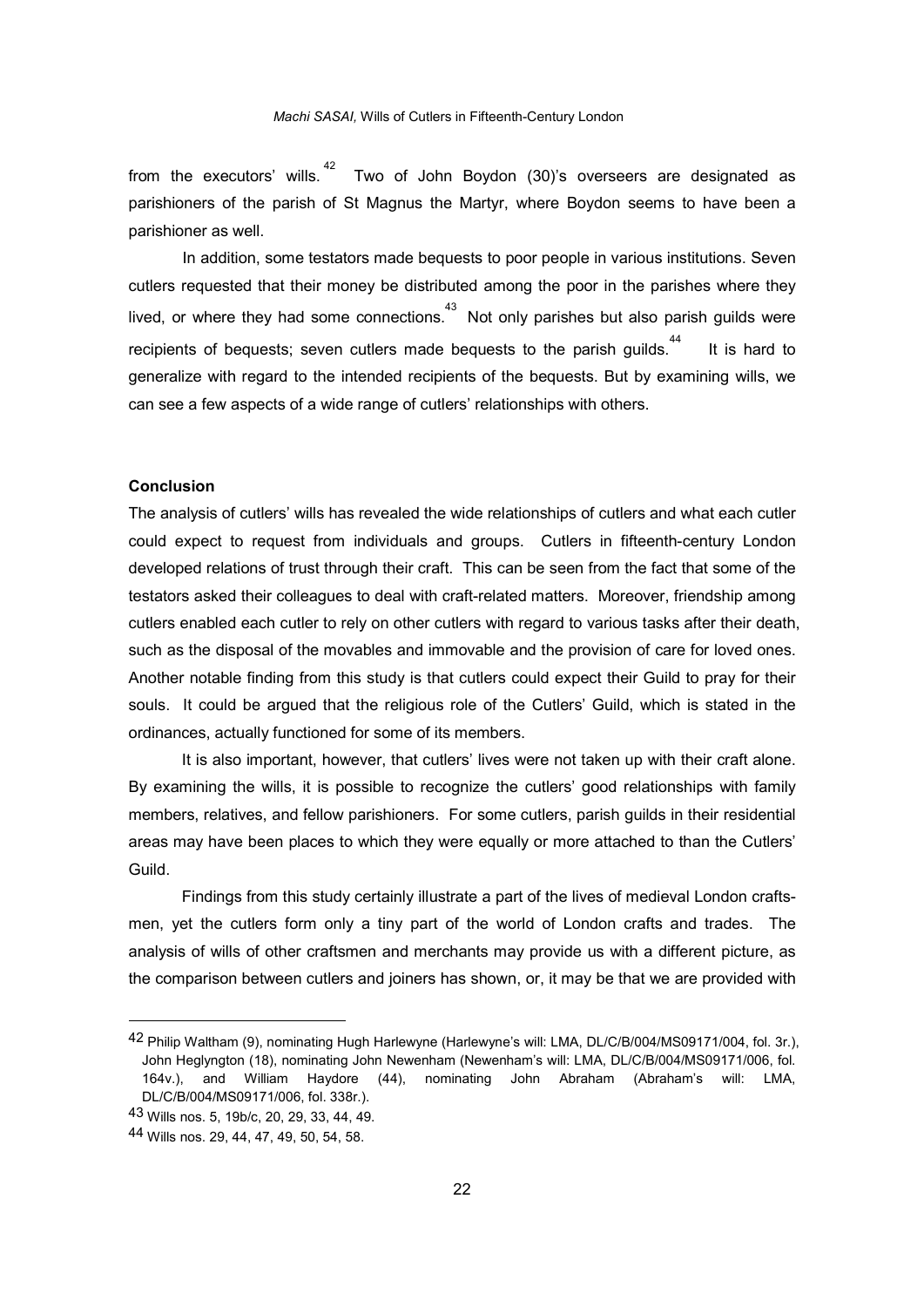from the executors' wills.[42] Two of John Boydon (30)'s overseers are designated as parishioners of the parish of St Magnus the Martyr, where Boydon seems to have been a parishioner as well.

In addition, some testators made bequests to poor people in various institutions. Seven cutlers requested that their money be distributed among the poor in the parishes where they lived, or where they had some connections.[43] Not only parishes but also parish guilds were recipients of bequests; seven cutlers made bequests to the parish guilds.[44] It is hard to generalize with regard to the intended recipients of the bequests. But by examining wills, we can see a few aspects of a wide range of cutlers' relationships with others.

**Conclusion**

The analysis of cutlers' wills has revealed the wide relationships of cutlers and what each cutler could expect to request from individuals and groups. Cutlers in fifteenth-century London developed relations of trust through their craft. This can be seen from the fact that some of the testators asked their colleagues to deal with craft-related matters. Moreover, friendship among cutlers enabled each cutler to rely on other cutlers with regard to various tasks after their death, such as the disposal of the movables and immovable and the provision of care for loved ones. Another notable finding from this study is that cutlers could expect their Guild to pray for their souls. It could be argued that the religious role of the Cutlers' Guild, which is stated in the ordinances, actually functioned for some of its members.

It is also important, however, that cutlers' lives were not taken up with their craft alone. By examining the wills, it is possible to recognize the cutlers' good relationships with family members, relatives, and fellow parishioners. For some cutlers, parish guilds in their residential areas may have been places to which they were equally or more attached to than the Cutlers' Guild.

Findings from this study certainly illustrate a part of the lives of medieval London crafts-men, yet the cutlers form only a tiny part of the world of London crafts and trades. The analysis of wills of other craftsmen and merchants may provide us with a different picture, as the comparison between cutlers and joiners has shown, or, it may be that we are provided with

---

[42] Philip Waltham (9), nominating Hugh Harlewyne (Harlewyne's will: LMA, DL/C/B/004/MS09171/004, fol. 3r.), John Heglyngton (18), nominating John Newenham (Newenham's will: LMA, DL/C/B/004/MS09171/006, fol. 164v.), and William Haydore (44), nominating John Abraham (Abraham's will: LMA, DL/C/B/004/MS09171/006, fol. 338r.).

[43] Wills nos. 5, 19b/c, 20, 29, 33, 44, 49.

[44] Wills nos. 29, 44, 47, 49, 50, 54, 58.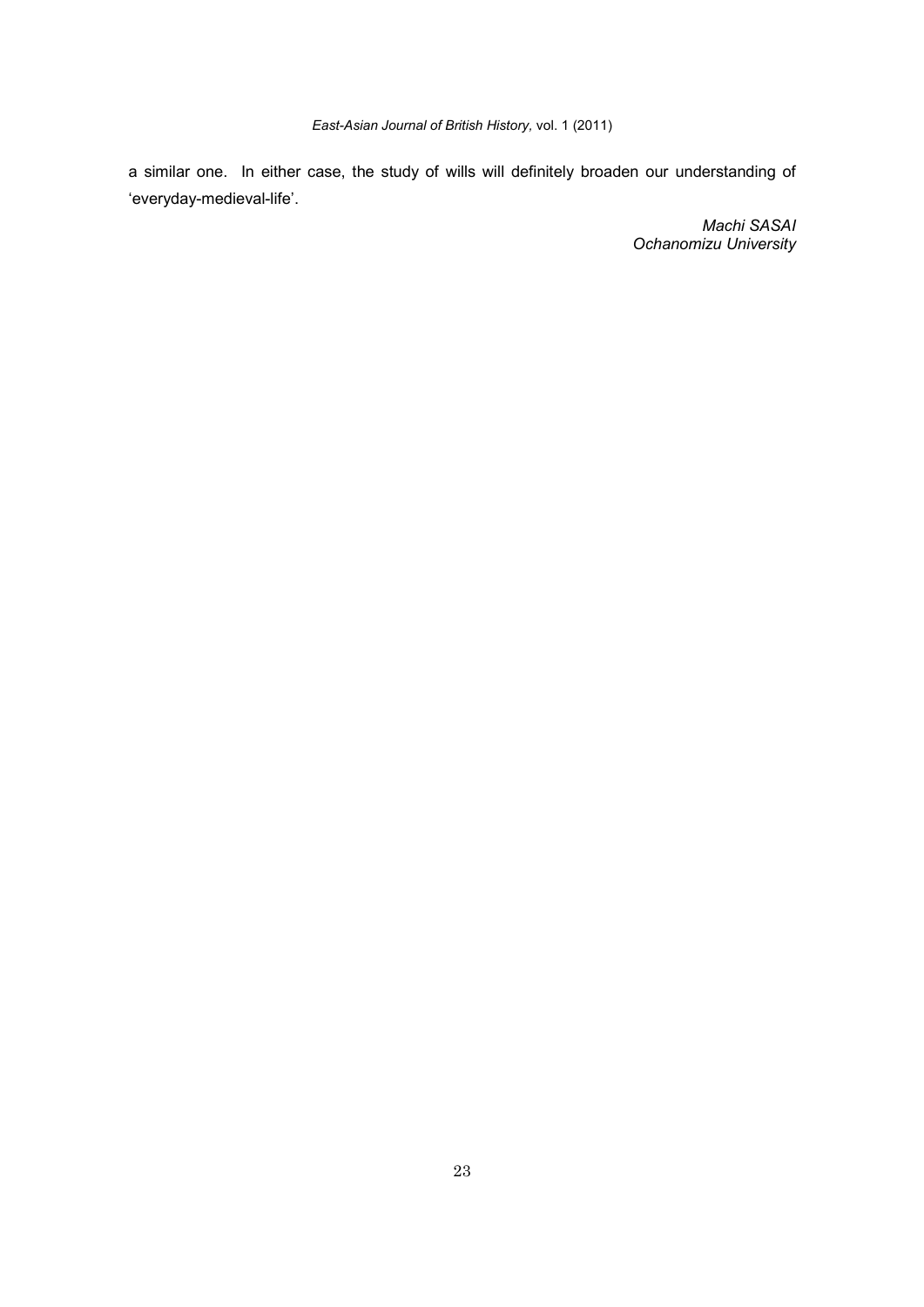a similar one. In either case, the study of wills will definitely broaden our understanding of 'everyday-medieval-life'.

*Machi SASAI*  
*Ochanomizu University*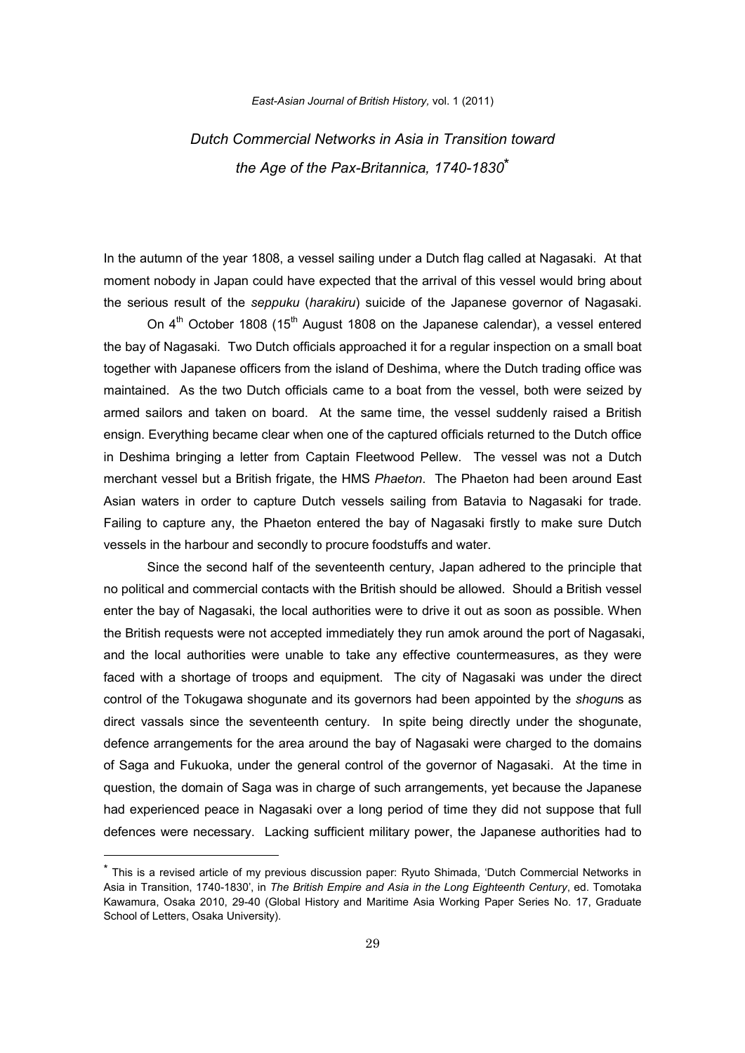# *Dutch Commercial Networks in Asia in Transition toward the Age of the Pax-Britannica, 1740-1830*[*]

In the autumn of the year 1808, a vessel sailing under a Dutch flag called at Nagasaki. At that moment nobody in Japan could have expected that the arrival of this vessel would bring about the serious result of the *seppuku* (*harakiru*) suicide of the Japanese governor of Nagasaki.

On 4th October 1808 (15th August 1808 on the Japanese calendar), a vessel entered the bay of Nagasaki. Two Dutch officials approached it for a regular inspection on a small boat together with Japanese officers from the island of Deshima, where the Dutch trading office was maintained. As the two Dutch officials came to a boat from the vessel, both were seized by armed sailors and taken on board. At the same time, the vessel suddenly raised a British ensign. Everything became clear when one of the captured officials returned to the Dutch office in Deshima bringing a letter from Captain Fleetwood Pellew. The vessel was not a Dutch merchant vessel but a British frigate, the HMS *Phaeton*. The Phaeton had been around East Asian waters in order to capture Dutch vessels sailing from Batavia to Nagasaki for trade. Failing to capture any, the Phaeton entered the bay of Nagasaki firstly to make sure Dutch vessels in the harbour and secondly to procure foodstuffs and water.

Since the second half of the seventeenth century, Japan adhered to the principle that no political and commercial contacts with the British should be allowed. Should a British vessel enter the bay of Nagasaki, the local authorities were to drive it out as soon as possible. When the British requests were not accepted immediately they run amok around the port of Nagasaki, and the local authorities were unable to take any effective countermeasures, as they were faced with a shortage of troops and equipment. The city of Nagasaki was under the direct control of the Tokugawa shogunate and its governors had been appointed by the *shogun*s as direct vassals since the seventeenth century. In spite being directly under the shogunate, defence arrangements for the area around the bay of Nagasaki were charged to the domains of Saga and Fukuoka, under the general control of the governor of Nagasaki. At the time in question, the domain of Saga was in charge of such arrangements, yet because the Japanese had experienced peace in Nagasaki over a long period of time they did not suppose that full defences were necessary. Lacking sufficient military power, the Japanese authorities had to

[*] This is a revised article of my previous discussion paper: Ryuto Shimada, 'Dutch Commercial Networks in Asia in Transition, 1740-1830', in *The British Empire and Asia in the Long Eighteenth Century*, ed. Tomotaka Kawamura, Osaka 2010, 29-40 (Global History and Maritime Asia Working Paper Series No. 17, Graduate School of Letters, Osaka University).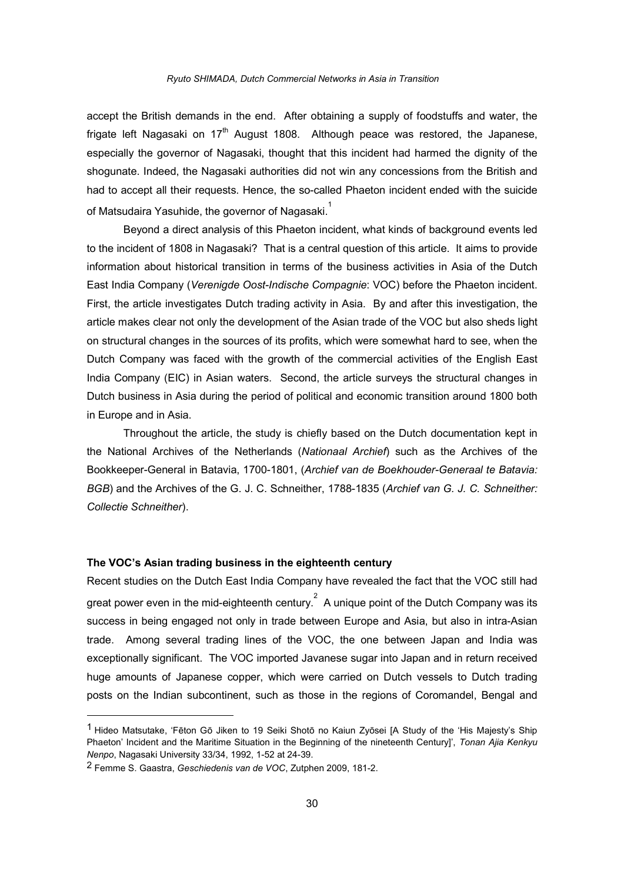accept the British demands in the end. After obtaining a supply of foodstuffs and water, the frigate left Nagasaki on 17th August 1808. Although peace was restored, the Japanese, especially the governor of Nagasaki, thought that this incident had harmed the dignity of the shogunate. Indeed, the Nagasaki authorities did not win any concessions from the British and had to accept all their requests. Hence, the so-called Phaeton incident ended with the suicide of Matsudaira Yasuhide, the governor of Nagasaki.[1]

Beyond a direct analysis of this Phaeton incident, what kinds of background events led to the incident of 1808 in Nagasaki? That is a central question of this article. It aims to provide information about historical transition in terms of the business activities in Asia of the Dutch East India Company (*Verenigde Oost-Indische Compagnie*: VOC) before the Phaeton incident. First, the article investigates Dutch trading activity in Asia. By and after this investigation, the article makes clear not only the development of the Asian trade of the VOC but also sheds light on structural changes in the sources of its profits, which were somewhat hard to see, when the Dutch Company was faced with the growth of the commercial activities of the English East India Company (EIC) in Asian waters. Second, the article surveys the structural changes in Dutch business in Asia during the period of political and economic transition around 1800 both in Europe and in Asia.

Throughout the article, the study is chiefly based on the Dutch documentation kept in the National Archives of the Netherlands (*Nationaal Archief*) such as the Archives of the Bookkeeper-General in Batavia, 1700-1801, (*Archief van de Boekhouder-Generaal te Batavia: BGB*) and the Archives of the G. J. C. Schneither, 1788-1835 (*Archief van G. J. C. Schneither: Collectie Schneither*).

### The VOC's Asian trading business in the eighteenth century

Recent studies on the Dutch East India Company have revealed the fact that the VOC still had great power even in the mid-eighteenth century.[2] A unique point of the Dutch Company was its success in being engaged not only in trade between Europe and Asia, but also in intra-Asian trade. Among several trading lines of the VOC, the one between Japan and India was exceptionally significant. The VOC imported Javanese sugar into Japan and in return received huge amounts of Japanese copper, which were carried on Dutch vessels to Dutch trading posts on the Indian subcontinent, such as those in the regions of Coromandel, Bengal and

---

[1] Hideo Matsutake, 'Fēton Gō Jiken to 19 Seiki Shotō no Kaiun Zyōsei [A Study of the 'His Majesty's Ship Phaeton' Incident and the Maritime Situation in the Beginning of the nineteenth Century]', *Tonan Ajia Kenkyu Nenpo*, Nagasaki University 33/34, 1992, 1-52 at 24-39.

[2] Femme S. Gaastra, *Geschiedenis van de VOC*, Zutphen 2009, 181-2.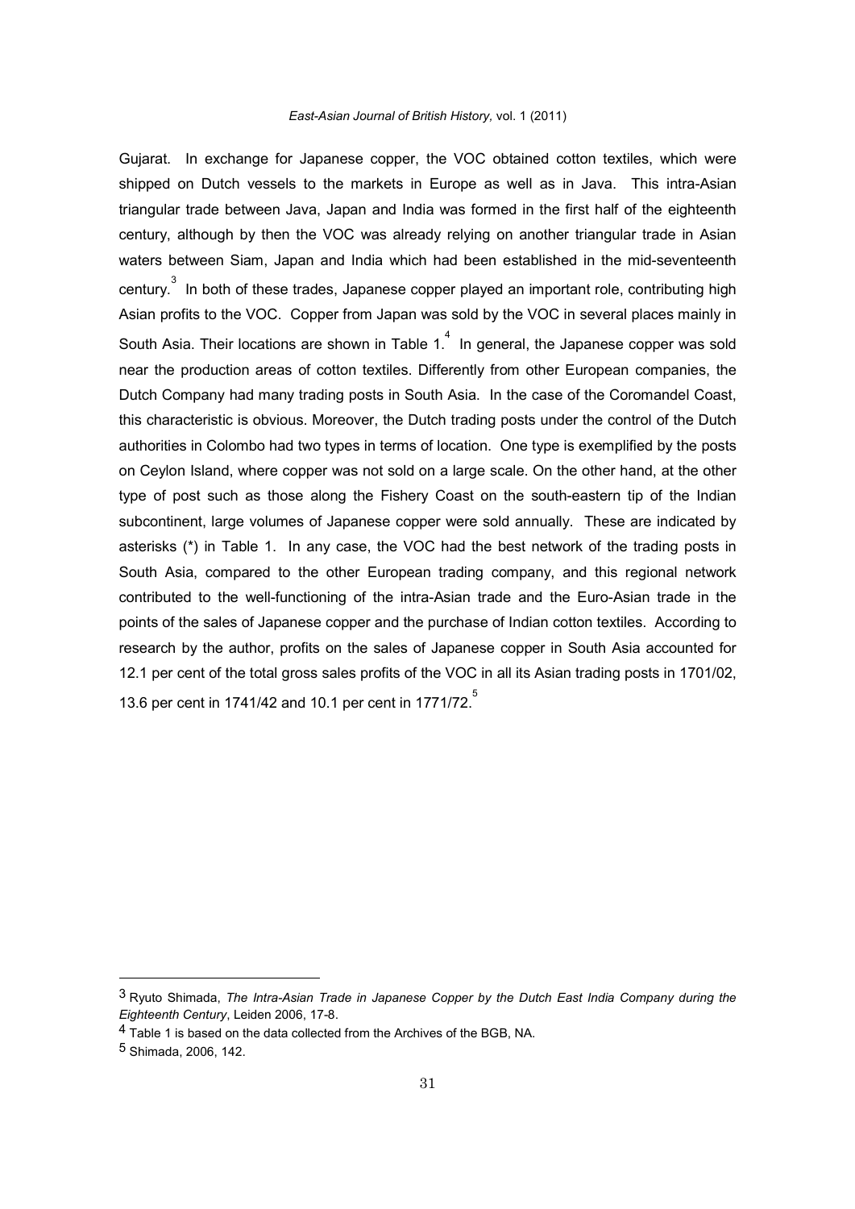Gujarat. In exchange for Japanese copper, the VOC obtained cotton textiles, which were shipped on Dutch vessels to the markets in Europe as well as in Java. This intra-Asian triangular trade between Java, Japan and India was formed in the first half of the eighteenth century, although by then the VOC was already relying on another triangular trade in Asian waters between Siam, Japan and India which had been established in the mid-seventeenth century.[3] In both of these trades, Japanese copper played an important role, contributing high Asian profits to the VOC. Copper from Japan was sold by the VOC in several places mainly in South Asia. Their locations are shown in Table 1.[4] In general, the Japanese copper was sold near the production areas of cotton textiles. Differently from other European companies, the Dutch Company had many trading posts in South Asia. In the case of the Coromandel Coast, this characteristic is obvious. Moreover, the Dutch trading posts under the control of the Dutch authorities in Colombo had two types in terms of location. One type is exemplified by the posts on Ceylon Island, where copper was not sold on a large scale. On the other hand, at the other type of post such as those along the Fishery Coast on the south-eastern tip of the Indian subcontinent, large volumes of Japanese copper were sold annually. These are indicated by asterisks (*) in Table 1. In any case, the VOC had the best network of the trading posts in South Asia, compared to the other European trading company, and this regional network contributed to the well-functioning of the intra-Asian trade and the Euro-Asian trade in the points of the sales of Japanese copper and the purchase of Indian cotton textiles. According to research by the author, profits on the sales of Japanese copper in South Asia accounted for 12.1 per cent of the total gross sales profits of the VOC in all its Asian trading posts in 1701/02, 13.6 per cent in 1741/42 and 10.1 per cent in 1771/72.[5]

---

[3] Ryuto Shimada, *The Intra-Asian Trade in Japanese Copper by the Dutch East India Company during the Eighteenth Century*, Leiden 2006, 17-8.

[4] Table 1 is based on the data collected from the Archives of the BGB, NA.

[5] Shimada, 2006, 142.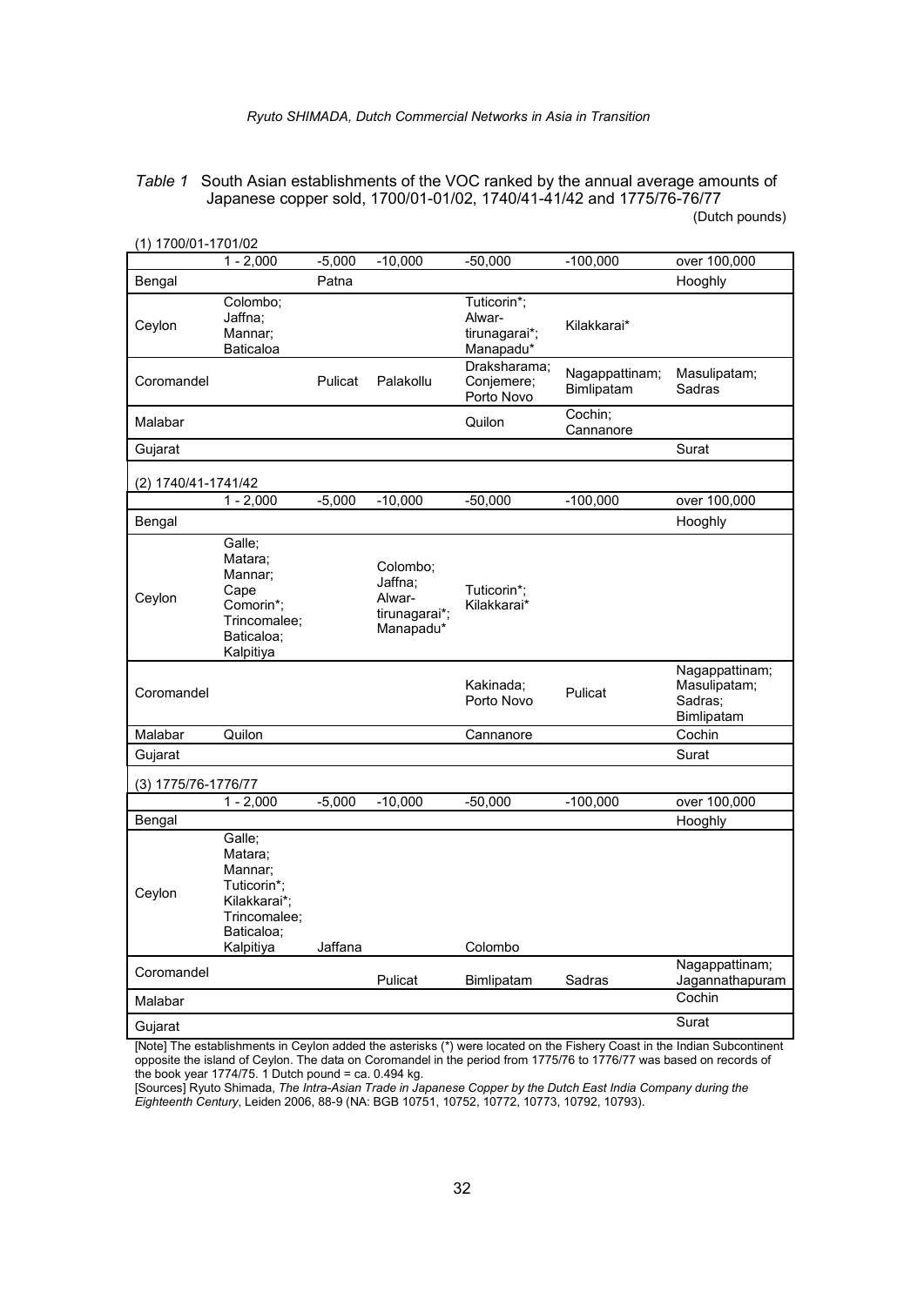*Table 1* South Asian establishments of the VOC ranked by the annual average amounts of Japanese copper sold, 1700/01-01/02, 1740/41-41/42 and 1775/76-76/77

(Dutch pounds)

(1) 1700/01-1701/02

| | 1 - 2,000 | -5,000 | -10,000 | -50,000 | -100,000 | over 100,000 |
|---|---|---|---|---|---|---|
| Bengal | | Patna | | | | Hooghly |
| Ceylon | Colombo; Jaffna; Mannar; Baticaloa | | | Tuticorin*; Alwar-tirunagarai*; Manapadu* | Kilakkarai* | |
| Coromandel | | Pulicat | Palakollu | Draksharama; Conjemere; Porto Novo | Nagappattinam; Bimlipatam | Masulipatam; Sadras |
| Malabar | | | | Quilon | Cochin; Cannanore | |
| Gujarat | | | | | | Surat |

(2) 1740/41-1741/42

| | 1 - 2,000 | -5,000 | -10,000 | -50,000 | -100,000 | over 100,000 |
|---|---|---|---|---|---|---|
| Bengal | | | | | | Hooghly |
| Ceylon | Galle; Matara; Mannar; Cape Comorin*; Trincomalee; Baticaloa; Kalpitiya | | Colombo; Jaffna; Alwar-tirunagarai*; Manapadu* | Tuticorin*; Kilakkarai* | | |
| Coromandel | | | | Kakinada; Porto Novo | Pulicat | Nagappattinam; Masulipatam; Sadras; Bimlipatam |
| Malabar | Quilon | | | Cannanore | | Cochin |
| Gujarat | | | | | | Surat |

(3) 1775/76-1776/77

| | 1 - 2,000 | -5,000 | -10,000 | -50,000 | -100,000 | over 100,000 |
|---|---|---|---|---|---|---|
| Bengal | | | | | | Hooghly |
| Ceylon | Galle; Matara; Mannar; Tuticorin*; Kilakkarai*; Trincomalee; Baticaloa; Kalpitiya | Jaffana | | Colombo | | |
| Coromandel | | | Pulicat | Bimlipatam | Sadras | Nagappattinam; Jagannathapuram |
| Malabar | | | | | | Cochin |
| Gujarat | | | | | | Surat |

[Note] The establishments in Ceylon added the asterisks (*) were located on the Fishery Coast in the Indian Subcontinent opposite the island of Ceylon. The data on Coromandel in the period from 1775/76 to 1776/77 was based on records of the book year 1774/75. 1 Dutch pound = ca. 0.494 kg.

[Sources] Ryuto Shimada, *The Intra-Asian Trade in Japanese Copper by the Dutch East India Company during the Eighteenth Century*, Leiden 2006, 88-9 (NA: BGB 10751, 10752, 10772, 10773, 10792, 10793).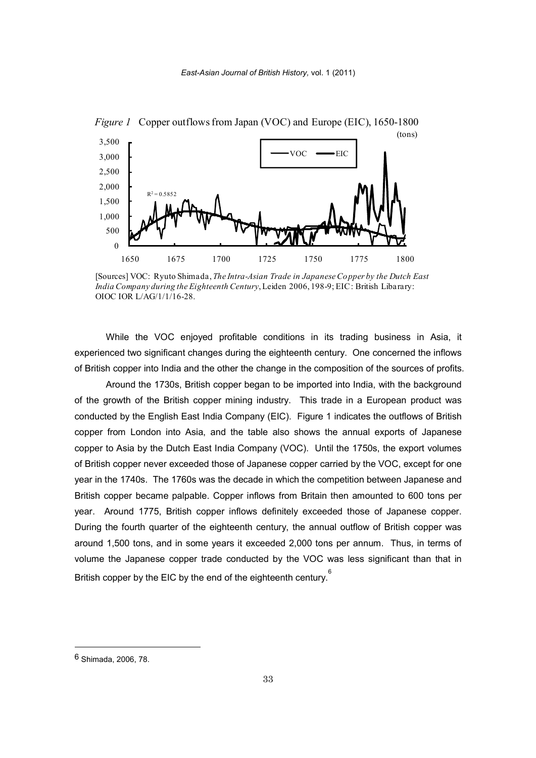*Figure 1* Copper outflows from Japan (VOC) and Europe (EIC), 1650-1800

[Sources] VOC: Ryuto Shimada, *The Intra-Asian Trade in Japanese Copper by the Dutch East India Company during the Eighteenth Century*, Leiden 2006, 198-9; EIC: British Libarary: OIOC IOR L/AG/1/1/16-28.

While the VOC enjoyed profitable conditions in its trading business in Asia, it experienced two significant changes during the eighteenth century. One concerned the inflows of British copper into India and the other the change in the composition of the sources of profits.

Around the 1730s, British copper began to be imported into India, with the background of the growth of the British copper mining industry. This trade in a European product was conducted by the English East India Company (EIC). Figure 1 indicates the outflows of British copper from London into Asia, and the table also shows the annual exports of Japanese copper to Asia by the Dutch East India Company (VOC). Until the 1750s, the export volumes of British copper never exceeded those of Japanese copper carried by the VOC, except for one year in the 1740s. The 1760s was the decade in which the competition between Japanese and British copper became palpable. Copper inflows from Britain then amounted to 600 tons per year. Around 1775, British copper inflows definitely exceeded those of Japanese copper. During the fourth quarter of the eighteenth century, the annual outflow of British copper was around 1,500 tons, and in some years it exceeded 2,000 tons per annum. Thus, in terms of volume the Japanese copper trade conducted by the VOC was less significant than that in British copper by the EIC by the end of the eighteenth century.[6]

---

6 Shimada, 2006, 78.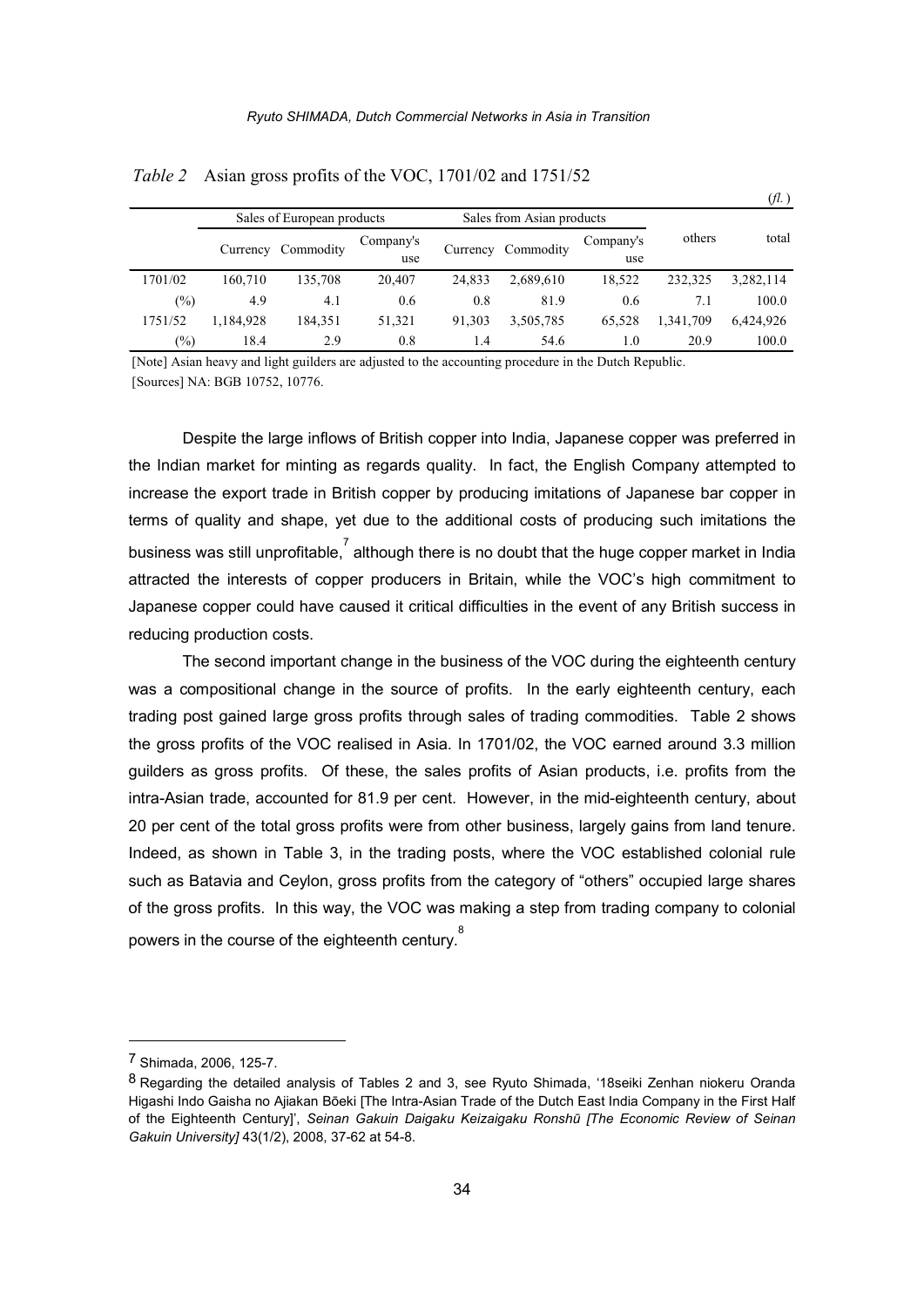*Table 2* Asian gross profits of the VOC, 1701/02 and 1751/52

(*fl.*)

| | Sales of European products | | | Sales from Asian products | | | others | total |
|---|---|---|---|---|---|---|---|---|
| | Currency | Commodity | Company's use | Currency | Commodity | Company's use | | |
| 1701/02 | 160,710 | 135,708 | 20,407 | 24,833 | 2,689,610 | 18,522 | 232,325 | 3,282,114 |
| (%) | 4.9 | 4.1 | 0.6 | 0.8 | 81.9 | 0.6 | 7.1 | 100.0 |
| 1751/52 | 1,184,928 | 184,351 | 51,321 | 91,303 | 3,505,785 | 65,528 | 1,341,709 | 6,424,926 |
| (%) | 18.4 | 2.9 | 0.8 | 1.4 | 54.6 | 1.0 | 20.9 | 100.0 |

[Note] Asian heavy and light guilders are adjusted to the accounting procedure in the Dutch Republic.
[Sources] NA: BGB 10752, 10776.

Despite the large inflows of British copper into India, Japanese copper was preferred in the Indian market for minting as regards quality. In fact, the English Company attempted to increase the export trade in British copper by producing imitations of Japanese bar copper in terms of quality and shape, yet due to the additional costs of producing such imitations the business was still unprofitable,[7] although there is no doubt that the huge copper market in India attracted the interests of copper producers in Britain, while the VOC's high commitment to Japanese copper could have caused it critical difficulties in the event of any British success in reducing production costs.

The second important change in the business of the VOC during the eighteenth century was a compositional change in the source of profits. In the early eighteenth century, each trading post gained large gross profits through sales of trading commodities. Table 2 shows the gross profits of the VOC realised in Asia. In 1701/02, the VOC earned around 3.3 million guilders as gross profits. Of these, the sales profits of Asian products, i.e. profits from the intra-Asian trade, accounted for 81.9 per cent. However, in the mid-eighteenth century, about 20 per cent of the total gross profits were from other business, largely gains from land tenure. Indeed, as shown in Table 3, in the trading posts, where the VOC established colonial rule such as Batavia and Ceylon, gross profits from the category of "others" occupied large shares of the gross profits. In this way, the VOC was making a step from trading company to colonial powers in the course of the eighteenth century.[8]

---

[7] Shimada, 2006, 125-7.

[8] Regarding the detailed analysis of Tables 2 and 3, see Ryuto Shimada, '18seiki Zenhan niokeru Oranda Higashi Indo Gaisha no Ajiakan Bōeki [The Intra-Asian Trade of the Dutch East India Company in the First Half of the Eighteenth Century]', *Seinan Gakuin Daigaku Keizaigaku Ronshū [The Economic Review of Seinan Gakuin University]* 43(1/2), 2008, 37-62 at 54-8.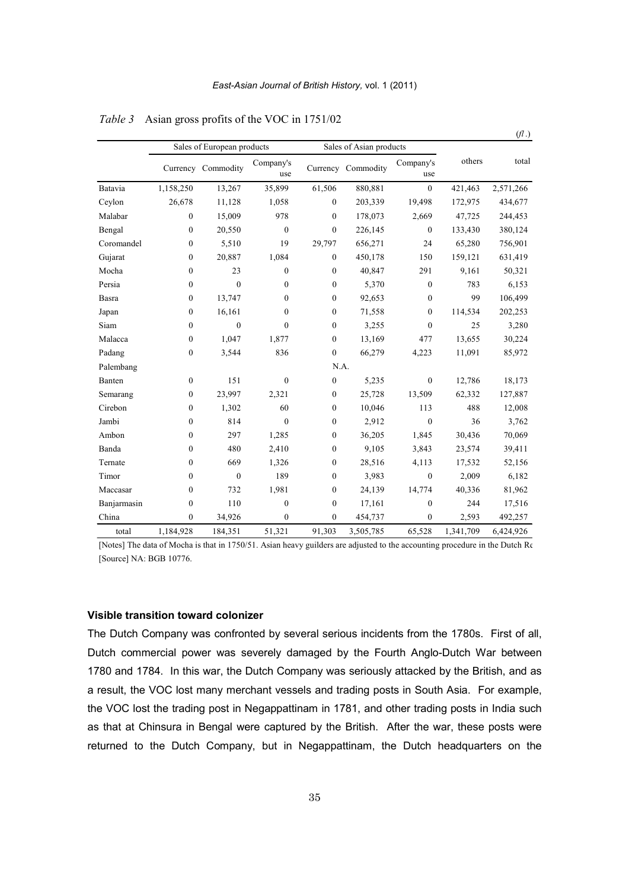*Table 3* Asian gross profits of the VOC in 1751/02

(*fl*.)

| | Sales of European products | | | Sales of Asian products | | | others | total |
|---|---|---|---|---|---|---|---|---|
| | Currency | Commodity | Company's use | Currency | Commodity | Company's use | | |
| Batavia | 1,158,250 | 13,267 | 35,899 | 61,506 | 880,881 | 0 | 421,463 | 2,571,266 |
| Ceylon | 26,678 | 11,128 | 1,058 | 0 | 203,339 | 19,498 | 172,975 | 434,677 |
| Malabar | 0 | 15,009 | 978 | 0 | 178,073 | 2,669 | 47,725 | 244,453 |
| Bengal | 0 | 20,550 | 0 | 0 | 226,145 | 0 | 133,430 | 380,124 |
| Coromandel | 0 | 5,510 | 19 | 29,797 | 656,271 | 24 | 65,280 | 756,901 |
| Gujarat | 0 | 20,887 | 1,084 | 0 | 450,178 | 150 | 159,121 | 631,419 |
| Mocha | 0 | 23 | 0 | 0 | 40,847 | 291 | 9,161 | 50,321 |
| Persia | 0 | 0 | 0 | 0 | 5,370 | 0 | 783 | 6,153 |
| Basra | 0 | 13,747 | 0 | 0 | 92,653 | 0 | 99 | 106,499 |
| Japan | 0 | 16,161 | 0 | 0 | 71,558 | 0 | 114,534 | 202,253 |
| Siam | 0 | 0 | 0 | 0 | 3,255 | 0 | 25 | 3,280 |
| Malacca | 0 | 1,047 | 1,877 | 0 | 13,169 | 477 | 13,655 | 30,224 |
| Padang | 0 | 3,544 | 836 | 0 | 66,279 | 4,223 | 11,091 | 85,972 |
| Palembang | | | | N.A. | | | | |
| Banten | 0 | 151 | 0 | 0 | 5,235 | 0 | 12,786 | 18,173 |
| Semarang | 0 | 23,997 | 2,321 | 0 | 25,728 | 13,509 | 62,332 | 127,887 |
| Cirebon | 0 | 1,302 | 60 | 0 | 10,046 | 113 | 488 | 12,008 |
| Jambi | 0 | 814 | 0 | 0 | 2,912 | 0 | 36 | 3,762 |
| Ambon | 0 | 297 | 1,285 | 0 | 36,205 | 1,845 | 30,436 | 70,069 |
| Banda | 0 | 480 | 2,410 | 0 | 9,105 | 3,843 | 23,574 | 39,411 |
| Ternate | 0 | 669 | 1,326 | 0 | 28,516 | 4,113 | 17,532 | 52,156 |
| Timor | 0 | 0 | 189 | 0 | 3,983 | 0 | 2,009 | 6,182 |
| Maccasar | 0 | 732 | 1,981 | 0 | 24,139 | 14,774 | 40,336 | 81,962 |
| Banjarmasin | 0 | 110 | 0 | 0 | 17,161 | 0 | 244 | 17,516 |
| China | 0 | 34,926 | 0 | 0 | 454,737 | 0 | 2,593 | 492,257 |
| total | 1,184,928 | 184,351 | 51,321 | 91,303 | 3,505,785 | 65,528 | 1,341,709 | 6,424,926 |

[Notes] The data of Mocha is that in 1750/51. Asian heavy guilders are adjusted to the accounting procedure in the Dutch Re

[Source] NA: BGB 10776.

### Visible transition toward colonizer

The Dutch Company was confronted by several serious incidents from the 1780s. First of all, Dutch commercial power was severely damaged by the Fourth Anglo-Dutch War between 1780 and 1784. In this war, the Dutch Company was seriously attacked by the British, and as a result, the VOC lost many merchant vessels and trading posts in South Asia. For example, the VOC lost the trading post in Negappattinam in 1781, and other trading posts in India such as that at Chinsura in Bengal were captured by the British. After the war, these posts were returned to the Dutch Company, but in Negappattinam, the Dutch headquarters on the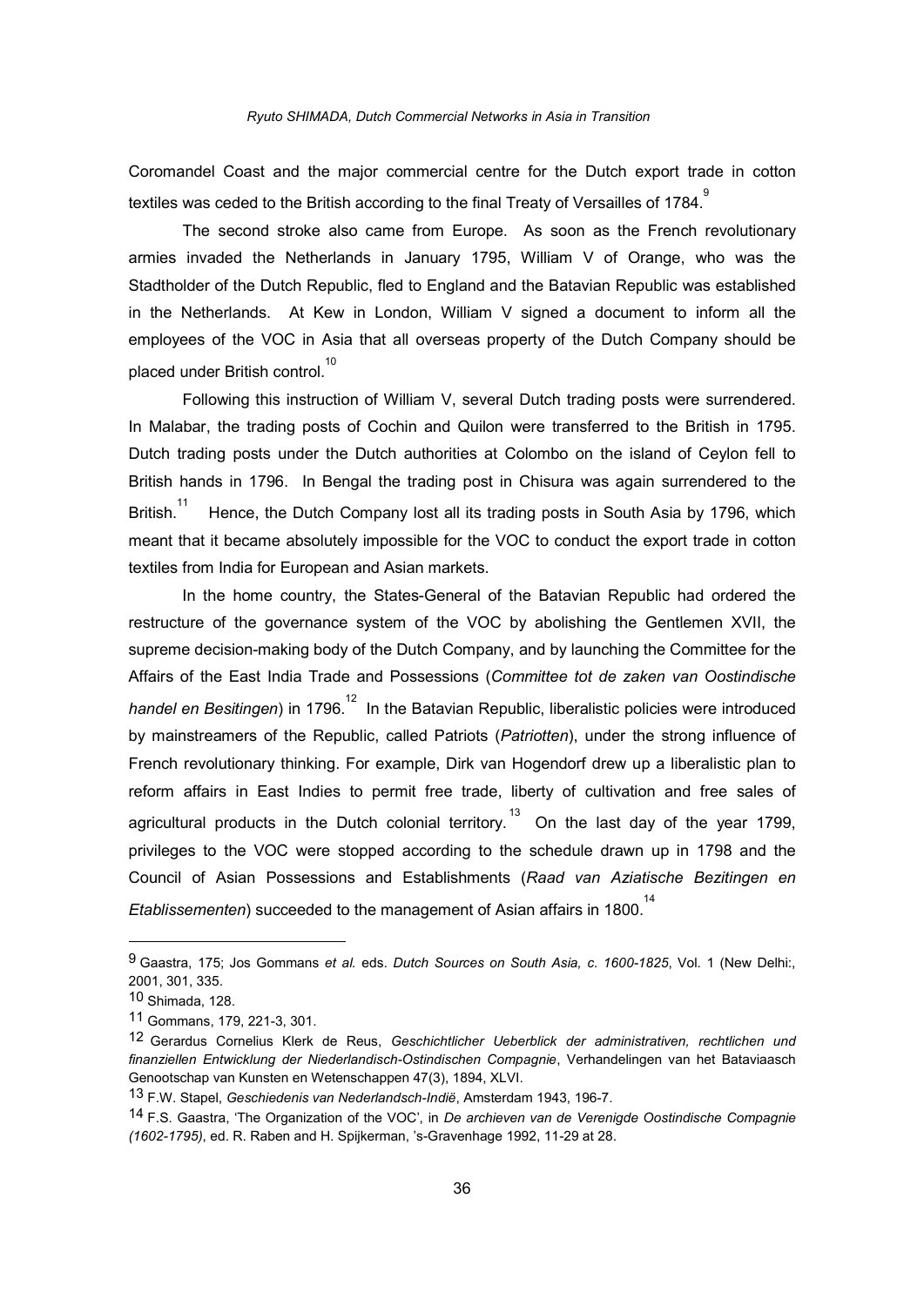Coromandel Coast and the major commercial centre for the Dutch export trade in cotton textiles was ceded to the British according to the final Treaty of Versailles of 1784.[9]

The second stroke also came from Europe. As soon as the French revolutionary armies invaded the Netherlands in January 1795, William V of Orange, who was the Stadtholder of the Dutch Republic, fled to England and the Batavian Republic was established in the Netherlands. At Kew in London, William V signed a document to inform all the employees of the VOC in Asia that all overseas property of the Dutch Company should be placed under British control.[10]

Following this instruction of William V, several Dutch trading posts were surrendered. In Malabar, the trading posts of Cochin and Quilon were transferred to the British in 1795. Dutch trading posts under the Dutch authorities at Colombo on the island of Ceylon fell to British hands in 1796. In Bengal the trading post in Chisura was again surrendered to the British.[11] Hence, the Dutch Company lost all its trading posts in South Asia by 1796, which meant that it became absolutely impossible for the VOC to conduct the export trade in cotton textiles from India for European and Asian markets.

In the home country, the States-General of the Batavian Republic had ordered the restructure of the governance system of the VOC by abolishing the Gentlemen XVII, the supreme decision-making body of the Dutch Company, and by launching the Committee for the Affairs of the East India Trade and Possessions (*Committee tot de zaken van Oostindische handel en Besitingen*) in 1796.[12] In the Batavian Republic, liberalistic policies were introduced by mainstreamers of the Republic, called Patriots (*Patriotten*), under the strong influence of French revolutionary thinking. For example, Dirk van Hogendorf drew up a liberalistic plan to reform affairs in East Indies to permit free trade, liberty of cultivation and free sales of agricultural products in the Dutch colonial territory.[13] On the last day of the year 1799, privileges to the VOC were stopped according to the schedule drawn up in 1798 and the Council of Asian Possessions and Establishments (*Raad van Aziatische Bezitingen en Etablissementen*) succeeded to the management of Asian affairs in 1800.[14]

---

9 Gaastra, 175; Jos Gommans *et al.* eds. *Dutch Sources on South Asia, c. 1600-1825*, Vol. 1 (New Delhi:, 2001, 301, 335.

10 Shimada, 128.

11 Gommans, 179, 221-3, 301.

12 Gerardus Cornelius Klerk de Reus, *Geschichtlicher Ueberblick der administrativen, rechtlichen und finanziellen Entwicklung der Niederlandisch-Ostindischen Compagnie*, Verhandelingen van het Bataviaasch Genootschap van Kunsten en Wetenschappen 47(3), 1894, XLVI.

13 F.W. Stapel, *Geschiedenis van Nederlandsch-Indië*, Amsterdam 1943, 196-7.

14 F.S. Gaastra, 'The Organization of the VOC', in *De archieven van de Verenigde Oostindische Compagnie (1602-1795)*, ed. R. Raben and H. Spijkerman, 's-Gravenhage 1992, 11-29 at 28.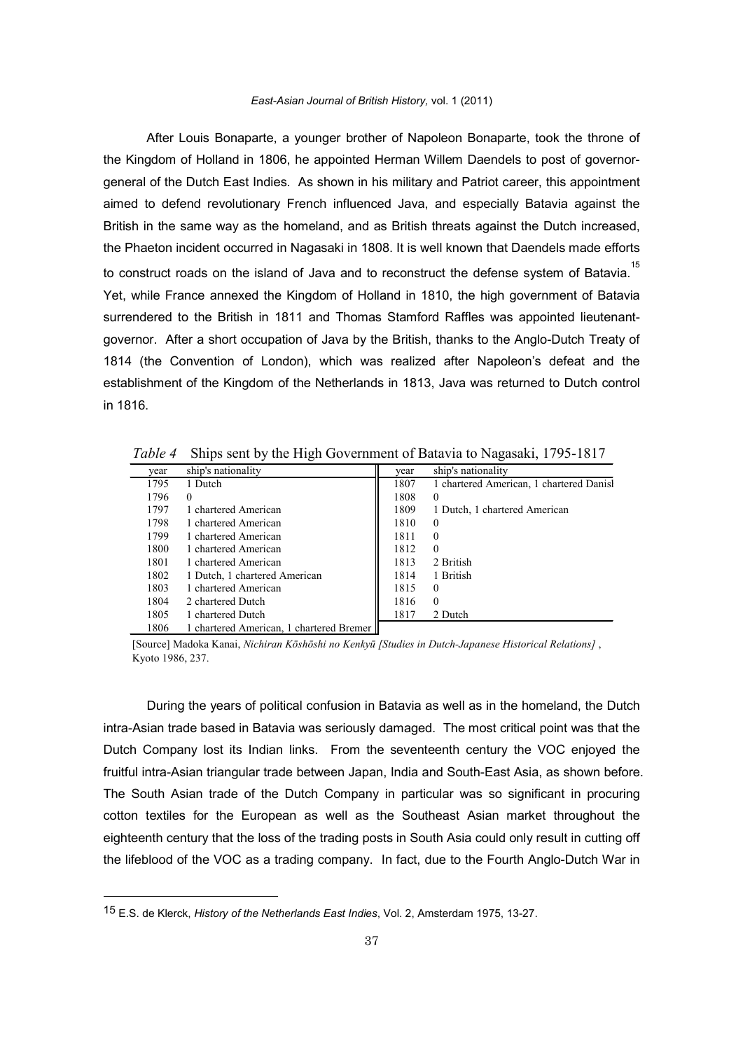After Louis Bonaparte, a younger brother of Napoleon Bonaparte, took the throne of the Kingdom of Holland in 1806, he appointed Herman Willem Daendels to post of governor-general of the Dutch East Indies. As shown in his military and Patriot career, this appointment aimed to defend revolutionary French influenced Java, and especially Batavia against the British in the same way as the homeland, and as British threats against the Dutch increased, the Phaeton incident occurred in Nagasaki in 1808. It is well known that Daendels made efforts to construct roads on the island of Java and to reconstruct the defense system of Batavia.[15] Yet, while France annexed the Kingdom of Holland in 1810, the high government of Batavia surrendered to the British in 1811 and Thomas Stamford Raffles was appointed lieutenant-governor. After a short occupation of Java by the British, thanks to the Anglo-Dutch Treaty of 1814 (the Convention of London), which was realized after Napoleon's defeat and the establishment of the Kingdom of the Netherlands in 1813, Java was returned to Dutch control in 1816.

*Table 4* Ships sent by the High Government of Batavia to Nagasaki, 1795-1817

| year | ship's nationality | year | ship's nationality |
|---|---|---|---|
| 1795 | 1 Dutch | 1807 | 1 chartered American, 1 chartered Danisl |
| 1796 | 0 | 1808 | 0 |
| 1797 | 1 chartered American | 1809 | 1 Dutch, 1 chartered American |
| 1798 | 1 chartered American | 1810 | 0 |
| 1799 | 1 chartered American | 1811 | 0 |
| 1800 | 1 chartered American | 1812 | 0 |
| 1801 | 1 chartered American | 1813 | 2 British |
| 1802 | 1 Dutch, 1 chartered American | 1814 | 1 British |
| 1803 | 1 chartered American | 1815 | 0 |
| 1804 | 2 chartered Dutch | 1816 | 0 |
| 1805 | 1 chartered Dutch | 1817 | 2 Dutch |
| 1806 | 1 chartered American, 1 chartered Bremer | | |

[Source] Madoka Kanai, *Nichiran Kōshōshi no Kenkyū [Studies in Dutch-Japanese Historical Relations]*, Kyoto 1986, 237.

During the years of political confusion in Batavia as well as in the homeland, the Dutch intra-Asian trade based in Batavia was seriously damaged. The most critical point was that the Dutch Company lost its Indian links. From the seventeenth century the VOC enjoyed the fruitful intra-Asian triangular trade between Japan, India and South-East Asia, as shown before. The South Asian trade of the Dutch Company in particular was so significant in procuring cotton textiles for the European as well as the Southeast Asian market throughout the eighteenth century that the loss of the trading posts in South Asia could only result in cutting off the lifeblood of the VOC as a trading company. In fact, due to the Fourth Anglo-Dutch War in

---

[15] E.S. de Klerck, *History of the Netherlands East Indies*, Vol. 2, Amsterdam 1975, 13-27.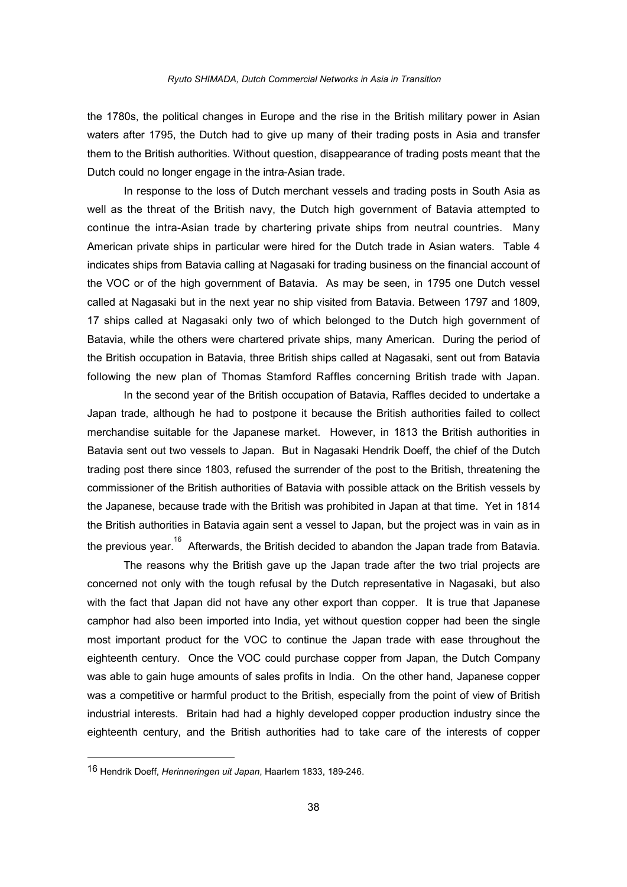the 1780s, the political changes in Europe and the rise in the British military power in Asian waters after 1795, the Dutch had to give up many of their trading posts in Asia and transfer them to the British authorities. Without question, disappearance of trading posts meant that the Dutch could no longer engage in the intra-Asian trade.

In response to the loss of Dutch merchant vessels and trading posts in South Asia as well as the threat of the British navy, the Dutch high government of Batavia attempted to continue the intra-Asian trade by chartering private ships from neutral countries. Many American private ships in particular were hired for the Dutch trade in Asian waters. Table 4 indicates ships from Batavia calling at Nagasaki for trading business on the financial account of the VOC or of the high government of Batavia. As may be seen, in 1795 one Dutch vessel called at Nagasaki but in the next year no ship visited from Batavia. Between 1797 and 1809, 17 ships called at Nagasaki only two of which belonged to the Dutch high government of Batavia, while the others were chartered private ships, many American. During the period of the British occupation in Batavia, three British ships called at Nagasaki, sent out from Batavia following the new plan of Thomas Stamford Raffles concerning British trade with Japan.

In the second year of the British occupation of Batavia, Raffles decided to undertake a Japan trade, although he had to postpone it because the British authorities failed to collect merchandise suitable for the Japanese market. However, in 1813 the British authorities in Batavia sent out two vessels to Japan. But in Nagasaki Hendrik Doeff, the chief of the Dutch trading post there since 1803, refused the surrender of the post to the British, threatening the commissioner of the British authorities of Batavia with possible attack on the British vessels by the Japanese, because trade with the British was prohibited in Japan at that time. Yet in 1814 the British authorities in Batavia again sent a vessel to Japan, but the project was in vain as in the previous year.[16] Afterwards, the British decided to abandon the Japan trade from Batavia.

The reasons why the British gave up the Japan trade after the two trial projects are concerned not only with the tough refusal by the Dutch representative in Nagasaki, but also with the fact that Japan did not have any other export than copper. It is true that Japanese camphor had also been imported into India, yet without question copper had been the single most important product for the VOC to continue the Japan trade with ease throughout the eighteenth century. Once the VOC could purchase copper from Japan, the Dutch Company was able to gain huge amounts of sales profits in India. On the other hand, Japanese copper was a competitive or harmful product to the British, especially from the point of view of British industrial interests. Britain had had a highly developed copper production industry since the eighteenth century, and the British authorities had to take care of the interests of copper

---

16 Hendrik Doeff, *Herinneringen uit Japan*, Haarlem 1833, 189-246.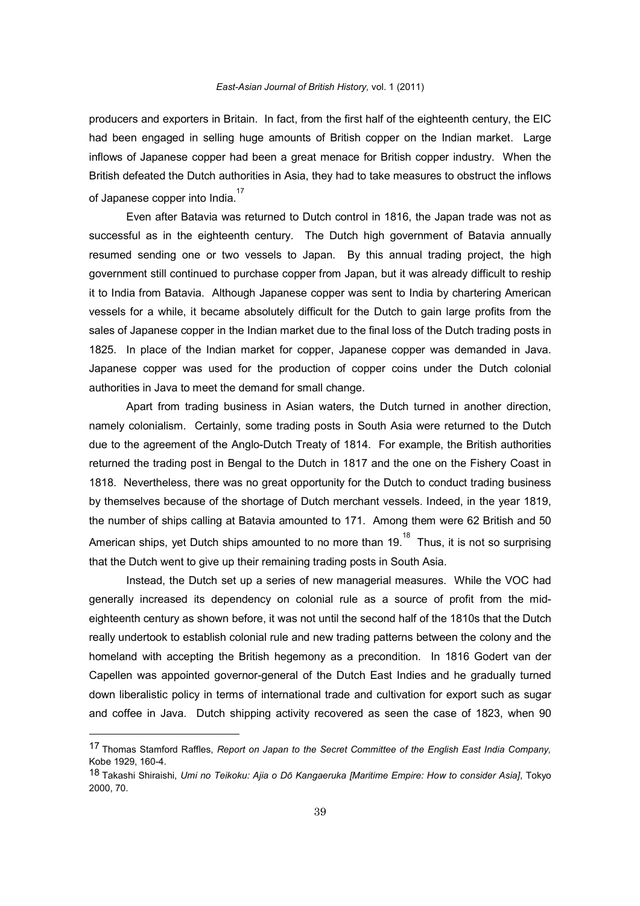producers and exporters in Britain. In fact, from the first half of the eighteenth century, the EIC had been engaged in selling huge amounts of British copper on the Indian market. Large inflows of Japanese copper had been a great menace for British copper industry. When the British defeated the Dutch authorities in Asia, they had to take measures to obstruct the inflows of Japanese copper into India.[17]

Even after Batavia was returned to Dutch control in 1816, the Japan trade was not as successful as in the eighteenth century. The Dutch high government of Batavia annually resumed sending one or two vessels to Japan. By this annual trading project, the high government still continued to purchase copper from Japan, but it was already difficult to reship it to India from Batavia. Although Japanese copper was sent to India by chartering American vessels for a while, it became absolutely difficult for the Dutch to gain large profits from the sales of Japanese copper in the Indian market due to the final loss of the Dutch trading posts in 1825. In place of the Indian market for copper, Japanese copper was demanded in Java. Japanese copper was used for the production of copper coins under the Dutch colonial authorities in Java to meet the demand for small change.

Apart from trading business in Asian waters, the Dutch turned in another direction, namely colonialism. Certainly, some trading posts in South Asia were returned to the Dutch due to the agreement of the Anglo-Dutch Treaty of 1814. For example, the British authorities returned the trading post in Bengal to the Dutch in 1817 and the one on the Fishery Coast in 1818. Nevertheless, there was no great opportunity for the Dutch to conduct trading business by themselves because of the shortage of Dutch merchant vessels. Indeed, in the year 1819, the number of ships calling at Batavia amounted to 171. Among them were 62 British and 50 American ships, yet Dutch ships amounted to no more than 19.[18] Thus, it is not so surprising that the Dutch went to give up their remaining trading posts in South Asia.

Instead, the Dutch set up a series of new managerial measures. While the VOC had generally increased its dependency on colonial rule as a source of profit from the mid-eighteenth century as shown before, it was not until the second half of the 1810s that the Dutch really undertook to establish colonial rule and new trading patterns between the colony and the homeland with accepting the British hegemony as a precondition. In 1816 Godert van der Capellen was appointed governor-general of the Dutch East Indies and he gradually turned down liberalistic policy in terms of international trade and cultivation for export such as sugar and coffee in Java. Dutch shipping activity recovered as seen the case of 1823, when 90

---

17 Thomas Stamford Raffles, *Report on Japan to the Secret Committee of the English East India Company,* Kobe 1929, 160-4.

18 Takashi Shiraishi, *Umi no Teikoku: Ajia o Dō Kangaeruka [Maritime Empire: How to consider Asia]*, Tokyo 2000, 70.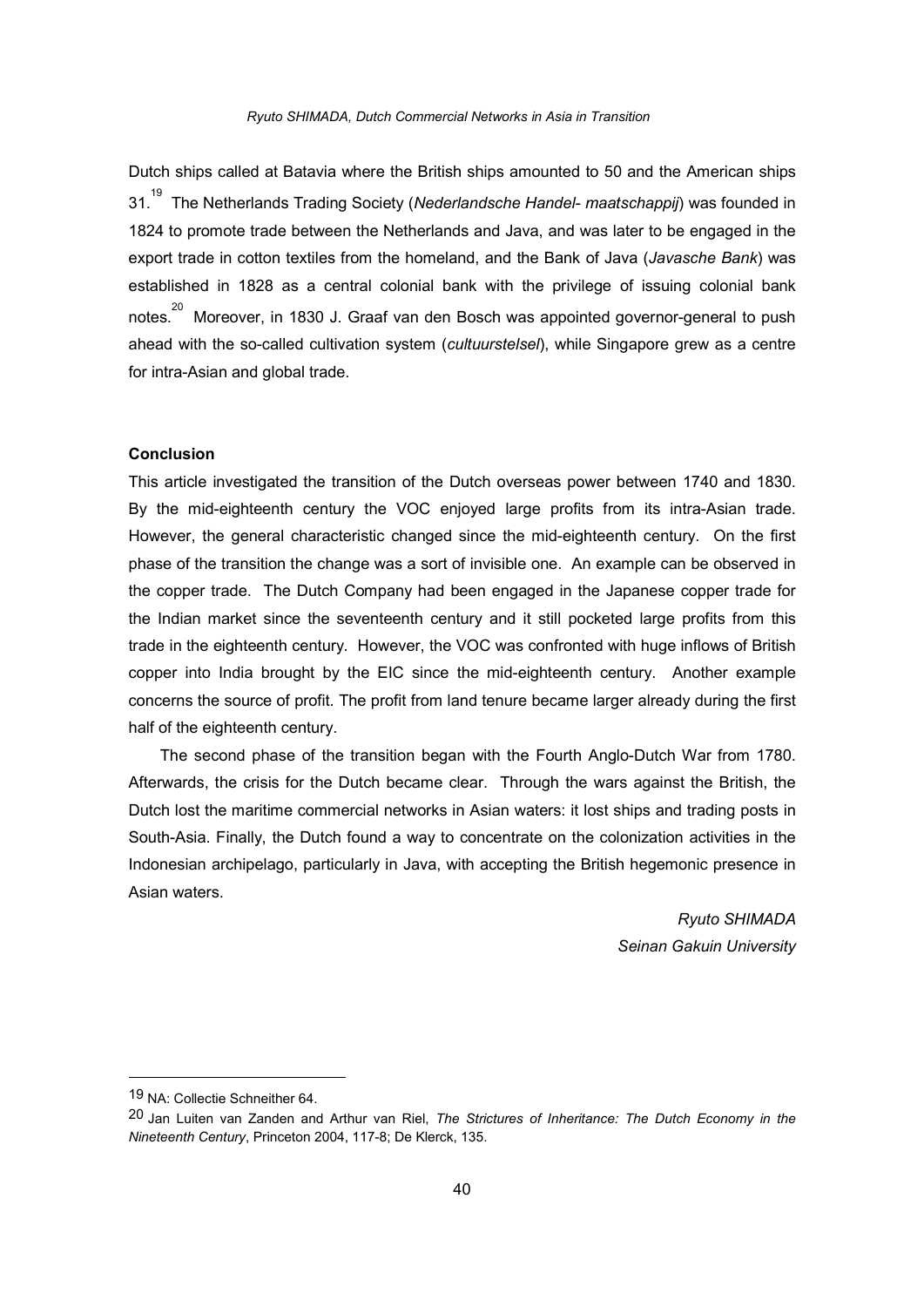Dutch ships called at Batavia where the British ships amounted to 50 and the American ships 31.[19] The Netherlands Trading Society (*Nederlandsche Handel- maatschappij*) was founded in 1824 to promote trade between the Netherlands and Java, and was later to be engaged in the export trade in cotton textiles from the homeland, and the Bank of Java (*Javasche Bank*) was established in 1828 as a central colonial bank with the privilege of issuing colonial bank notes.[20] Moreover, in 1830 J. Graaf van den Bosch was appointed governor-general to push ahead with the so-called cultivation system (*cultuurstelsel*), while Singapore grew as a centre for intra-Asian and global trade.

**Conclusion**

This article investigated the transition of the Dutch overseas power between 1740 and 1830. By the mid-eighteenth century the VOC enjoyed large profits from its intra-Asian trade. However, the general characteristic changed since the mid-eighteenth century. On the first phase of the transition the change was a sort of invisible one. An example can be observed in the copper trade. The Dutch Company had been engaged in the Japanese copper trade for the Indian market since the seventeenth century and it still pocketed large profits from this trade in the eighteenth century. However, the VOC was confronted with huge inflows of British copper into India brought by the EIC since the mid-eighteenth century. Another example concerns the source of profit. The profit from land tenure became larger already during the first half of the eighteenth century.

The second phase of the transition began with the Fourth Anglo-Dutch War from 1780. Afterwards, the crisis for the Dutch became clear. Through the wars against the British, the Dutch lost the maritime commercial networks in Asian waters: it lost ships and trading posts in South-Asia. Finally, the Dutch found a way to concentrate on the colonization activities in the Indonesian archipelago, particularly in Java, with accepting the British hegemonic presence in Asian waters.

*Ryuto SHIMADA*
*Seinan Gakuin University*

---

19 NA: Collectie Schneither 64.

20 Jan Luiten van Zanden and Arthur van Riel, *The Strictures of Inheritance: The Dutch Economy in the Nineteenth Century*, Princeton 2004, 117-8; De Klerck, 135.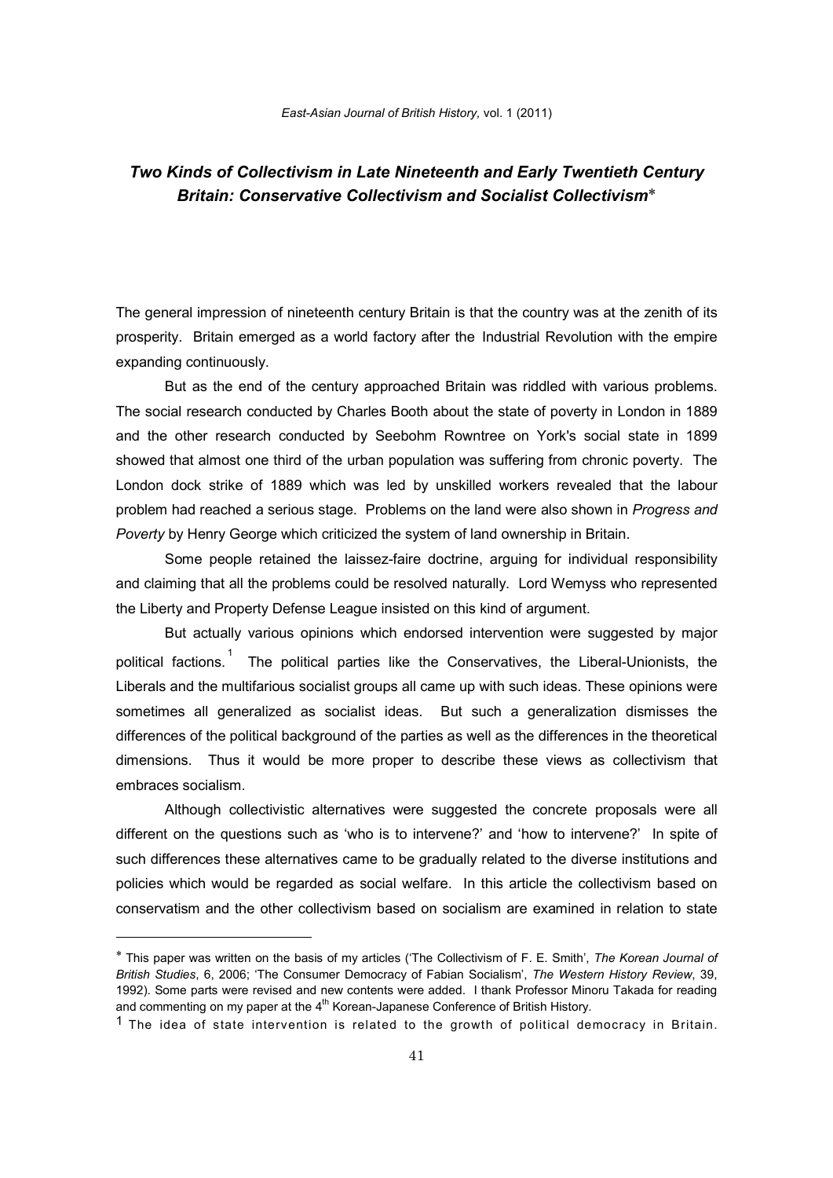# *Two Kinds of Collectivism in Late Nineteenth and Early Twentieth Century Britain: Conservative Collectivism and Socialist Collectivism*[*]

The general impression of nineteenth century Britain is that the country was at the zenith of its prosperity. Britain emerged as a world factory after the Industrial Revolution with the empire expanding continuously.

But as the end of the century approached Britain was riddled with various problems. The social research conducted by Charles Booth about the state of poverty in London in 1889 and the other research conducted by Seebohm Rowntree on York's social state in 1899 showed that almost one third of the urban population was suffering from chronic poverty. The London dock strike of 1889 which was led by unskilled workers revealed that the labour problem had reached a serious stage. Problems on the land were also shown in *Progress and Poverty* by Henry George which criticized the system of land ownership in Britain.

Some people retained the laissez-faire doctrine, arguing for individual responsibility and claiming that all the problems could be resolved naturally. Lord Wemyss who represented the Liberty and Property Defense League insisted on this kind of argument.

But actually various opinions which endorsed intervention were suggested by major political factions.[1] The political parties like the Conservatives, the Liberal-Unionists, the Liberals and the multifarious socialist groups all came up with such ideas. These opinions were sometimes all generalized as socialist ideas. But such a generalization dismisses the differences of the political background of the parties as well as the differences in the theoretical dimensions. Thus it would be more proper to describe these views as collectivism that embraces socialism.

Although collectivistic alternatives were suggested the concrete proposals were all different on the questions such as 'who is to intervene?' and 'how to intervene?' In spite of such differences these alternatives came to be gradually related to the diverse institutions and policies which would be regarded as social welfare. In this article the collectivism based on conservatism and the other collectivism based on socialism are examined in relation to state

---

[*] This paper was written on the basis of my articles ('The Collectivism of F. E. Smith', *The Korean Journal of British Studies*, 6, 2006; 'The Consumer Democracy of Fabian Socialism', *The Western History Review*, 39, 1992). Some parts were revised and new contents were added. I thank Professor Minoru Takada for reading and commenting on my paper at the 4th Korean-Japanese Conference of British History.

[1] The idea of state intervention is related to the growth of political democracy in Britain.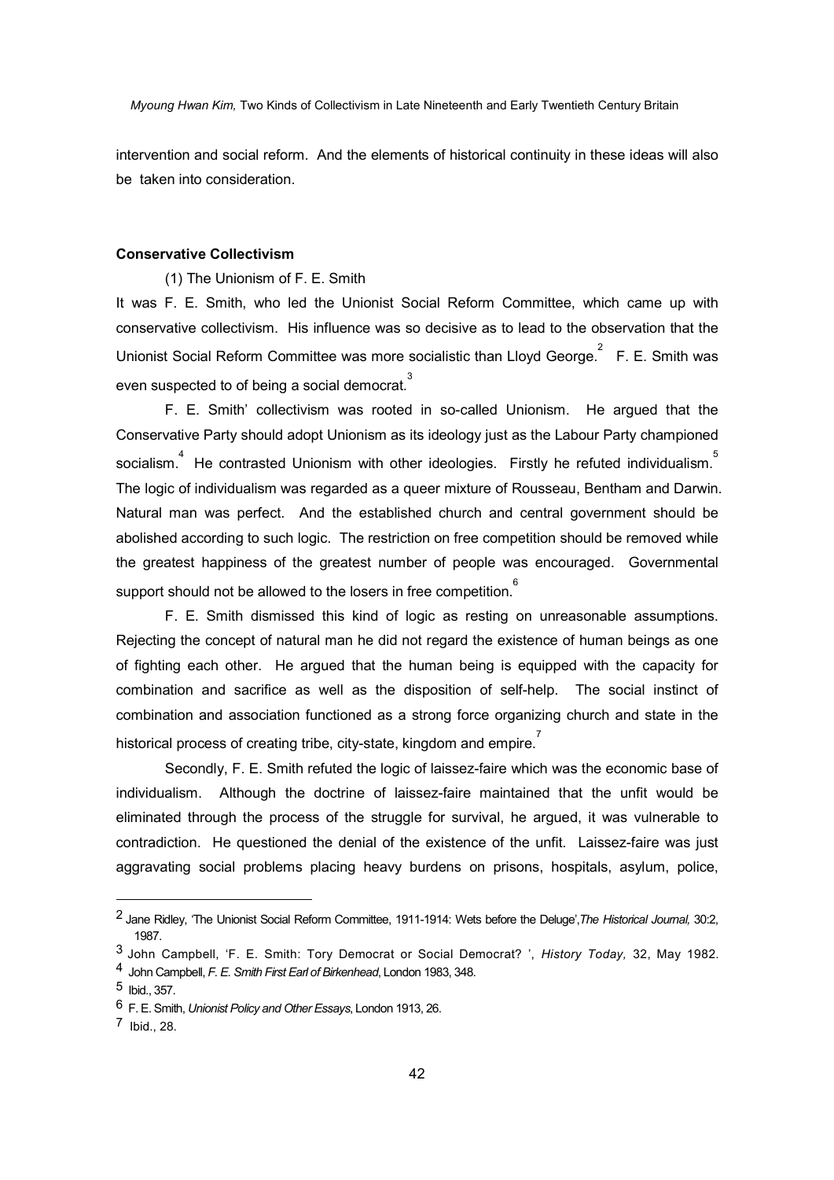intervention and social reform. And the elements of historical continuity in these ideas will also be taken into consideration.

**Conservative Collectivism**

(1) The Unionism of F. E. Smith

It was F. E. Smith, who led the Unionist Social Reform Committee, which came up with conservative collectivism. His influence was so decisive as to lead to the observation that the Unionist Social Reform Committee was more socialistic than Lloyd George.[2] F. E. Smith was even suspected to of being a social democrat.[3]

F. E. Smith' collectivism was rooted in so-called Unionism. He argued that the Conservative Party should adopt Unionism as its ideology just as the Labour Party championed socialism.[4] He contrasted Unionism with other ideologies. Firstly he refuted individualism.[5] The logic of individualism was regarded as a queer mixture of Rousseau, Bentham and Darwin. Natural man was perfect. And the established church and central government should be abolished according to such logic. The restriction on free competition should be removed while the greatest happiness of the greatest number of people was encouraged. Governmental support should not be allowed to the losers in free competition.[6]

F. E. Smith dismissed this kind of logic as resting on unreasonable assumptions. Rejecting the concept of natural man he did not regard the existence of human beings as one of fighting each other. He argued that the human being is equipped with the capacity for combination and sacrifice as well as the disposition of self-help. The social instinct of combination and association functioned as a strong force organizing church and state in the historical process of creating tribe, city-state, kingdom and empire.[7]

Secondly, F. E. Smith refuted the logic of laissez-faire which was the economic base of individualism. Although the doctrine of laissez-faire maintained that the unfit would be eliminated through the process of the struggle for survival, he argued, it was vulnerable to contradiction. He questioned the denial of the existence of the unfit. Laissez-faire was just aggravating social problems placing heavy burdens on prisons, hospitals, asylum, police,

---

2 Jane Ridley, 'The Unionist Social Reform Committee, 1911-1914: Wets before the Deluge', *The Historical Journal,* 30:2, 1987.

3 John Campbell, 'F. E. Smith: Tory Democrat or Social Democrat? ', *History Today,* 32, May 1982.

4 John Campbell, *F. E. Smith First Earl of Birkenhead*, London 1983, 348.

5 Ibid., 357.

6 F. E. Smith, *Unionist Policy and Other Essays*, London 1913, 26.

7 Ibid., 28.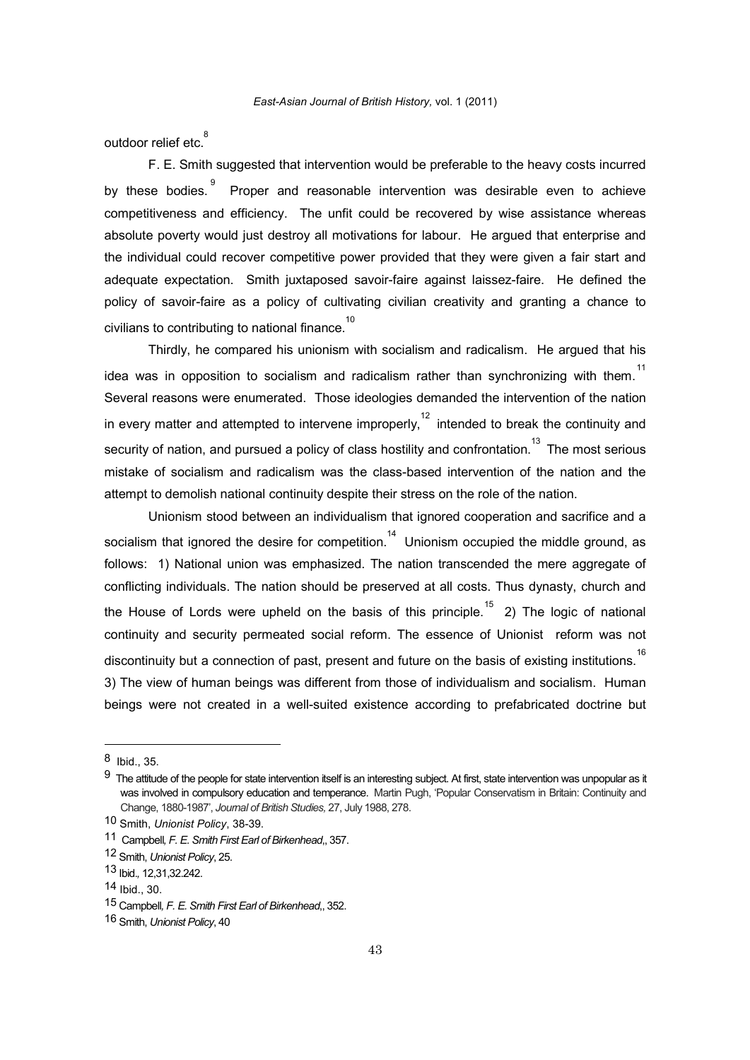outdoor relief etc.[8]

F. E. Smith suggested that intervention would be preferable to the heavy costs incurred by these bodies.[9] Proper and reasonable intervention was desirable even to achieve competitiveness and efficiency. The unfit could be recovered by wise assistance whereas absolute poverty would just destroy all motivations for labour. He argued that enterprise and the individual could recover competitive power provided that they were given a fair start and adequate expectation. Smith juxtaposed savoir-faire against laissez-faire. He defined the policy of savoir-faire as a policy of cultivating civilian creativity and granting a chance to civilians to contributing to national finance.[10]

Thirdly, he compared his unionism with socialism and radicalism. He argued that his idea was in opposition to socialism and radicalism rather than synchronizing with them.[11] Several reasons were enumerated. Those ideologies demanded the intervention of the nation in every matter and attempted to intervene improperly,[12] intended to break the continuity and security of nation, and pursued a policy of class hostility and confrontation.[13] The most serious mistake of socialism and radicalism was the class-based intervention of the nation and the attempt to demolish national continuity despite their stress on the role of the nation.

Unionism stood between an individualism that ignored cooperation and sacrifice and a socialism that ignored the desire for competition.[14] Unionism occupied the middle ground, as follows: 1) National union was emphasized. The nation transcended the mere aggregate of conflicting individuals. The nation should be preserved at all costs. Thus dynasty, church and the House of Lords were upheld on the basis of this principle.[15] 2) The logic of national continuity and security permeated social reform. The essence of Unionist reform was not discontinuity but a connection of past, present and future on the basis of existing institutions.[16] 3) The view of human beings was different from those of individualism and socialism. Human beings were not created in a well-suited existence according to prefabricated doctrine but

---

8 Ibid., 35.

9 The attitude of the people for state intervention itself is an interesting subject. At first, state intervention was unpopular as it was involved in compulsory education and temperance. Martin Pugh, 'Popular Conservatism in Britain: Continuity and Change, 1880-1987', *Journal of British Studies,* 27, July 1988, 278.

10 Smith, *Unionist Policy*, 38-39.

11 Campbell, *F. E. Smith First Earl of Birkenhead*,, 357.

12 Smith, *Unionist Policy*, 25.

13 Ibid., 12,31,32.242.

14 Ibid., 30.

15 Campbell, *F. E. Smith First Earl of Birkenhead*,, 352.

16 Smith, *Unionist Policy*, 40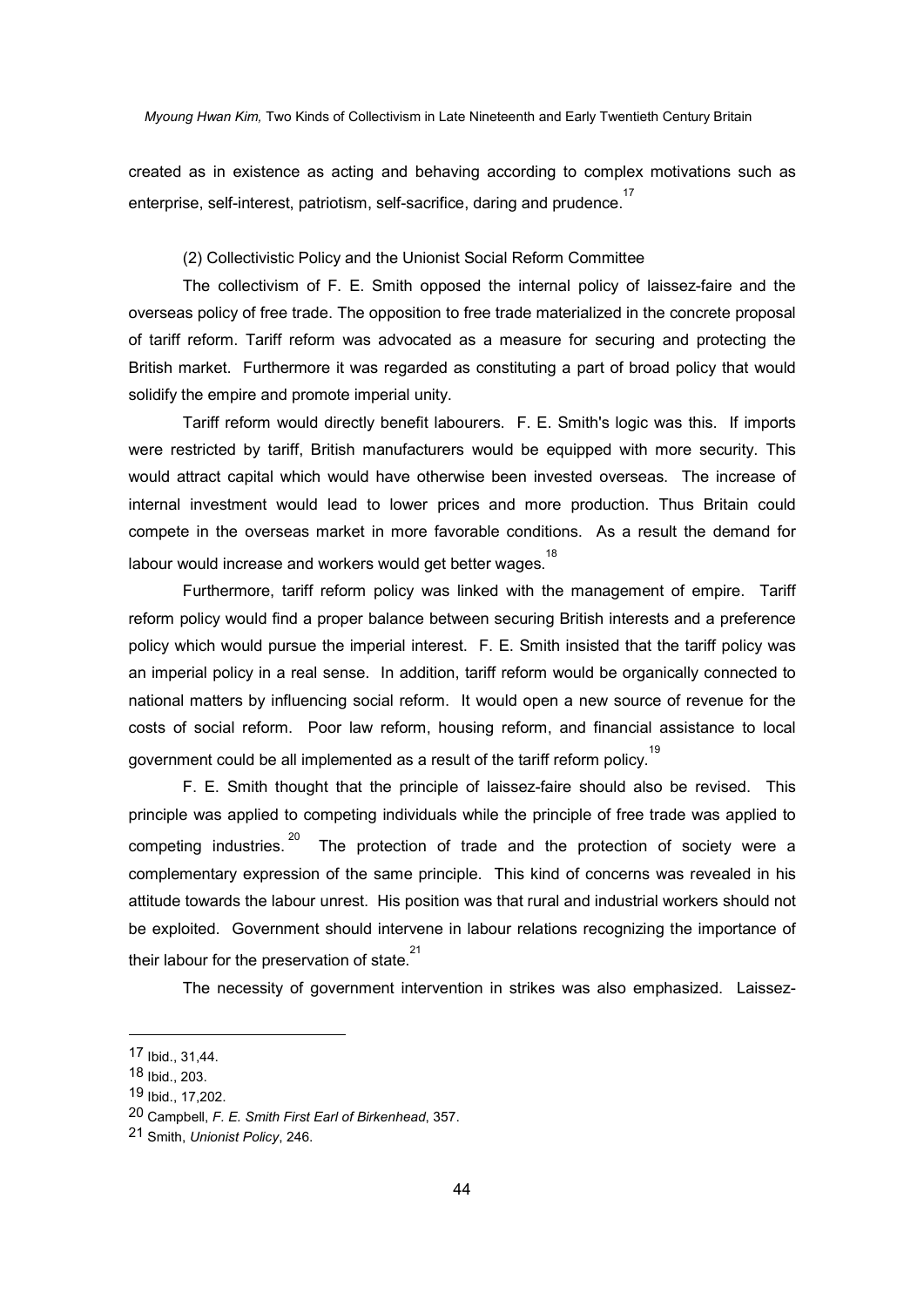created as in existence as acting and behaving according to complex motivations such as enterprise, self-interest, patriotism, self-sacrifice, daring and prudence.[17]

(2) Collectivistic Policy and the Unionist Social Reform Committee

The collectivism of F. E. Smith opposed the internal policy of laissez-faire and the overseas policy of free trade. The opposition to free trade materialized in the concrete proposal of tariff reform. Tariff reform was advocated as a measure for securing and protecting the British market. Furthermore it was regarded as constituting a part of broad policy that would solidify the empire and promote imperial unity.

Tariff reform would directly benefit labourers. F. E. Smith's logic was this. If imports were restricted by tariff, British manufacturers would be equipped with more security. This would attract capital which would have otherwise been invested overseas. The increase of internal investment would lead to lower prices and more production. Thus Britain could compete in the overseas market in more favorable conditions. As a result the demand for labour would increase and workers would get better wages.[18]

Furthermore, tariff reform policy was linked with the management of empire. Tariff reform policy would find a proper balance between securing British interests and a preference policy which would pursue the imperial interest. F. E. Smith insisted that the tariff policy was an imperial policy in a real sense. In addition, tariff reform would be organically connected to national matters by influencing social reform. It would open a new source of revenue for the costs of social reform. Poor law reform, housing reform, and financial assistance to local government could be all implemented as a result of the tariff reform policy.[19]

F. E. Smith thought that the principle of laissez-faire should also be revised. This principle was applied to competing individuals while the principle of free trade was applied to competing industries.[20] The protection of trade and the protection of society were a complementary expression of the same principle. This kind of concerns was revealed in his attitude towards the labour unrest. His position was that rural and industrial workers should not be exploited. Government should intervene in labour relations recognizing the importance of their labour for the preservation of state.[21]

The necessity of government intervention in strikes was also emphasized. Laissez-

---

17 Ibid., 31,44.

18 Ibid., 203.

19 Ibid., 17,202.

20 Campbell, *F. E. Smith First Earl of Birkenhead*, 357.

21 Smith, *Unionist Policy*, 246.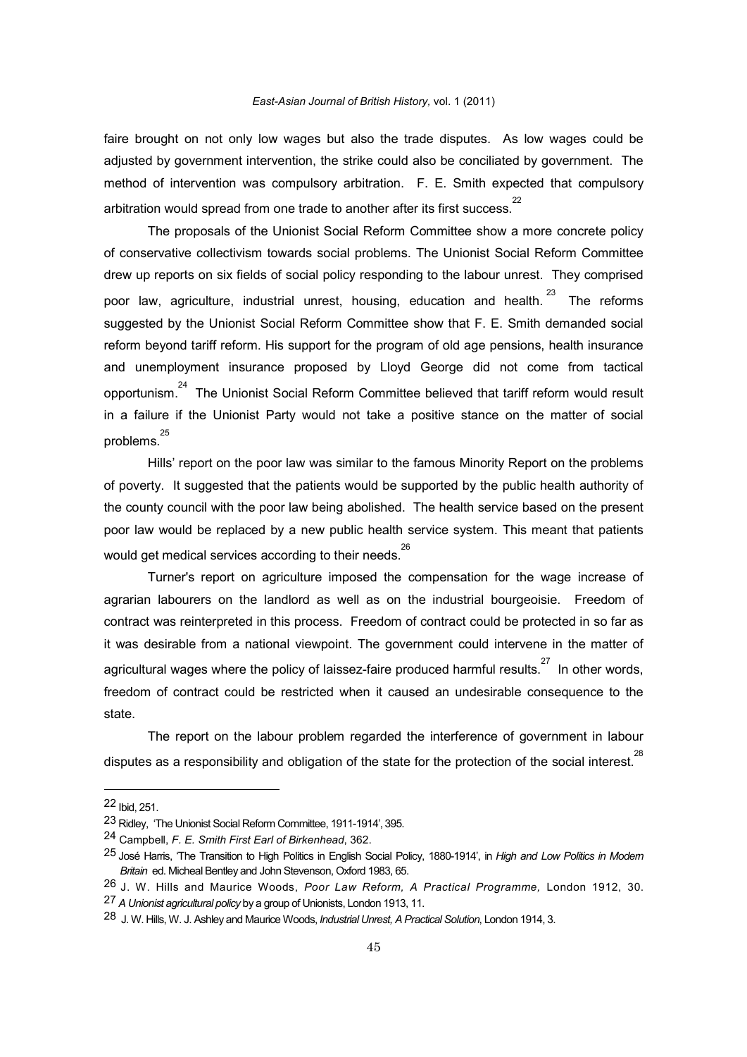faire brought on not only low wages but also the trade disputes. As low wages could be adjusted by government intervention, the strike could also be conciliated by government. The method of intervention was compulsory arbitration. F. E. Smith expected that compulsory arbitration would spread from one trade to another after its first success.[22]

The proposals of the Unionist Social Reform Committee show a more concrete policy of conservative collectivism towards social problems. The Unionist Social Reform Committee drew up reports on six fields of social policy responding to the labour unrest. They comprised poor law, agriculture, industrial unrest, housing, education and health.[23] The reforms suggested by the Unionist Social Reform Committee show that F. E. Smith demanded social reform beyond tariff reform. His support for the program of old age pensions, health insurance and unemployment insurance proposed by Lloyd George did not come from tactical opportunism.[24] The Unionist Social Reform Committee believed that tariff reform would result in a failure if the Unionist Party would not take a positive stance on the matter of social problems.[25]

Hills' report on the poor law was similar to the famous Minority Report on the problems of poverty. It suggested that the patients would be supported by the public health authority of the county council with the poor law being abolished. The health service based on the present poor law would be replaced by a new public health service system. This meant that patients would get medical services according to their needs.[26]

Turner's report on agriculture imposed the compensation for the wage increase of agrarian labourers on the landlord as well as on the industrial bourgeoisie. Freedom of contract was reinterpreted in this process. Freedom of contract could be protected in so far as it was desirable from a national viewpoint. The government could intervene in the matter of agricultural wages where the policy of laissez-faire produced harmful results.[27] In other words, freedom of contract could be restricted when it caused an undesirable consequence to the state.

The report on the labour problem regarded the interference of government in labour disputes as a responsibility and obligation of the state for the protection of the social interest.[28]

---

22 Ibid, 251.

23 Ridley, 'The Unionist Social Reform Committee, 1911-1914', 395.

24 Campbell, *F. E. Smith First Earl of Birkenhead*, 362.

25 José Harris, 'The Transition to High Politics in English Social Policy, 1880-1914', in *High and Low Politics in Modern Britain* ed. Micheal Bentley and John Stevenson, Oxford 1983, 65.

26 J. W. Hills and Maurice Woods, *Poor Law Reform, A Practical Programme,* London 1912, 30.

27 *A Unionist agricultural policy* by a group of Unionists, London 1913, 11.

28 J. W. Hills, W. J. Ashley and Maurice Woods, *Industrial Unrest, A Practical Solution*, London 1914, 3.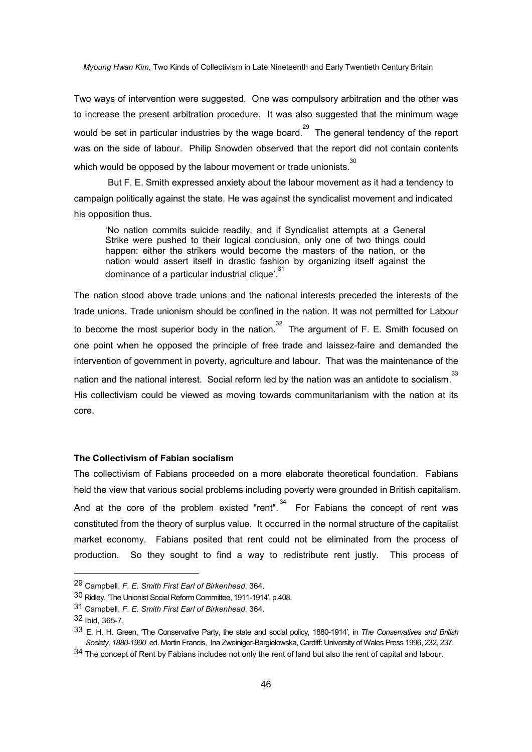Two ways of intervention were suggested. One was compulsory arbitration and the other was to increase the present arbitration procedure. It was also suggested that the minimum wage would be set in particular industries by the wage board.[29] The general tendency of the report was on the side of labour. Philip Snowden observed that the report did not contain contents which would be opposed by the labour movement or trade unionists.[30]

But F. E. Smith expressed anxiety about the labour movement as it had a tendency to campaign politically against the state. He was against the syndicalist movement and indicated his opposition thus.

> 'No nation commits suicide readily, and if Syndicalist attempts at a General Strike were pushed to their logical conclusion, only one of two things could happen: either the strikers would become the masters of the nation, or the nation would assert itself in drastic fashion by organizing itself against the dominance of a particular industrial clique'.[31]

The nation stood above trade unions and the national interests preceded the interests of the trade unions. Trade unionism should be confined in the nation. It was not permitted for Labour to become the most superior body in the nation.[32] The argument of F. E. Smith focused on one point when he opposed the principle of free trade and laissez-faire and demanded the intervention of government in poverty, agriculture and labour. That was the maintenance of the nation and the national interest. Social reform led by the nation was an antidote to socialism.[33] His collectivism could be viewed as moving towards communitarianism with the nation at its core.

### The Collectivism of Fabian socialism

The collectivism of Fabians proceeded on a more elaborate theoretical foundation. Fabians held the view that various social problems including poverty were grounded in British capitalism. And at the core of the problem existed "rent".[34] For Fabians the concept of rent was constituted from the theory of surplus value. It occurred in the normal structure of the capitalist market economy. Fabians posited that rent could not be eliminated from the process of production. So they sought to find a way to redistribute rent justly. This process of

---

29 Campbell, *F. E. Smith First Earl of Birkenhead*, 364.

30 Ridley, 'The Unionist Social Reform Committee, 1911-1914', p.408.

31 Campbell, *F. E. Smith First Earl of Birkenhead*, 364.

32 Ibid, 365-7.

33 E. H. H. Green, 'The Conservative Party, the state and social policy, 1880-1914', in *The Conservatives and British Society, 1880-1990* ed. Martin Francis, Ina Zweiniger-Bargielowska, Cardiff: University of Wales Press 1996, 232, 237.

34 The concept of Rent by Fabians includes not only the rent of land but also the rent of capital and labour.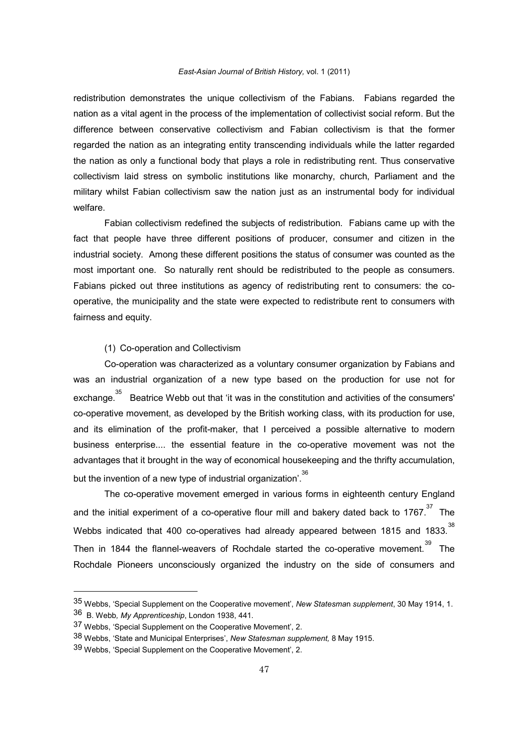redistribution demonstrates the unique collectivism of the Fabians. Fabians regarded the nation as a vital agent in the process of the implementation of collectivist social reform. But the difference between conservative collectivism and Fabian collectivism is that the former regarded the nation as an integrating entity transcending individuals while the latter regarded the nation as only a functional body that plays a role in redistributing rent. Thus conservative collectivism laid stress on symbolic institutions like monarchy, church, Parliament and the military whilst Fabian collectivism saw the nation just as an instrumental body for individual welfare.

Fabian collectivism redefined the subjects of redistribution. Fabians came up with the fact that people have three different positions of producer, consumer and citizen in the industrial society. Among these different positions the status of consumer was counted as the most important one. So naturally rent should be redistributed to the people as consumers. Fabians picked out three institutions as agency of redistributing rent to consumers: the co-operative, the municipality and the state were expected to redistribute rent to consumers with fairness and equity.

(1) Co-operation and Collectivism

Co-operation was characterized as a voluntary consumer organization by Fabians and was an industrial organization of a new type based on the production for use not for exchange.[35] Beatrice Webb out that 'it was in the constitution and activities of the consumers' co-operative movement, as developed by the British working class, with its production for use, and its elimination of the profit-maker, that I perceived a possible alternative to modern business enterprise.... the essential feature in the co-operative movement was not the advantages that it brought in the way of economical housekeeping and the thrifty accumulation, but the invention of a new type of industrial organization'.[36]

The co-operative movement emerged in various forms in eighteenth century England and the initial experiment of a co-operative flour mill and bakery dated back to 1767.[37] The Webbs indicated that 400 co-operatives had already appeared between 1815 and 1833.[38] Then in 1844 the flannel-weavers of Rochdale started the co-operative movement.[39] The Rochdale Pioneers unconsciously organized the industry on the side of consumers and

---

35 Webbs, 'Special Supplement on the Cooperative movement', *New Statesman supplement*, 30 May 1914, 1.

36 B. Webb*, My Apprenticeship*, London 1938, 441.

37 Webbs, 'Special Supplement on the Cooperative Movement', 2.

38 Webbs, 'State and Municipal Enterprises', *New Statesman supplement,* 8 May 1915.

39 Webbs, 'Special Supplement on the Cooperative Movement', 2.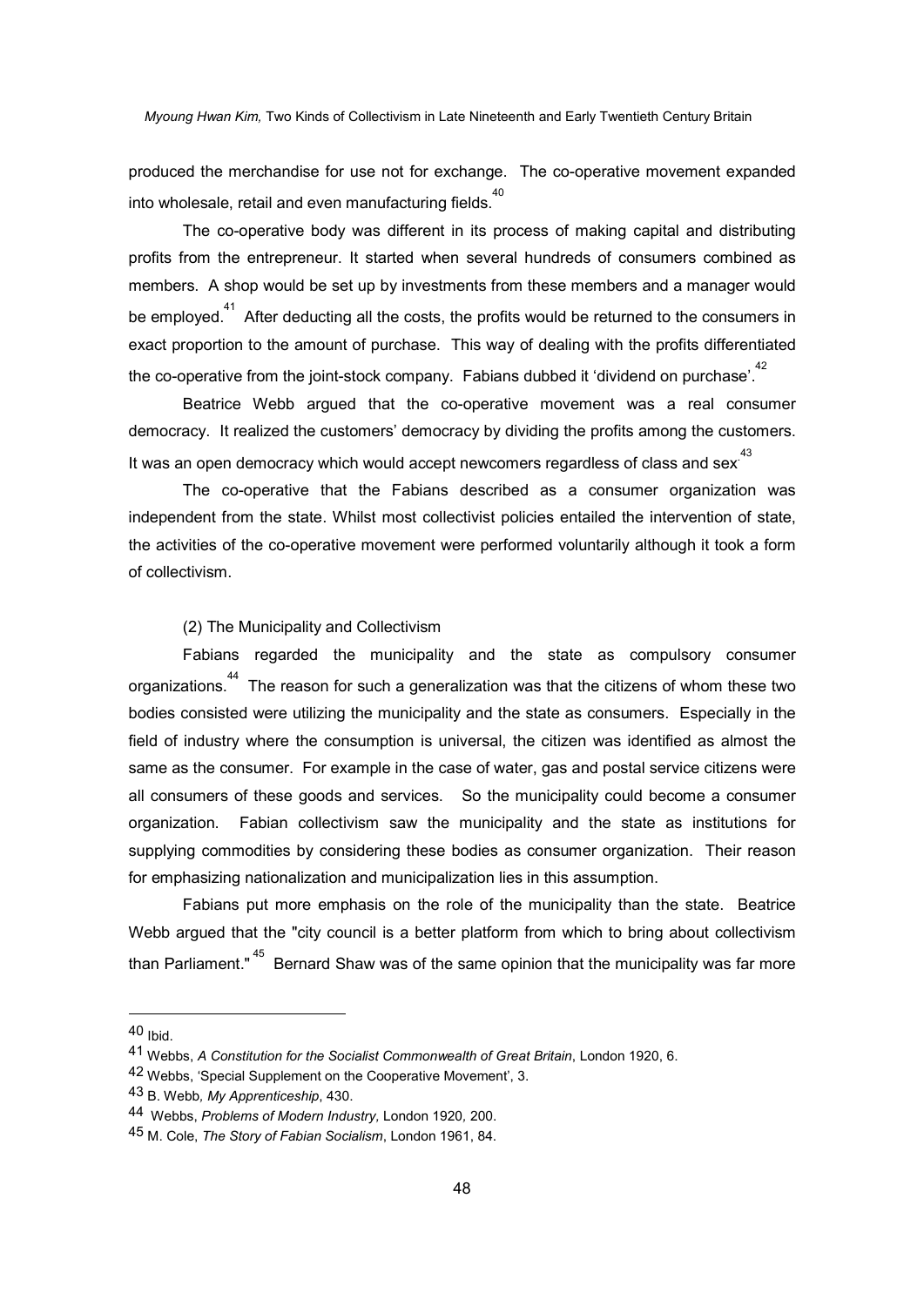produced the merchandise for use not for exchange. The co-operative movement expanded into wholesale, retail and even manufacturing fields.[40]

The co-operative body was different in its process of making capital and distributing profits from the entrepreneur. It started when several hundreds of consumers combined as members. A shop would be set up by investments from these members and a manager would be employed.[41] After deducting all the costs, the profits would be returned to the consumers in exact proportion to the amount of purchase. This way of dealing with the profits differentiated the co-operative from the joint-stock company. Fabians dubbed it 'dividend on purchase'.[42]

Beatrice Webb argued that the co-operative movement was a real consumer democracy. It realized the customers' democracy by dividing the profits among the customers. It was an open democracy which would accept newcomers regardless of class and sex.[43]

The co-operative that the Fabians described as a consumer organization was independent from the state. Whilst most collectivist policies entailed the intervention of state, the activities of the co-operative movement were performed voluntarily although it took a form of collectivism.

### (2) The Municipality and Collectivism

Fabians regarded the municipality and the state as compulsory consumer organizations.[44] The reason for such a generalization was that the citizens of whom these two bodies consisted were utilizing the municipality and the state as consumers. Especially in the field of industry where the consumption is universal, the citizen was identified as almost the same as the consumer. For example in the case of water, gas and postal service citizens were all consumers of these goods and services. So the municipality could become a consumer organization. Fabian collectivism saw the municipality and the state as institutions for supplying commodities by considering these bodies as consumer organization. Their reason for emphasizing nationalization and municipalization lies in this assumption.

Fabians put more emphasis on the role of the municipality than the state. Beatrice Webb argued that the "city council is a better platform from which to bring about collectivism than Parliament."[45] Bernard Shaw was of the same opinion that the municipality was far more

---

40 Ibid.

41 Webbs, *A Constitution for the Socialist Commonwealth of Great Britain*, London 1920, 6.

42 Webbs, 'Special Supplement on the Cooperative Movement', 3.

43 B. Webb, *My Apprenticeship*, 430.

44 Webbs, *Problems of Modern Industry,* London 1920, 200.

45 M. Cole, *The Story of Fabian Socialism*, London 1961, 84.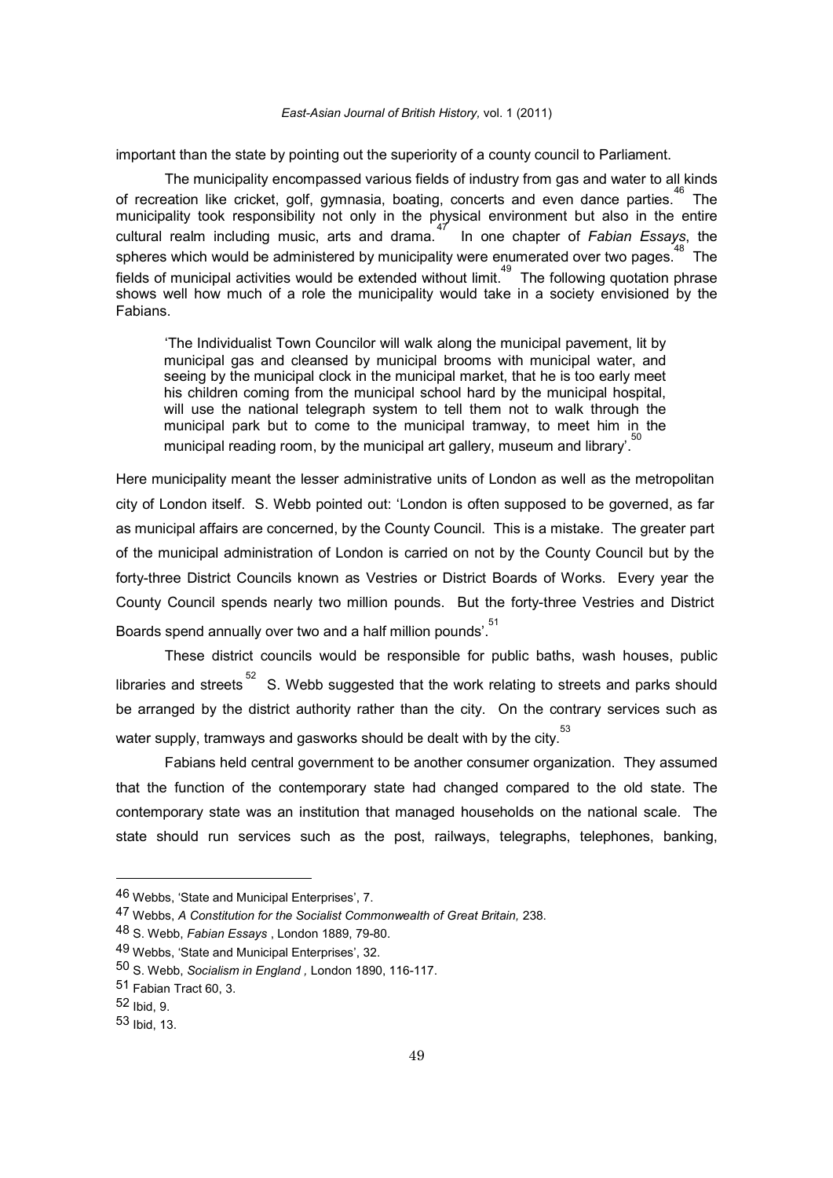important than the state by pointing out the superiority of a county council to Parliament.

The municipality encompassed various fields of industry from gas and water to all kinds of recreation like cricket, golf, gymnasia, boating, concerts and even dance parties.[46] The municipality took responsibility not only in the physical environment but also in the entire cultural realm including music, arts and drama.[47] In one chapter of *Fabian Essays*, the spheres which would be administered by municipality were enumerated over two pages.[48] The fields of municipal activities would be extended without limit.[49] The following quotation phrase shows well how much of a role the municipality would take in a society envisioned by the Fabians.

> 'The Individualist Town Councilor will walk along the municipal pavement, lit by municipal gas and cleansed by municipal brooms with municipal water, and seeing by the municipal clock in the municipal market, that he is too early meet his children coming from the municipal school hard by the municipal hospital, will use the national telegraph system to tell them not to walk through the municipal park but to come to the municipal tramway, to meet him in the municipal reading room, by the municipal art gallery, museum and library'.[50]

Here municipality meant the lesser administrative units of London as well as the metropolitan city of London itself. S. Webb pointed out: 'London is often supposed to be governed, as far as municipal affairs are concerned, by the County Council. This is a mistake. The greater part of the municipal administration of London is carried on not by the County Council but by the forty-three District Councils known as Vestries or District Boards of Works. Every year the County Council spends nearly two million pounds. But the forty-three Vestries and District Boards spend annually over two and a half million pounds'.[51]

These district councils would be responsible for public baths, wash houses, public libraries and streets[52] S. Webb suggested that the work relating to streets and parks should be arranged by the district authority rather than the city. On the contrary services such as water supply, tramways and gasworks should be dealt with by the city.[53]

Fabians held central government to be another consumer organization. They assumed that the function of the contemporary state had changed compared to the old state. The contemporary state was an institution that managed households on the national scale. The state should run services such as the post, railways, telegraphs, telephones, banking,

---

46 Webbs, 'State and Municipal Enterprises', 7.

47 Webbs, *A Constitution for the Socialist Commonwealth of Great Britain,* 238.

48 S. Webb, *Fabian Essays* , London 1889, 79-80.

49 Webbs, 'State and Municipal Enterprises', 32.

50 S. Webb, *Socialism in England ,* London 1890, 116-117.

51 Fabian Tract 60, 3.

52 Ibid, 9.

53 Ibid, 13.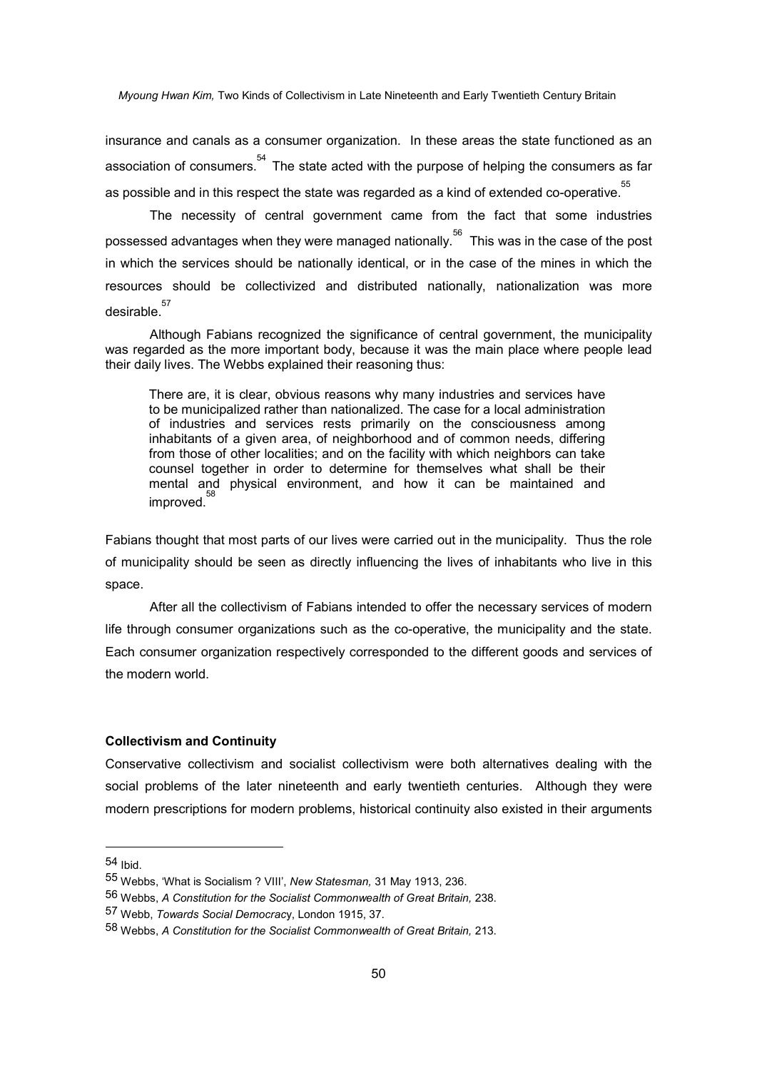insurance and canals as a consumer organization. In these areas the state functioned as an association of consumers.[54] The state acted with the purpose of helping the consumers as far as possible and in this respect the state was regarded as a kind of extended co-operative.[55]

The necessity of central government came from the fact that some industries possessed advantages when they were managed nationally.[56] This was in the case of the post in which the services should be nationally identical, or in the case of the mines in which the resources should be collectivized and distributed nationally, nationalization was more desirable.[57]

Although Fabians recognized the significance of central government, the municipality was regarded as the more important body, because it was the main place where people lead their daily lives. The Webbs explained their reasoning thus:

> There are, it is clear, obvious reasons why many industries and services have to be municipalized rather than nationalized. The case for a local administration of industries and services rests primarily on the consciousness among inhabitants of a given area, of neighborhood and of common needs, differing from those of other localities; and on the facility with which neighbors can take counsel together in order to determine for themselves what shall be their mental and physical environment, and how it can be maintained and improved.[58]

Fabians thought that most parts of our lives were carried out in the municipality. Thus the role of municipality should be seen as directly influencing the lives of inhabitants who live in this space.

After all the collectivism of Fabians intended to offer the necessary services of modern life through consumer organizations such as the co-operative, the municipality and the state. Each consumer organization respectively corresponded to the different goods and services of the modern world.

**Collectivism and Continuity**

Conservative collectivism and socialist collectivism were both alternatives dealing with the social problems of the later nineteenth and early twentieth centuries. Although they were modern prescriptions for modern problems, historical continuity also existed in their arguments

---

54 Ibid.

55 Webbs, 'What is Socialism ? VIII', *New Statesman,* 31 May 1913, 236.

56 Webbs, *A Constitution for the Socialist Commonwealth of Great Britain,* 238.

57 Webb, *Towards Social Democracy*, London 1915, 37.

58 Webbs, *A Constitution for the Socialist Commonwealth of Great Britain,* 213.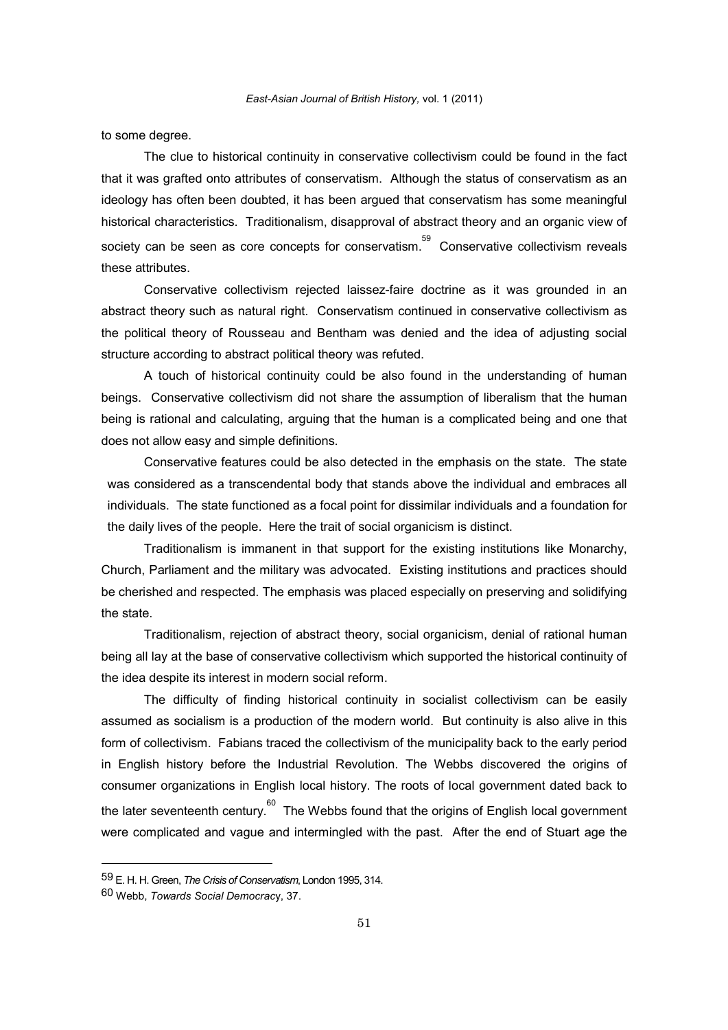to some degree.

The clue to historical continuity in conservative collectivism could be found in the fact that it was grafted onto attributes of conservatism. Although the status of conservatism as an ideology has often been doubted, it has been argued that conservatism has some meaningful historical characteristics. Traditionalism, disapproval of abstract theory and an organic view of society can be seen as core concepts for conservatism.[59] Conservative collectivism reveals these attributes.

Conservative collectivism rejected laissez-faire doctrine as it was grounded in an abstract theory such as natural right. Conservatism continued in conservative collectivism as the political theory of Rousseau and Bentham was denied and the idea of adjusting social structure according to abstract political theory was refuted.

A touch of historical continuity could be also found in the understanding of human beings. Conservative collectivism did not share the assumption of liberalism that the human being is rational and calculating, arguing that the human is a complicated being and one that does not allow easy and simple definitions.

Conservative features could be also detected in the emphasis on the state. The state was considered as a transcendental body that stands above the individual and embraces all individuals. The state functioned as a focal point for dissimilar individuals and a foundation for the daily lives of the people. Here the trait of social organicism is distinct.

Traditionalism is immanent in that support for the existing institutions like Monarchy, Church, Parliament and the military was advocated. Existing institutions and practices should be cherished and respected. The emphasis was placed especially on preserving and solidifying the state.

Traditionalism, rejection of abstract theory, social organicism, denial of rational human being all lay at the base of conservative collectivism which supported the historical continuity of the idea despite its interest in modern social reform.

The difficulty of finding historical continuity in socialist collectivism can be easily assumed as socialism is a production of the modern world. But continuity is also alive in this form of collectivism. Fabians traced the collectivism of the municipality back to the early period in English history before the Industrial Revolution. The Webbs discovered the origins of consumer organizations in English local history. The roots of local government dated back to the later seventeenth century.[60] The Webbs found that the origins of English local government were complicated and vague and intermingled with the past. After the end of Stuart age the

---

59 E. H. H. Green, *The Crisis of Conservatism*, London 1995, 314.

60 Webb, *Towards Social Democracy*, 37.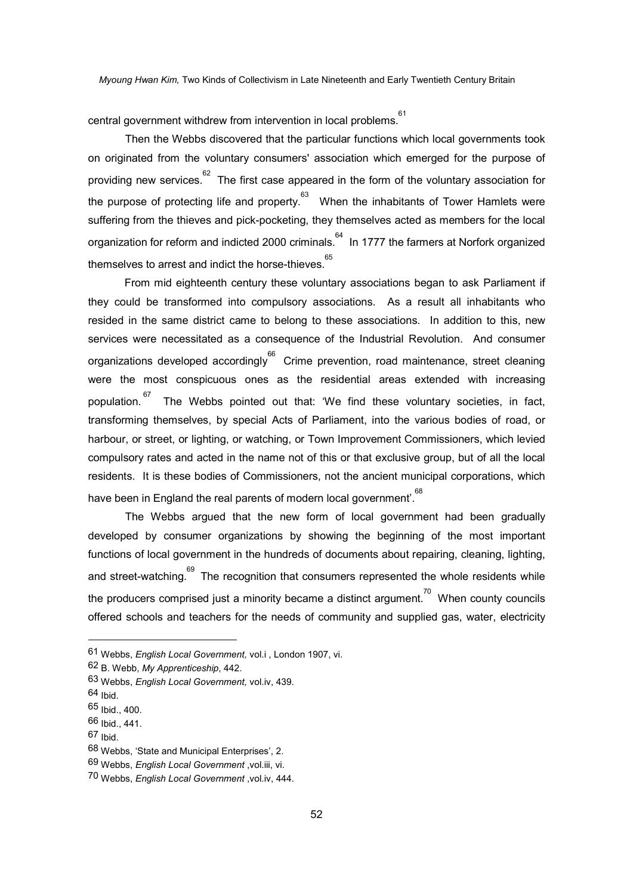central government withdrew from intervention in local problems.[61]

Then the Webbs discovered that the particular functions which local governments took on originated from the voluntary consumers' association which emerged for the purpose of providing new services.[62] The first case appeared in the form of the voluntary association for the purpose of protecting life and property.[63] When the inhabitants of Tower Hamlets were suffering from the thieves and pick-pocketing, they themselves acted as members for the local organization for reform and indicted 2000 criminals.[64] In 1777 the farmers at Norfork organized themselves to arrest and indict the horse-thieves.[65]

From mid eighteenth century these voluntary associations began to ask Parliament if they could be transformed into compulsory associations. As a result all inhabitants who resided in the same district came to belong to these associations. In addition to this, new services were necessitated as a consequence of the Industrial Revolution. And consumer organizations developed accordingly[66] Crime prevention, road maintenance, street cleaning were the most conspicuous ones as the residential areas extended with increasing population.[67] The Webbs pointed out that: 'We find these voluntary societies, in fact, transforming themselves, by special Acts of Parliament, into the various bodies of road, or harbour, or street, or lighting, or watching, or Town Improvement Commissioners, which levied compulsory rates and acted in the name not of this or that exclusive group, but of all the local residents. It is these bodies of Commissioners, not the ancient municipal corporations, which have been in England the real parents of modern local government'.[68]

The Webbs argued that the new form of local government had been gradually developed by consumer organizations by showing the beginning of the most important functions of local government in the hundreds of documents about repairing, cleaning, lighting, and street-watching.[69] The recognition that consumers represented the whole residents while the producers comprised just a minority became a distinct argument.[70] When county councils offered schools and teachers for the needs of community and supplied gas, water, electricity

---

61 Webbs, *English Local Government,* vol.i , London 1907, vi.

62 B. Webb, *My Apprenticeship*, 442.

63 Webbs, *English Local Government,* vol.iv, 439.

64 Ibid.

65 Ibid., 400.

66 Ibid., 441.

67 Ibid.

68 Webbs, 'State and Municipal Enterprises', 2.

69 Webbs, *English Local Government* ,vol.iii, vi.

70 Webbs, *English Local Government* ,vol.iv, 444.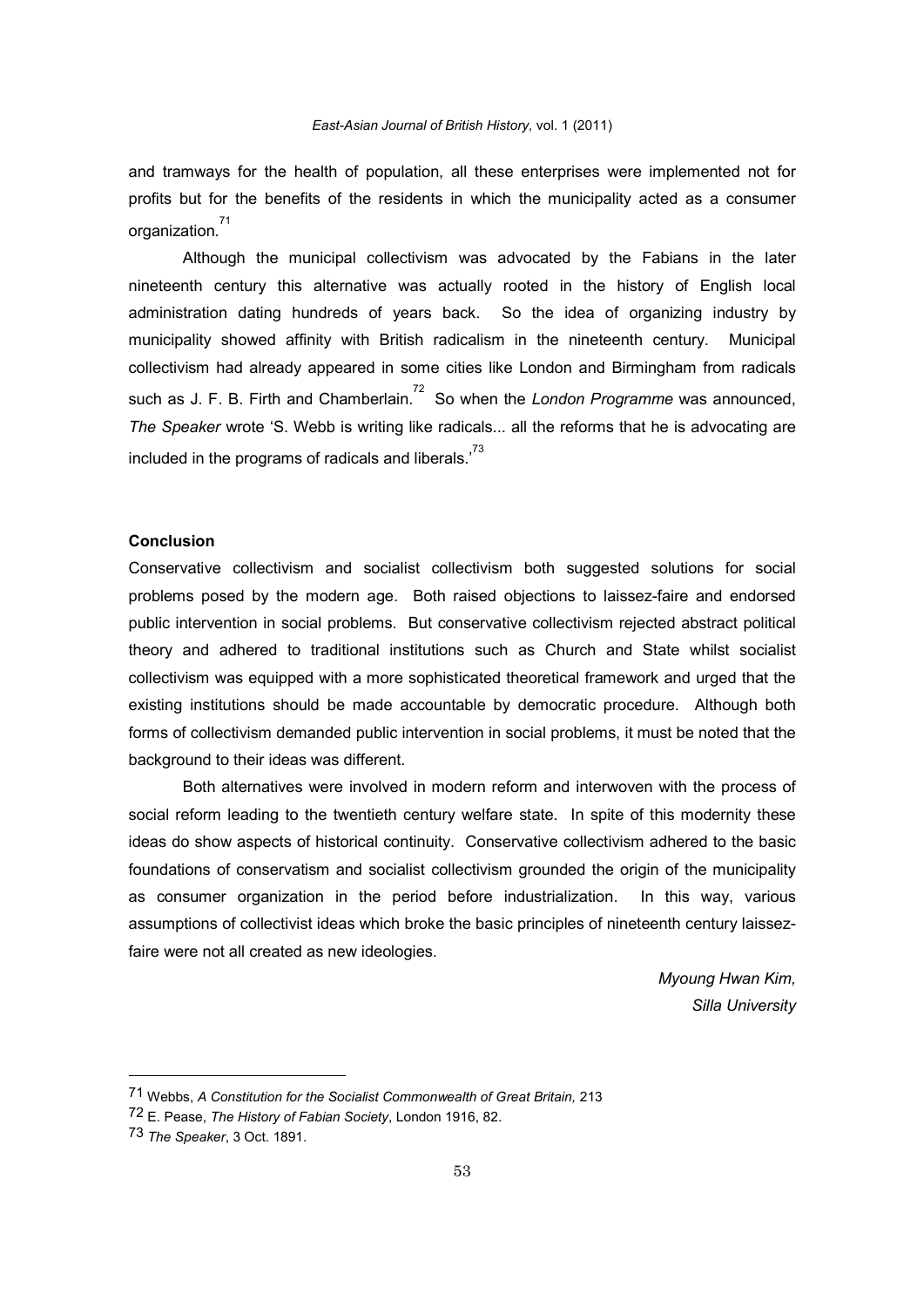and tramways for the health of population, all these enterprises were implemented not for profits but for the benefits of the residents in which the municipality acted as a consumer organization.[71]

Although the municipal collectivism was advocated by the Fabians in the later nineteenth century this alternative was actually rooted in the history of English local administration dating hundreds of years back. So the idea of organizing industry by municipality showed affinity with British radicalism in the nineteenth century. Municipal collectivism had already appeared in some cities like London and Birmingham from radicals such as J. F. B. Firth and Chamberlain.[72] So when the *London Programme* was announced, *The Speaker* wrote 'S. Webb is writing like radicals... all the reforms that he is advocating are included in the programs of radicals and liberals.'[73]

**Conclusion**

Conservative collectivism and socialist collectivism both suggested solutions for social problems posed by the modern age. Both raised objections to laissez-faire and endorsed public intervention in social problems. But conservative collectivism rejected abstract political theory and adhered to traditional institutions such as Church and State whilst socialist collectivism was equipped with a more sophisticated theoretical framework and urged that the existing institutions should be made accountable by democratic procedure. Although both forms of collectivism demanded public intervention in social problems, it must be noted that the background to their ideas was different.

Both alternatives were involved in modern reform and interwoven with the process of social reform leading to the twentieth century welfare state. In spite of this modernity these ideas do show aspects of historical continuity. Conservative collectivism adhered to the basic foundations of conservatism and socialist collectivism grounded the origin of the municipality as consumer organization in the period before industrialization. In this way, various assumptions of collectivist ideas which broke the basic principles of nineteenth century laissez-faire were not all created as new ideologies.

*Myoung Hwan Kim,*
*Silla University*

---

71 Webbs, *A Constitution for the Socialist Commonwealth of Great Britain,* 213

72 E. Pease, *The History of Fabian Society*, London 1916, 82.

73 *The Speaker*, 3 Oct. 1891.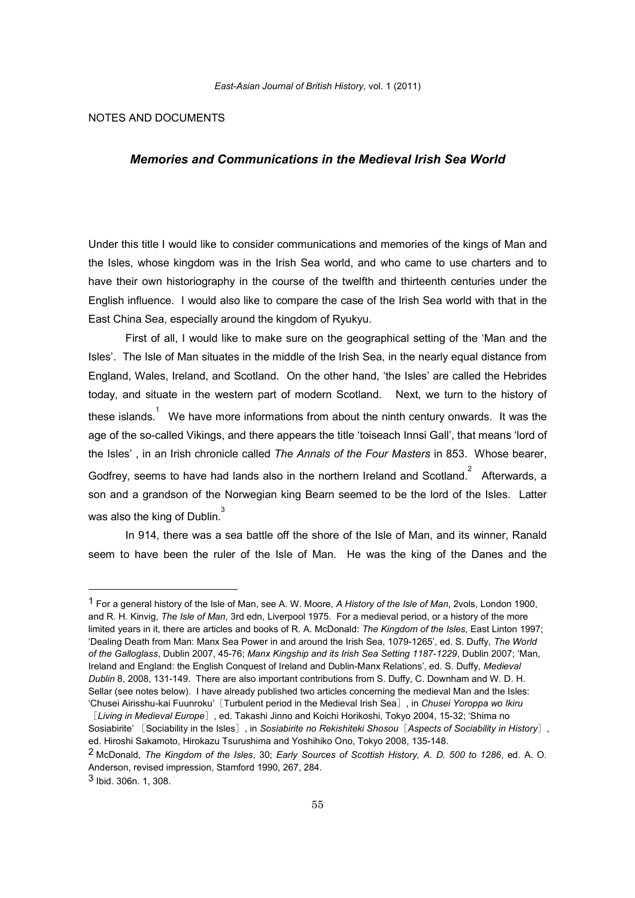NOTES AND DOCUMENTS

## *Memories and Communications in the Medieval Irish Sea World*

Under this title I would like to consider communications and memories of the kings of Man and the Isles, whose kingdom was in the Irish Sea world, and who came to use charters and to have their own historiography in the course of the twelfth and thirteenth centuries under the English influence. I would also like to compare the case of the Irish Sea world with that in the East China Sea, especially around the kingdom of Ryukyu.

First of all, I would like to make sure on the geographical setting of the 'Man and the Isles'. The Isle of Man situates in the middle of the Irish Sea, in the nearly equal distance from England, Wales, Ireland, and Scotland. On the other hand, 'the Isles' are called the Hebrides today, and situate in the western part of modern Scotland. Next, we turn to the history of these islands.[1] We have more informations from about the ninth century onwards. It was the age of the so-called Vikings, and there appears the title 'toiseach Innsi Gall', that means 'lord of the Isles' , in an Irish chronicle called *The Annals of the Four Masters* in 853. Whose bearer, Godfrey, seems to have had lands also in the northern Ireland and Scotland.[2] Afterwards, a son and a grandson of the Norwegian king Bearn seemed to be the lord of the Isles. Latter was also the king of Dublin.[3]

In 914, there was a sea battle off the shore of the Isle of Man, and its winner, Ranald seem to have been the ruler of the Isle of Man. He was the king of the Danes and the

---

[1] For a general history of the Isle of Man, see A. W. Moore, *A History of the Isle of Man*, 2vols, London 1900, and R. H. Kinvig, *The Isle of Man*, 3rd edn, Liverpool 1975. For a medieval period, or a history of the more limited years in it, there are articles and books of R. A. McDonald: *The Kingdom of the Isles*, East Linton 1997; 'Dealing Death from Man: Manx Sea Power in and around the Irish Sea, 1079-1265', ed. S. Duffy, *The World of the Galloglass*, Dublin 2007, 45-76; *Manx Kingship and its Irish Sea Setting 1187-1229*, Dublin 2007; 'Man, Ireland and England: the English Conquest of Ireland and Dublin-Manx Relations', ed. S. Duffy, *Medieval Dublin* 8, 2008, 131-149. There are also important contributions from S. Duffy, C. Downham and W. D. H. Sellar (see notes below). I have already published two articles concerning the medieval Man and the Isles: 'Chusei Airisshu-kai Fuunroku'［Turbulent period in the Medieval Irish Sea］, in *Chusei Yoroppa wo Ikiru*［*Living in Medieval Europe*］, ed. Takashi Jinno and Koichi Horikoshi, Tokyo 2004, 15-32; 'Shima no Sosiabirite'［Sociability in the Isles］, in *Sosiabirite no Rekishiteki Shosou*［*Aspects of Sociability in History*］, ed. Hiroshi Sakamoto, Hirokazu Tsurushima and Yoshihiko Ono, Tokyo 2008, 135-148.

[2] McDonald, *The Kingdom of the Isles*, 30; *Early Sources of Scottish History, A. D. 500 to 1286*, ed. A. O. Anderson, revised impression, Stamford 1990, 267, 284.

[3] Ibid. 306n. 1, 308.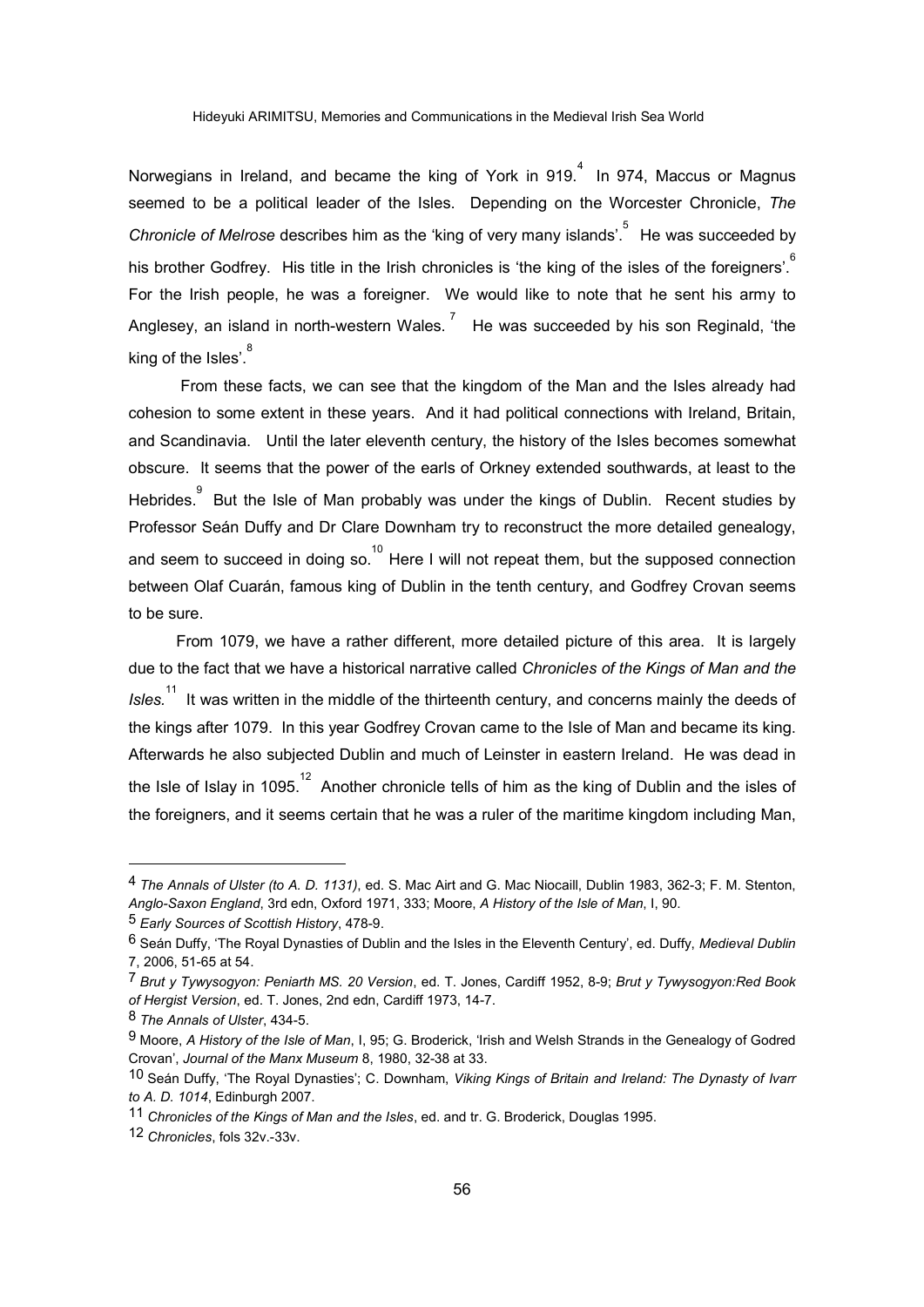Norwegians in Ireland, and became the king of York in 919.[4] In 974, Maccus or Magnus seemed to be a political leader of the Isles. Depending on the Worcester Chronicle, *The Chronicle of Melrose* describes him as the 'king of very many islands'.[5] He was succeeded by his brother Godfrey. His title in the Irish chronicles is 'the king of the isles of the foreigners'.[6] For the Irish people, he was a foreigner. We would like to note that he sent his army to Anglesey, an island in north-western Wales.[7] He was succeeded by his son Reginald, 'the king of the Isles'.[8]

From these facts, we can see that the kingdom of the Man and the Isles already had cohesion to some extent in these years. And it had political connections with Ireland, Britain, and Scandinavia. Until the later eleventh century, the history of the Isles becomes somewhat obscure. It seems that the power of the earls of Orkney extended southwards, at least to the Hebrides.[9] But the Isle of Man probably was under the kings of Dublin. Recent studies by Professor Seán Duffy and Dr Clare Downham try to reconstruct the more detailed genealogy, and seem to succeed in doing so.[10] Here I will not repeat them, but the supposed connection between Olaf Cuarán, famous king of Dublin in the tenth century, and Godfrey Crovan seems to be sure.

From 1079, we have a rather different, more detailed picture of this area. It is largely due to the fact that we have a historical narrative called *Chronicles of the Kings of Man and the Isles*.[11] It was written in the middle of the thirteenth century, and concerns mainly the deeds of the kings after 1079. In this year Godfrey Crovan came to the Isle of Man and became its king. Afterwards he also subjected Dublin and much of Leinster in eastern Ireland. He was dead in the Isle of Islay in 1095.[12] Another chronicle tells of him as the king of Dublin and the isles of the foreigners, and it seems certain that he was a ruler of the maritime kingdom including Man,

---

4 *The Annals of Ulster (to A. D. 1131)*, ed. S. Mac Airt and G. Mac Niocaill, Dublin 1983, 362-3; F. M. Stenton, *Anglo-Saxon England*, 3rd edn, Oxford 1971, 333; Moore, *A History of the Isle of Man*, I, 90.

5 *Early Sources of Scottish History*, 478-9.

6 Seán Duffy, 'The Royal Dynasties of Dublin and the Isles in the Eleventh Century', ed. Duffy, *Medieval Dublin* 7, 2006, 51-65 at 54.

7 *Brut y Tywysogyon: Peniarth MS. 20 Version*, ed. T. Jones, Cardiff 1952, 8-9; *Brut y Tywysogyon:Red Book of Hergist Version*, ed. T. Jones, 2nd edn, Cardiff 1973, 14-7.

8 *The Annals of Ulster*, 434-5.

9 Moore, *A History of the Isle of Man*, I, 95; G. Broderick, 'Irish and Welsh Strands in the Genealogy of Godred Crovan', *Journal of the Manx Museum* 8, 1980, 32-38 at 33.

10 Seán Duffy, 'The Royal Dynasties'; C. Downham, *Viking Kings of Britain and Ireland: The Dynasty of Ivarr to A. D. 1014*, Edinburgh 2007.

11 *Chronicles of the Kings of Man and the Isles*, ed. and tr. G. Broderick, Douglas 1995.

12 *Chronicles*, fols 32v.-33v.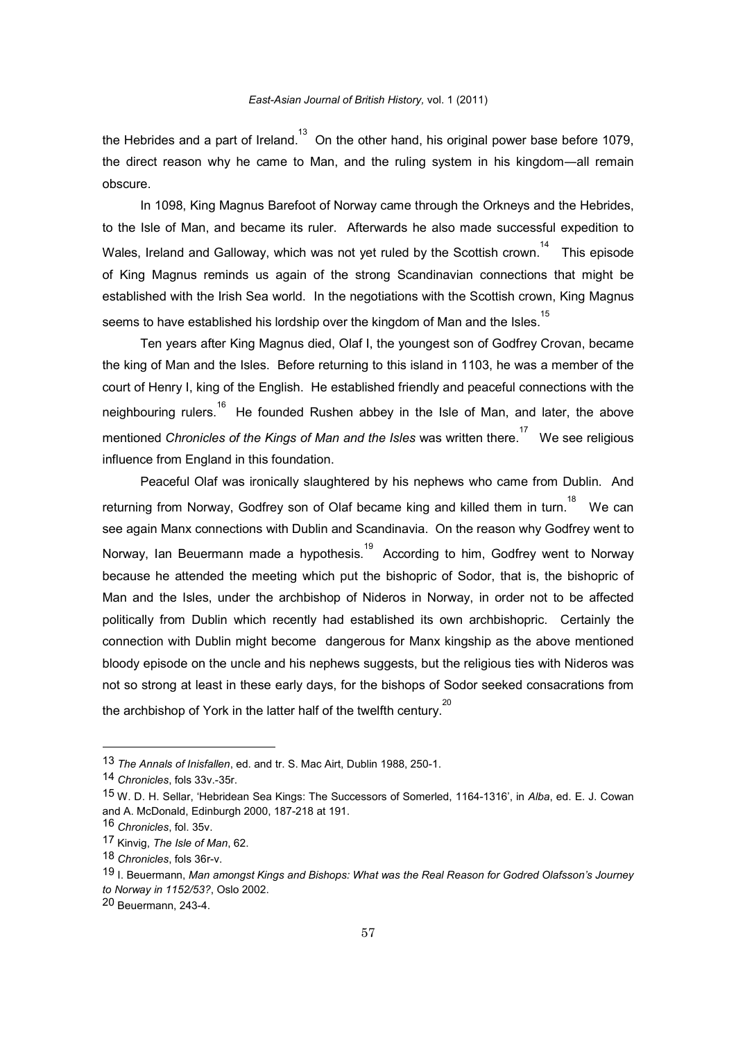the Hebrides and a part of Ireland.[13] On the other hand, his original power base before 1079, the direct reason why he came to Man, and the ruling system in his kingdom—all remain obscure.

In 1098, King Magnus Barefoot of Norway came through the Orkneys and the Hebrides, to the Isle of Man, and became its ruler. Afterwards he also made successful expedition to Wales, Ireland and Galloway, which was not yet ruled by the Scottish crown.[14] This episode of King Magnus reminds us again of the strong Scandinavian connections that might be established with the Irish Sea world. In the negotiations with the Scottish crown, King Magnus seems to have established his lordship over the kingdom of Man and the Isles.[15]

Ten years after King Magnus died, Olaf I, the youngest son of Godfrey Crovan, became the king of Man and the Isles. Before returning to this island in 1103, he was a member of the court of Henry I, king of the English. He established friendly and peaceful connections with the neighbouring rulers.[16] He founded Rushen abbey in the Isle of Man, and later, the above mentioned *Chronicles of the Kings of Man and the Isles* was written there.[17] We see religious influence from England in this foundation.

Peaceful Olaf was ironically slaughtered by his nephews who came from Dublin. And returning from Norway, Godfrey son of Olaf became king and killed them in turn.[18] We can see again Manx connections with Dublin and Scandinavia. On the reason why Godfrey went to Norway, Ian Beuermann made a hypothesis.[19] According to him, Godfrey went to Norway because he attended the meeting which put the bishopric of Sodor, that is, the bishopric of Man and the Isles, under the archbishop of Nideros in Norway, in order not to be affected politically from Dublin which recently had established its own archbishopric. Certainly the connection with Dublin might become dangerous for Manx kingship as the above mentioned bloody episode on the uncle and his nephews suggests, but the religious ties with Nideros was not so strong at least in these early days, for the bishops of Sodor seeked consacrations from the archbishop of York in the latter half of the twelfth century.[20]

---

13 *The Annals of Inisfallen*, ed. and tr. S. Mac Airt, Dublin 1988, 250-1.

14 *Chronicles*, fols 33v.-35r.

15 W. D. H. Sellar, 'Hebridean Sea Kings: The Successors of Somerled, 1164-1316', in *Alba*, ed. E. J. Cowan and A. McDonald, Edinburgh 2000, 187-218 at 191.

16 *Chronicles*, fol. 35v.

17 Kinvig, *The Isle of Man*, 62.

18 *Chronicles*, fols 36r-v.

19 I. Beuermann, *Man amongst Kings and Bishops: What was the Real Reason for Godred Olafsson's Journey to Norway in 1152/53?*, Oslo 2002.

20 Beuermann, 243-4.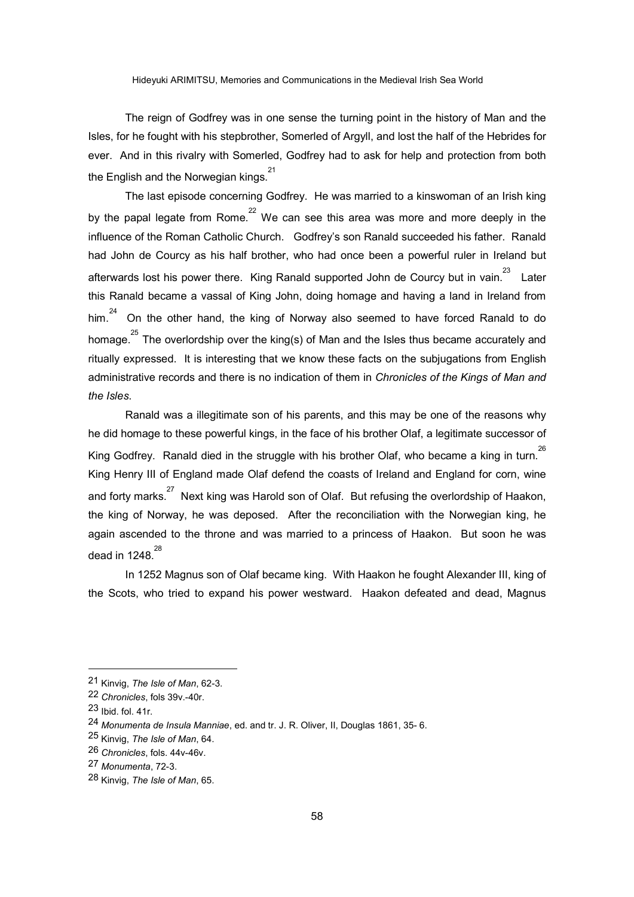The reign of Godfrey was in one sense the turning point in the history of Man and the Isles, for he fought with his stepbrother, Somerled of Argyll, and lost the half of the Hebrides for ever. And in this rivalry with Somerled, Godfrey had to ask for help and protection from both the English and the Norwegian kings.[21]

The last episode concerning Godfrey. He was married to a kinswoman of an Irish king by the papal legate from Rome.[22] We can see this area was more and more deeply in the influence of the Roman Catholic Church. Godfrey's son Ranald succeeded his father. Ranald had John de Courcy as his half brother, who had once been a powerful ruler in Ireland but afterwards lost his power there. King Ranald supported John de Courcy but in vain.[23] Later this Ranald became a vassal of King John, doing homage and having a land in Ireland from him.[24] On the other hand, the king of Norway also seemed to have forced Ranald to do homage.[25] The overlordship over the king(s) of Man and the Isles thus became accurately and ritually expressed. It is interesting that we know these facts on the subjugations from English administrative records and there is no indication of them in *Chronicles of the Kings of Man and the Isles*.

Ranald was a illegitimate son of his parents, and this may be one of the reasons why he did homage to these powerful kings, in the face of his brother Olaf, a legitimate successor of King Godfrey. Ranald died in the struggle with his brother Olaf, who became a king in turn.[26] King Henry III of England made Olaf defend the coasts of Ireland and England for corn, wine and forty marks.[27] Next king was Harold son of Olaf. But refusing the overlordship of Haakon, the king of Norway, he was deposed. After the reconciliation with the Norwegian king, he again ascended to the throne and was married to a princess of Haakon. But soon he was dead in 1248.[28]

In 1252 Magnus son of Olaf became king. With Haakon he fought Alexander III, king of the Scots, who tried to expand his power westward. Haakon defeated and dead, Magnus

---

21 Kinvig, *The Isle of Man*, 62-3.

22 *Chronicles*, fols 39v.-40r.

23 Ibid. fol. 41r.

24 *Monumenta de Insula Manniae*, ed. and tr. J. R. Oliver, II, Douglas 1861, 35- 6.

25 Kinvig, *The Isle of Man*, 64.

26 *Chronicles*, fols. 44v-46v.

27 *Monumenta*, 72-3.

28 Kinvig, *The Isle of Man*, 65.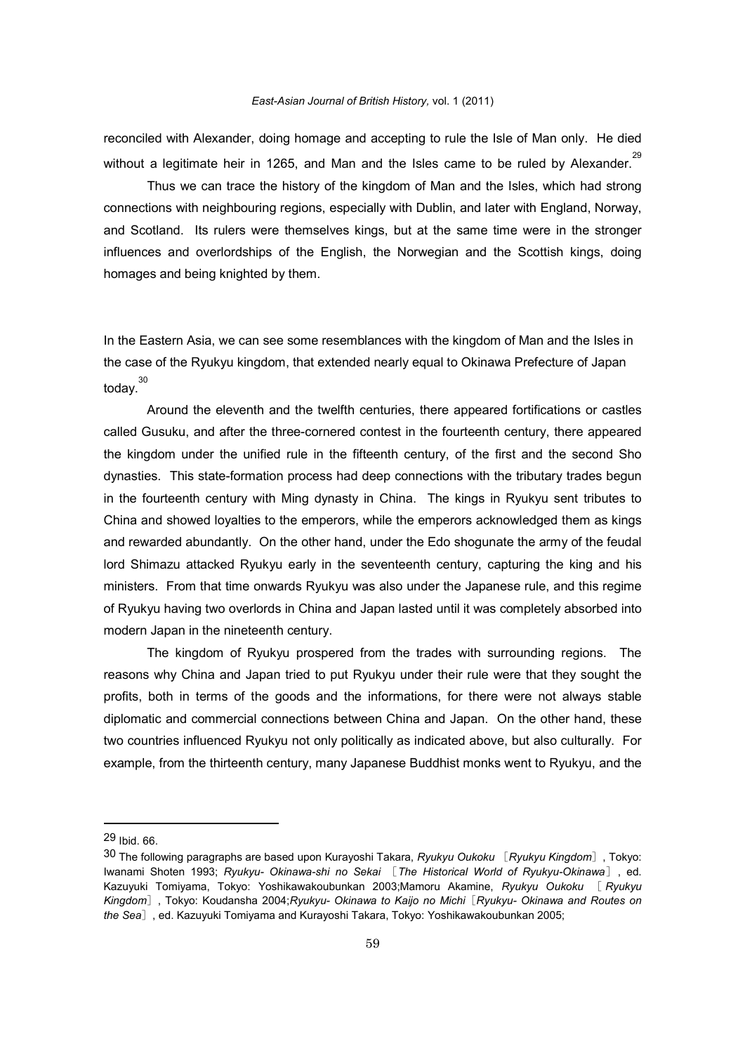reconciled with Alexander, doing homage and accepting to rule the Isle of Man only. He died without a legitimate heir in 1265, and Man and the Isles came to be ruled by Alexander.[29]

Thus we can trace the history of the kingdom of Man and the Isles, which had strong connections with neighbouring regions, especially with Dublin, and later with England, Norway, and Scotland. Its rulers were themselves kings, but at the same time were in the stronger influences and overlordships of the English, the Norwegian and the Scottish kings, doing homages and being knighted by them.

In the Eastern Asia, we can see some resemblances with the kingdom of Man and the Isles in the case of the Ryukyu kingdom, that extended nearly equal to Okinawa Prefecture of Japan today.[30]

Around the eleventh and the twelfth centuries, there appeared fortifications or castles called Gusuku, and after the three-cornered contest in the fourteenth century, there appeared the kingdom under the unified rule in the fifteenth century, of the first and the second Sho dynasties. This state-formation process had deep connections with the tributary trades begun in the fourteenth century with Ming dynasty in China. The kings in Ryukyu sent tributes to China and showed loyalties to the emperors, while the emperors acknowledged them as kings and rewarded abundantly. On the other hand, under the Edo shogunate the army of the feudal lord Shimazu attacked Ryukyu early in the seventeenth century, capturing the king and his ministers. From that time onwards Ryukyu was also under the Japanese rule, and this regime of Ryukyu having two overlords in China and Japan lasted until it was completely absorbed into modern Japan in the nineteenth century.

The kingdom of Ryukyu prospered from the trades with surrounding regions. The reasons why China and Japan tried to put Ryukyu under their rule were that they sought the profits, both in terms of the goods and the informations, for there were not always stable diplomatic and commercial connections between China and Japan. On the other hand, these two countries influenced Ryukyu not only politically as indicated above, but also culturally. For example, from the thirteenth century, many Japanese Buddhist monks went to Ryukyu, and the

---

[29] Ibid. 66.

[30] The following paragraphs are based upon Kurayoshi Takara, *Ryukyu Oukoku* ［*Ryukyu Kingdom*］, Tokyo: Iwanami Shoten 1993; *Ryukyu- Okinawa-shi no Sekai* ［*The Historical World of Ryukyu-Okinawa*］, ed. Kazuyuki Tomiyama, Tokyo: Yoshikawakoubunkan 2003;Mamoru Akamine, *Ryukyu Oukoku* ［*Ryukyu Kingdom*］, Tokyo: Koudansha 2004;*Ryukyu- Okinawa to Kaijo no Michi*［*Ryukyu- Okinawa and Routes on the Sea*］, ed. Kazuyuki Tomiyama and Kurayoshi Takara, Tokyo: Yoshikawakoubunkan 2005;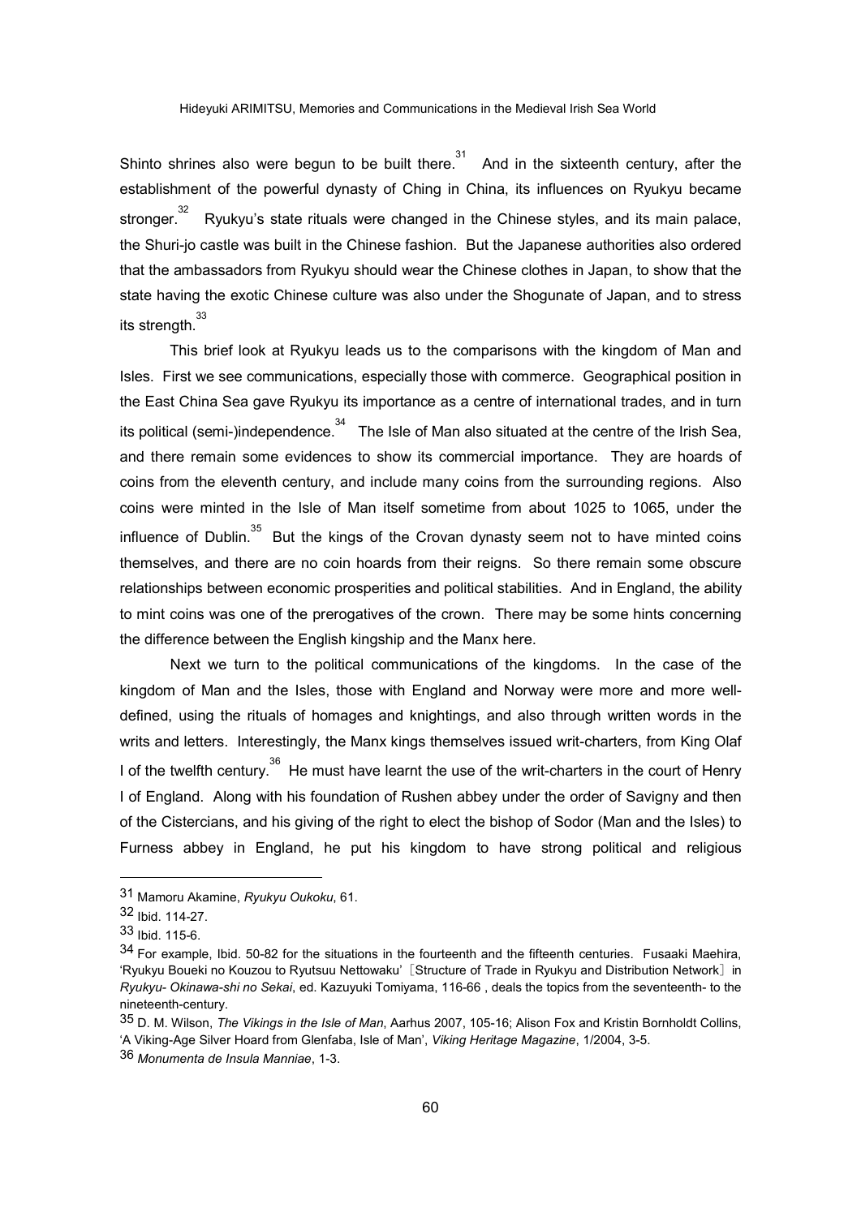Shinto shrines also were begun to be built there.[31] And in the sixteenth century, after the establishment of the powerful dynasty of Ching in China, its influences on Ryukyu became stronger.[32] Ryukyu's state rituals were changed in the Chinese styles, and its main palace, the Shuri-jo castle was built in the Chinese fashion. But the Japanese authorities also ordered that the ambassadors from Ryukyu should wear the Chinese clothes in Japan, to show that the state having the exotic Chinese culture was also under the Shogunate of Japan, and to stress its strength.[33]

This brief look at Ryukyu leads us to the comparisons with the kingdom of Man and Isles. First we see communications, especially those with commerce. Geographical position in the East China Sea gave Ryukyu its importance as a centre of international trades, and in turn its political (semi-)independence.[34] The Isle of Man also situated at the centre of the Irish Sea, and there remain some evidences to show its commercial importance. They are hoards of coins from the eleventh century, and include many coins from the surrounding regions. Also coins were minted in the Isle of Man itself sometime from about 1025 to 1065, under the influence of Dublin.[35] But the kings of the Crovan dynasty seem not to have minted coins themselves, and there are no coin hoards from their reigns. So there remain some obscure relationships between economic prosperities and political stabilities. And in England, the ability to mint coins was one of the prerogatives of the crown. There may be some hints concerning the difference between the English kingship and the Manx here.

Next we turn to the political communications of the kingdoms. In the case of the kingdom of Man and the Isles, those with England and Norway were more and more well-defined, using the rituals of homages and knightings, and also through written words in the writs and letters. Interestingly, the Manx kings themselves issued writ-charters, from King Olaf I of the twelfth century.[36] He must have learnt the use of the writ-charters in the court of Henry I of England. Along with his foundation of Rushen abbey under the order of Savigny and then of the Cistercians, and his giving of the right to elect the bishop of Sodor (Man and the Isles) to Furness abbey in England, he put his kingdom to have strong political and religious

---

31 Mamoru Akamine, *Ryukyu Oukoku*, 61.

32 Ibid. 114-27.

33 Ibid. 115-6.

34 For example, Ibid. 50-82 for the situations in the fourteenth and the fifteenth centuries. Fusaaki Maehira, 'Ryukyu Boueki no Kouzou to Ryutsuu Nettowaku'［Structure of Trade in Ryukyu and Distribution Network］in *Ryukyu- Okinawa-shi no Sekai*, ed. Kazuyuki Tomiyama, 116-66 , deals the topics from the seventeenth- to the nineteenth-century.

35 D. M. Wilson, *The Vikings in the Isle of Man*, Aarhus 2007, 105-16; Alison Fox and Kristin Bornholdt Collins, 'A Viking-Age Silver Hoard from Glenfaba, Isle of Man', *Viking Heritage Magazine*, 1/2004, 3-5.

36 *Monumenta de Insula Manniae*, 1-3.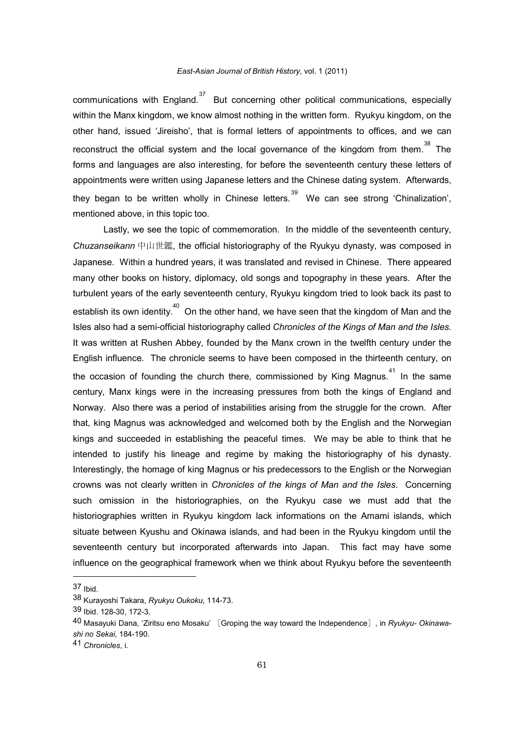communications with England.[37] But concerning other political communications, especially within the Manx kingdom, we know almost nothing in the written form. Ryukyu kingdom, on the other hand, issued 'Jireisho', that is formal letters of appointments to offices, and we can reconstruct the official system and the local governance of the kingdom from them.[38] The forms and languages are also interesting, for before the seventeenth century these letters of appointments were written using Japanese letters and the Chinese dating system. Afterwards, they began to be written wholly in Chinese letters.[39] We can see strong 'Chinalization', mentioned above, in this topic too.

Lastly, we see the topic of commemoration. In the middle of the seventeenth century, *Chuzanseikann* 中山世鑑, the official historiography of the Ryukyu dynasty, was composed in Japanese. Within a hundred years, it was translated and revised in Chinese. There appeared many other books on history, diplomacy, old songs and topography in these years. After the turbulent years of the early seventeenth century, Ryukyu kingdom tried to look back its past to establish its own identity.[40] On the other hand, we have seen that the kingdom of Man and the Isles also had a semi-official historiography called *Chronicles of the Kings of Man and the Isles*. It was written at Rushen Abbey, founded by the Manx crown in the twelfth century under the English influence. The chronicle seems to have been composed in the thirteenth century, on the occasion of founding the church there, commissioned by King Magnus.[41] In the same century, Manx kings were in the increasing pressures from both the kings of England and Norway. Also there was a period of instabilities arising from the struggle for the crown. After that, king Magnus was acknowledged and welcomed both by the English and the Norwegian kings and succeeded in establishing the peaceful times. We may be able to think that he intended to justify his lineage and regime by making the historiography of his dynasty. Interestingly, the homage of king Magnus or his predecessors to the English or the Norwegian crowns was not clearly written in *Chronicles of the kings of Man and the Isles*. Concerning such omission in the historiographies, on the Ryukyu case we must add that the historiographies written in Ryukyu kingdom lack informations on the Amami islands, which situate between Kyushu and Okinawa islands, and had been in the Ryukyu kingdom until the seventeenth century but incorporated afterwards into Japan. This fact may have some influence on the geographical framework when we think about Ryukyu before the seventeenth

---

37 Ibid.

38 Kurayoshi Takara, *Ryukyu Oukoku*, 114-73.

39 Ibid. 128-30, 172-3.

40 Masayuki Dana, 'Ziritsu eno Mosaku' ［Groping the way toward the Independence］, in *Ryukyu- Okinawa-shi no Sekai*, 184-190.

41 *Chronicles*, i.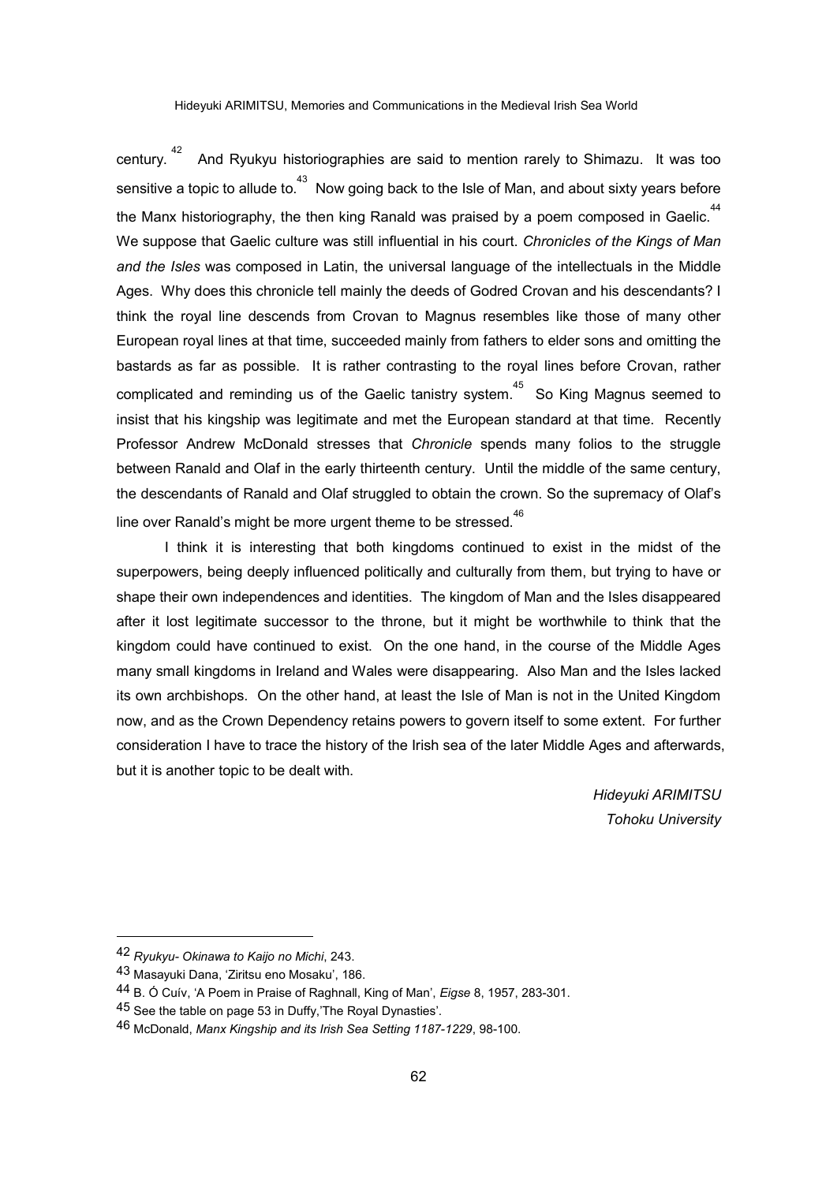century.[42] And Ryukyu historiographies are said to mention rarely to Shimazu. It was too sensitive a topic to allude to.[43] Now going back to the Isle of Man, and about sixty years before the Manx historiography, the then king Ranald was praised by a poem composed in Gaelic.[44] We suppose that Gaelic culture was still influential in his court. *Chronicles of the Kings of Man and the Isles* was composed in Latin, the universal language of the intellectuals in the Middle Ages. Why does this chronicle tell mainly the deeds of Godred Crovan and his descendants? I think the royal line descends from Crovan to Magnus resembles like those of many other European royal lines at that time, succeeded mainly from fathers to elder sons and omitting the bastards as far as possible. It is rather contrasting to the royal lines before Crovan, rather complicated and reminding us of the Gaelic tanistry system.[45] So King Magnus seemed to insist that his kingship was legitimate and met the European standard at that time. Recently Professor Andrew McDonald stresses that *Chronicle* spends many folios to the struggle between Ranald and Olaf in the early thirteenth century. Until the middle of the same century, the descendants of Ranald and Olaf struggled to obtain the crown. So the supremacy of Olaf's line over Ranald's might be more urgent theme to be stressed.[46]

I think it is interesting that both kingdoms continued to exist in the midst of the superpowers, being deeply influenced politically and culturally from them, but trying to have or shape their own independences and identities. The kingdom of Man and the Isles disappeared after it lost legitimate successor to the throne, but it might be worthwhile to think that the kingdom could have continued to exist. On the one hand, in the course of the Middle Ages many small kingdoms in Ireland and Wales were disappearing. Also Man and the Isles lacked its own archbishops. On the other hand, at least the Isle of Man is not in the United Kingdom now, and as the Crown Dependency retains powers to govern itself to some extent. For further consideration I have to trace the history of the Irish sea of the later Middle Ages and afterwards, but it is another topic to be dealt with.

*Hideyuki ARIMITSU*
*Tohoku University*

---

42 *Ryukyu- Okinawa to Kaijo no Michi*, 243.

43 Masayuki Dana, 'Ziritsu eno Mosaku', 186.

44 B. Ó Cuív, 'A Poem in Praise of Raghnall, King of Man', *Eigse* 8, 1957, 283-301.

45 See the table on page 53 in Duffy,'The Royal Dynasties'.

46 McDonald, *Manx Kingship and its Irish Sea Setting 1187-1229*, 98-100.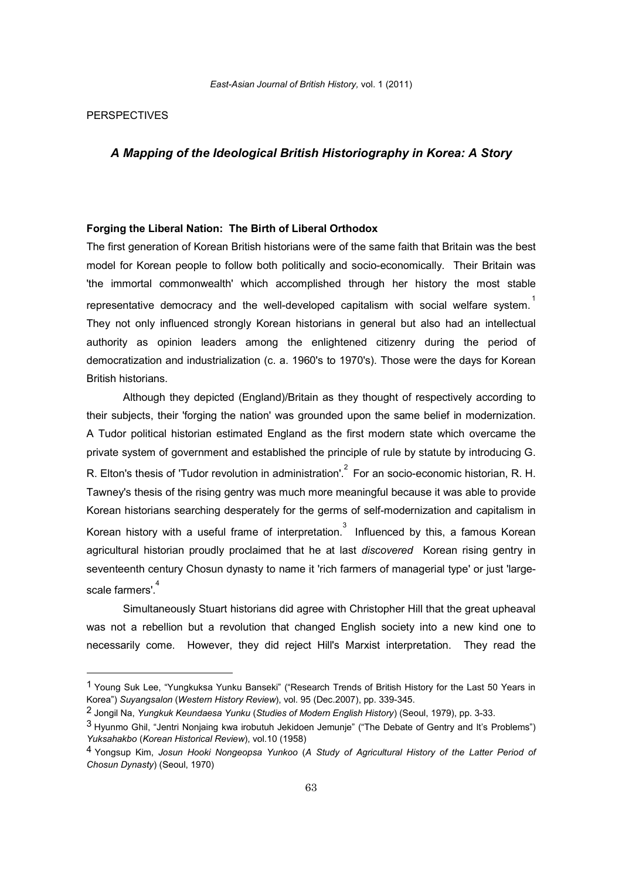PERSPECTIVES

## *A Mapping of the Ideological British Historiography in Korea: A Story*

### Forging the Liberal Nation: The Birth of Liberal Orthodox

The first generation of Korean British historians were of the same faith that Britain was the best model for Korean people to follow both politically and socio-economically. Their Britain was 'the immortal commonwealth' which accomplished through her history the most stable representative democracy and the well-developed capitalism with social welfare system.[1] They not only influenced strongly Korean historians in general but also had an intellectual authority as opinion leaders among the enlightened citizenry during the period of democratization and industrialization (c. a. 1960's to 1970's). Those were the days for Korean British historians.

Although they depicted (England)/Britain as they thought of respectively according to their subjects, their 'forging the nation' was grounded upon the same belief in modernization. A Tudor political historian estimated England as the first modern state which overcame the private system of government and established the principle of rule by statute by introducing G. R. Elton's thesis of 'Tudor revolution in administration'.[2] For an socio-economic historian, R. H. Tawney's thesis of the rising gentry was much more meaningful because it was able to provide Korean historians searching desperately for the germs of self-modernization and capitalism in Korean history with a useful frame of interpretation.[3] Influenced by this, a famous Korean agricultural historian proudly proclaimed that he at last *discovered* Korean rising gentry in seventeenth century Chosun dynasty to name it 'rich farmers of managerial type' or just 'large-scale farmers'.[4]

Simultaneously Stuart historians did agree with Christopher Hill that the great upheaval was not a rebellion but a revolution that changed English society into a new kind one to necessarily come. However, they did reject Hill's Marxist interpretation. They read the

---

1 Young Suk Lee, "Yungkuksa Yunku Banseki" ("Research Trends of British History for the Last 50 Years in Korea") *Suyangsalon* (*Western History Review*), vol. 95 (Dec.2007), pp. 339-345.

2 Jongil Na, *Yungkuk Keundaesa Yunku* (*Studies of Modern English History*) (Seoul, 1979), pp. 3-33.

3 Hyunmo Ghil, "Jentri Nonjaing kwa irobutuh Jekidoen Jemunje" ("The Debate of Gentry and It's Problems") *Yuksahakbo* (*Korean Historical Review*), vol.10 (1958)

4 Yongsup Kim, *Josun Hooki Nongeopsa Yunkoo* (*A Study of Agricultural History of the Latter Period of Chosun Dynasty*) (Seoul, 1970)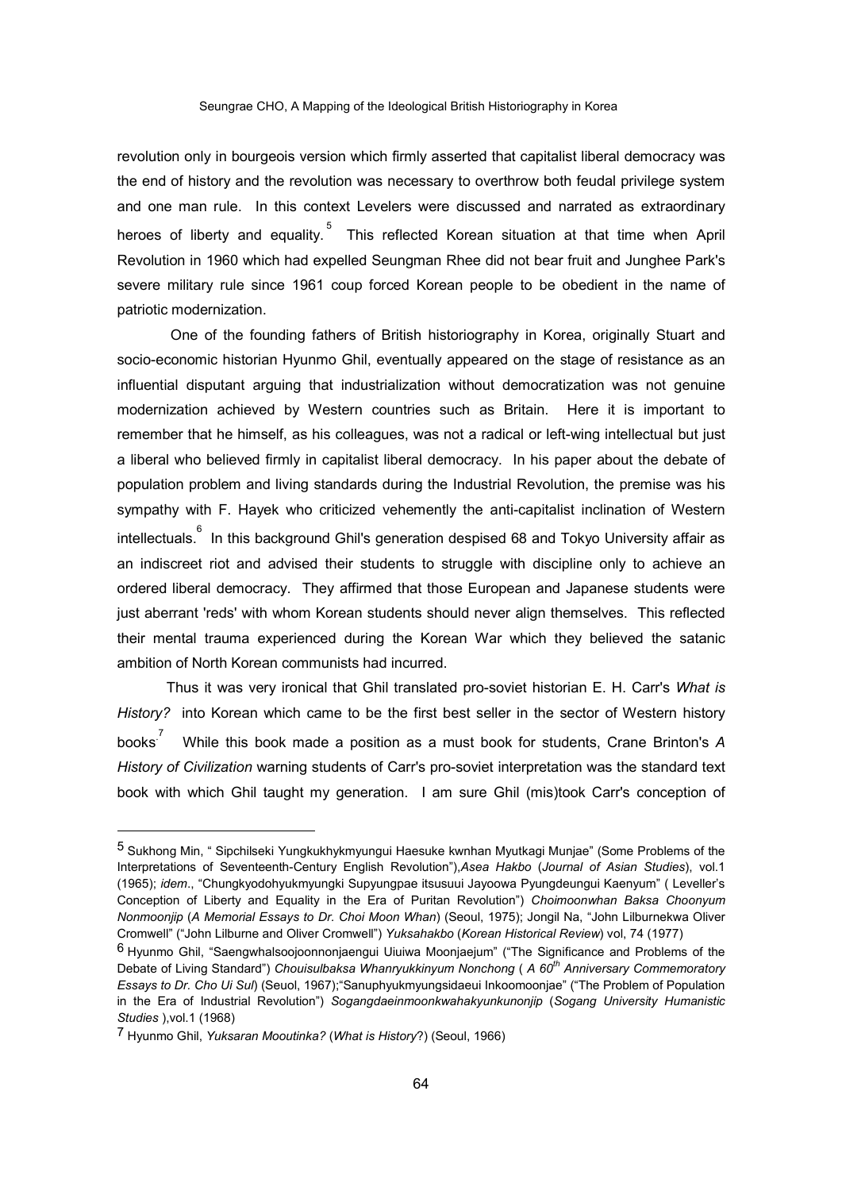revolution only in bourgeois version which firmly asserted that capitalist liberal democracy was the end of history and the revolution was necessary to overthrow both feudal privilege system and one man rule. In this context Levelers were discussed and narrated as extraordinary heroes of liberty and equality.[5] This reflected Korean situation at that time when April Revolution in 1960 which had expelled Seungman Rhee did not bear fruit and Junghee Park's severe military rule since 1961 coup forced Korean people to be obedient in the name of patriotic modernization.

One of the founding fathers of British historiography in Korea, originally Stuart and socio-economic historian Hyunmo Ghil, eventually appeared on the stage of resistance as an influential disputant arguing that industrialization without democratization was not genuine modernization achieved by Western countries such as Britain. Here it is important to remember that he himself, as his colleagues, was not a radical or left-wing intellectual but just a liberal who believed firmly in capitalist liberal democracy. In his paper about the debate of population problem and living standards during the Industrial Revolution, the premise was his sympathy with F. Hayek who criticized vehemently the anti-capitalist inclination of Western intellectuals.[6] In this background Ghil's generation despised 68 and Tokyo University affair as an indiscreet riot and advised their students to struggle with discipline only to achieve an ordered liberal democracy. They affirmed that those European and Japanese students were just aberrant 'reds' with whom Korean students should never align themselves. This reflected their mental trauma experienced during the Korean War which they believed the satanic ambition of North Korean communists had incurred.

Thus it was very ironical that Ghil translated pro-soviet historian E. H. Carr's *What is History?* into Korean which came to be the first best seller in the sector of Western history books.[7] While this book made a position as a must book for students, Crane Brinton's *A History of Civilization* warning students of Carr's pro-soviet interpretation was the standard text book with which Ghil taught my generation. I am sure Ghil (mis)took Carr's conception of

---

5 Sukhong Min, " Sipchilseki Yungkukhykmyungui Haesuke kwnhan Myutkagi Munjae" (Some Problems of the Interpretations of Seventeenth-Century English Revolution"),*Asea Hakbo* (*Journal of Asian Studies*), vol.1 (1965); *idem*., "Chungkyodohyukmyungki Supyungpae itsusuui Jayoowa Pyungdeungui Kaenyum" ( Leveller's Conception of Liberty and Equality in the Era of Puritan Revolution") *Choimoonwhan Baksa Choonyum Nonmoonjip* (*A Memorial Essays to Dr. Choi Moon Whan*) (Seoul, 1975); Jongil Na, "John Lilburnekwa Oliver Cromwell" ("John Lilburne and Oliver Cromwell") *Yuksahakbo* (*Korean Historical Review*) vol, 74 (1977)

6 Hyunmo Ghil, "Saengwhalsoojoonnonjaengui Uiuiwa Moonjaejum" ("The Significance and Problems of the Debate of Living Standard") *Chouisulbaksa Whanryukkinyum Nonchong* ( *A 60th Anniversary Commemoratory Essays to Dr. Cho Ui Sul*) (Seuol, 1967);"Sanuphyukmyungsidaeui Inkoomoonjae" ("The Problem of Population in the Era of Industrial Revolution") *Sogangdaeinmoonkwahakyunkunonjip* (*Sogang University Humanistic Studies* ),vol.1 (1968)

7 Hyunmo Ghil, *Yuksaran Mooutinka?* (*What is History*?) (Seoul, 1966)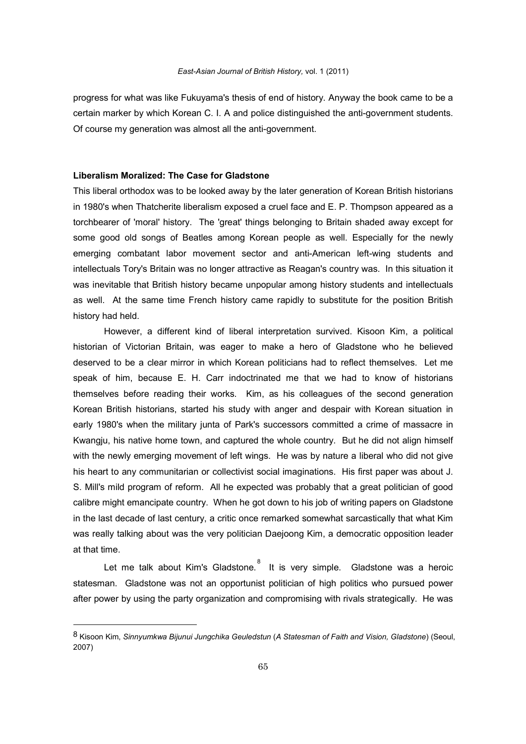progress for what was like Fukuyama's thesis of end of history. Anyway the book came to be a certain marker by which Korean C. I. A and police distinguished the anti-government students. Of course my generation was almost all the anti-government.

### Liberalism Moralized: The Case for Gladstone

This liberal orthodox was to be looked away by the later generation of Korean British historians in 1980's when Thatcherite liberalism exposed a cruel face and E. P. Thompson appeared as a torchbearer of 'moral' history. The 'great' things belonging to Britain shaded away except for some good old songs of Beatles among Korean people as well. Especially for the newly emerging combatant labor movement sector and anti-American left-wing students and intellectuals Tory's Britain was no longer attractive as Reagan's country was. In this situation it was inevitable that British history became unpopular among history students and intellectuals as well. At the same time French history came rapidly to substitute for the position British history had held.

However, a different kind of liberal interpretation survived. Kisoon Kim, a political historian of Victorian Britain, was eager to make a hero of Gladstone who he believed deserved to be a clear mirror in which Korean politicians had to reflect themselves. Let me speak of him, because E. H. Carr indoctrinated me that we had to know of historians themselves before reading their works. Kim, as his colleagues of the second generation Korean British historians, started his study with anger and despair with Korean situation in early 1980's when the military junta of Park's successors committed a crime of massacre in Kwangju, his native home town, and captured the whole country. But he did not align himself with the newly emerging movement of left wings. He was by nature a liberal who did not give his heart to any communitarian or collectivist social imaginations. His first paper was about J. S. Mill's mild program of reform. All he expected was probably that a great politician of good calibre might emancipate country. When he got down to his job of writing papers on Gladstone in the last decade of last century, a critic once remarked somewhat sarcastically that what Kim was really talking about was the very politician Daejoong Kim, a democratic opposition leader at that time.

Let me talk about Kim's Gladstone.[8] It is very simple. Gladstone was a heroic statesman. Gladstone was not an opportunist politician of high politics who pursued power after power by using the party organization and compromising with rivals strategically. He was

---

8 Kisoon Kim, *Sinnyumkwa Bijunui Jungchika Geuledstun* (*A Statesman of Faith and Vision, Gladstone*) (Seoul, 2007)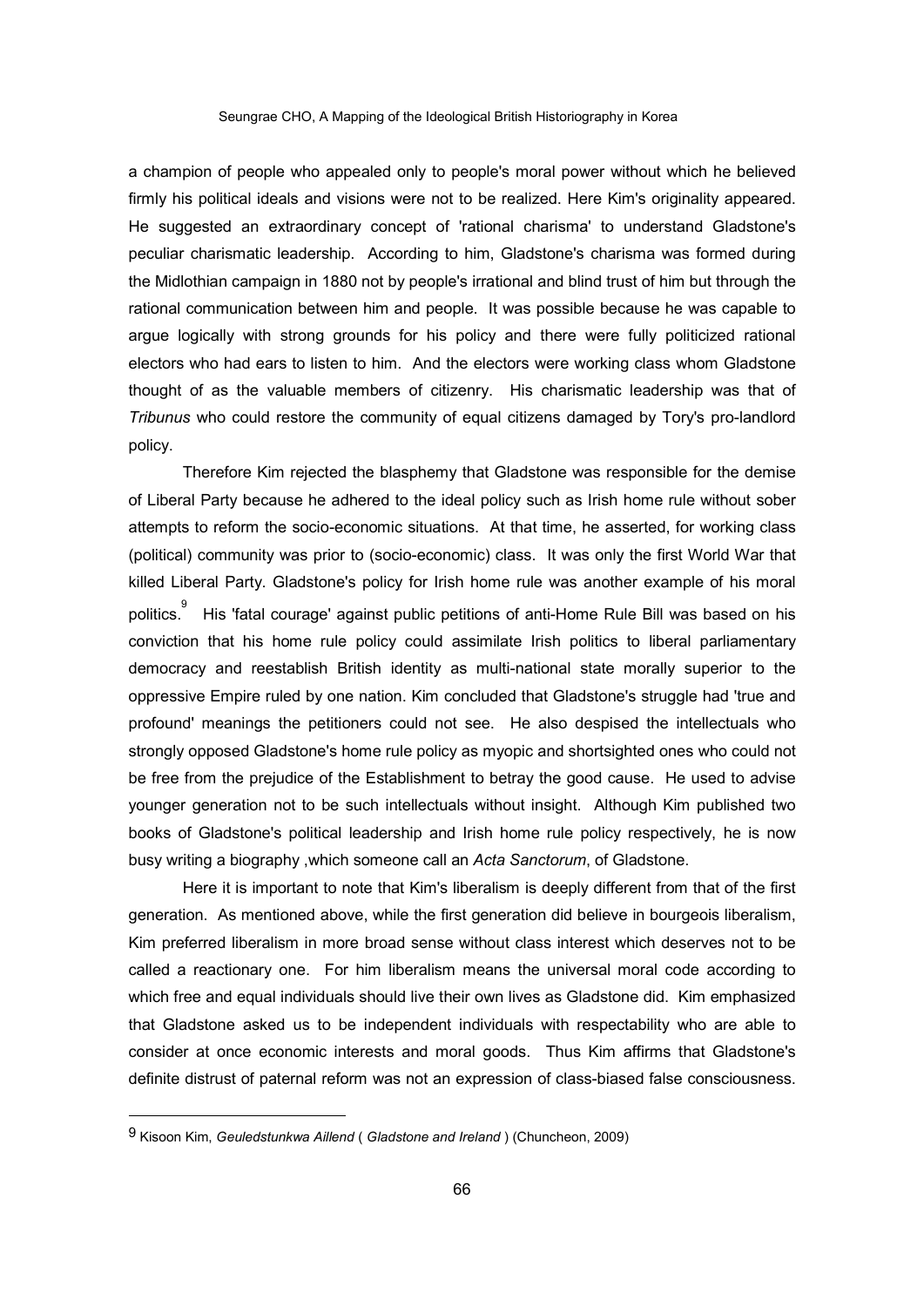a champion of people who appealed only to people's moral power without which he believed firmly his political ideals and visions were not to be realized. Here Kim's originality appeared. He suggested an extraordinary concept of 'rational charisma' to understand Gladstone's peculiar charismatic leadership. According to him, Gladstone's charisma was formed during the Midlothian campaign in 1880 not by people's irrational and blind trust of him but through the rational communication between him and people. It was possible because he was capable to argue logically with strong grounds for his policy and there were fully politicized rational electors who had ears to listen to him. And the electors were working class whom Gladstone thought of as the valuable members of citizenry. His charismatic leadership was that of *Tribunus* who could restore the community of equal citizens damaged by Tory's pro-landlord policy.

Therefore Kim rejected the blasphemy that Gladstone was responsible for the demise of Liberal Party because he adhered to the ideal policy such as Irish home rule without sober attempts to reform the socio-economic situations. At that time, he asserted, for working class (political) community was prior to (socio-economic) class. It was only the first World War that killed Liberal Party. Gladstone's policy for Irish home rule was another example of his moral politics.[9] His 'fatal courage' against public petitions of anti-Home Rule Bill was based on his conviction that his home rule policy could assimilate Irish politics to liberal parliamentary democracy and reestablish British identity as multi-national state morally superior to the oppressive Empire ruled by one nation. Kim concluded that Gladstone's struggle had 'true and profound' meanings the petitioners could not see. He also despised the intellectuals who strongly opposed Gladstone's home rule policy as myopic and shortsighted ones who could not be free from the prejudice of the Establishment to betray the good cause. He used to advise younger generation not to be such intellectuals without insight. Although Kim published two books of Gladstone's political leadership and Irish home rule policy respectively, he is now busy writing a biography ,which someone call an *Acta Sanctorum*, of Gladstone.

Here it is important to note that Kim's liberalism is deeply different from that of the first generation. As mentioned above, while the first generation did believe in bourgeois liberalism, Kim preferred liberalism in more broad sense without class interest which deserves not to be called a reactionary one. For him liberalism means the universal moral code according to which free and equal individuals should live their own lives as Gladstone did. Kim emphasized that Gladstone asked us to be independent individuals with respectability who are able to consider at once economic interests and moral goods. Thus Kim affirms that Gladstone's definite distrust of paternal reform was not an expression of class-biased false consciousness.

---

[9] Kisoon Kim, *Geuledstunkwa Aillend* ( *Gladstone and Ireland* ) (Chuncheon, 2009)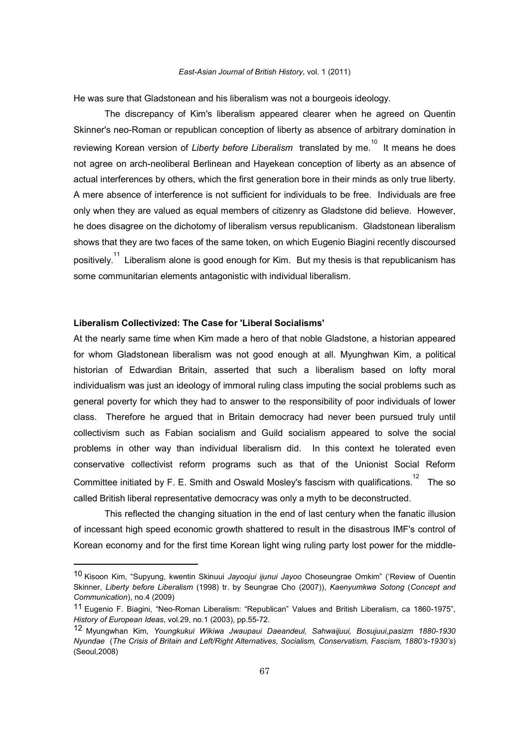He was sure that Gladstonean and his liberalism was not a bourgeois ideology.

The discrepancy of Kim's liberalism appeared clearer when he agreed on Quentin Skinner's neo-Roman or republican conception of liberty as absence of arbitrary domination in reviewing Korean version of *Liberty before Liberalism* translated by me.[10] It means he does not agree on arch-neoliberal Berlinean and Hayekean conception of liberty as an absence of actual interferences by others, which the first generation bore in their minds as only true liberty. A mere absence of interference is not sufficient for individuals to be free. Individuals are free only when they are valued as equal members of citizenry as Gladstone did believe. However, he does disagree on the dichotomy of liberalism versus republicanism. Gladstonean liberalism shows that they are two faces of the same token, on which Eugenio Biagini recently discoursed positively.[11] Liberalism alone is good enough for Kim. But my thesis is that republicanism has some communitarian elements antagonistic with individual liberalism.

**Liberalism Collectivized: The Case for 'Liberal Socialisms'**

At the nearly same time when Kim made a hero of that noble Gladstone, a historian appeared for whom Gladstonean liberalism was not good enough at all. Myunghwan Kim, a political historian of Edwardian Britain, asserted that such a liberalism based on lofty moral individualism was just an ideology of immoral ruling class imputing the social problems such as general poverty for which they had to answer to the responsibility of poor individuals of lower class. Therefore he argued that in Britain democracy had never been pursued truly until collectivism such as Fabian socialism and Guild socialism appeared to solve the social problems in other way than individual liberalism did. In this context he tolerated even conservative collectivist reform programs such as that of the Unionist Social Reform Committee initiated by F. E. Smith and Oswald Mosley's fascism with qualifications.[12] The so called British liberal representative democracy was only a myth to be deconstructed.

This reflected the changing situation in the end of last century when the fanatic illusion of incessant high speed economic growth shattered to result in the disastrous IMF's control of Korean economy and for the first time Korean light wing ruling party lost power for the middle-

---

10 Kisoon Kim, "Supyung, kwentin Skinuui *Jayoojui ijunui Jayoo* Choseungrae Omkim" ('Review of Ouentin Skinner, *Liberty before Liberalism* (1998) tr. by Seungrae Cho (2007)), *Kaenyumkwa Sotong* (*Concept and Communication*), no.4 (2009)

11 Eugenio F. Biagini, "Neo-Roman Liberalism: "Republican" Values and British Liberalism, ca 1860-1975", *History of European Ideas*, vol.29, no.1 (2003), pp.55-72.

12 Myungwhan Kim, *Youngkukui Wikiwa Jwaupaui Daeandeul, Sahwaijuui, Bosujuui,pasizm 1880-1930 Nyundae* (*The Crisis of Britain and Left/Right Alternatives, Socialism, Conservatism, Fascism, 1880's-1930's*) (Seoul,2008)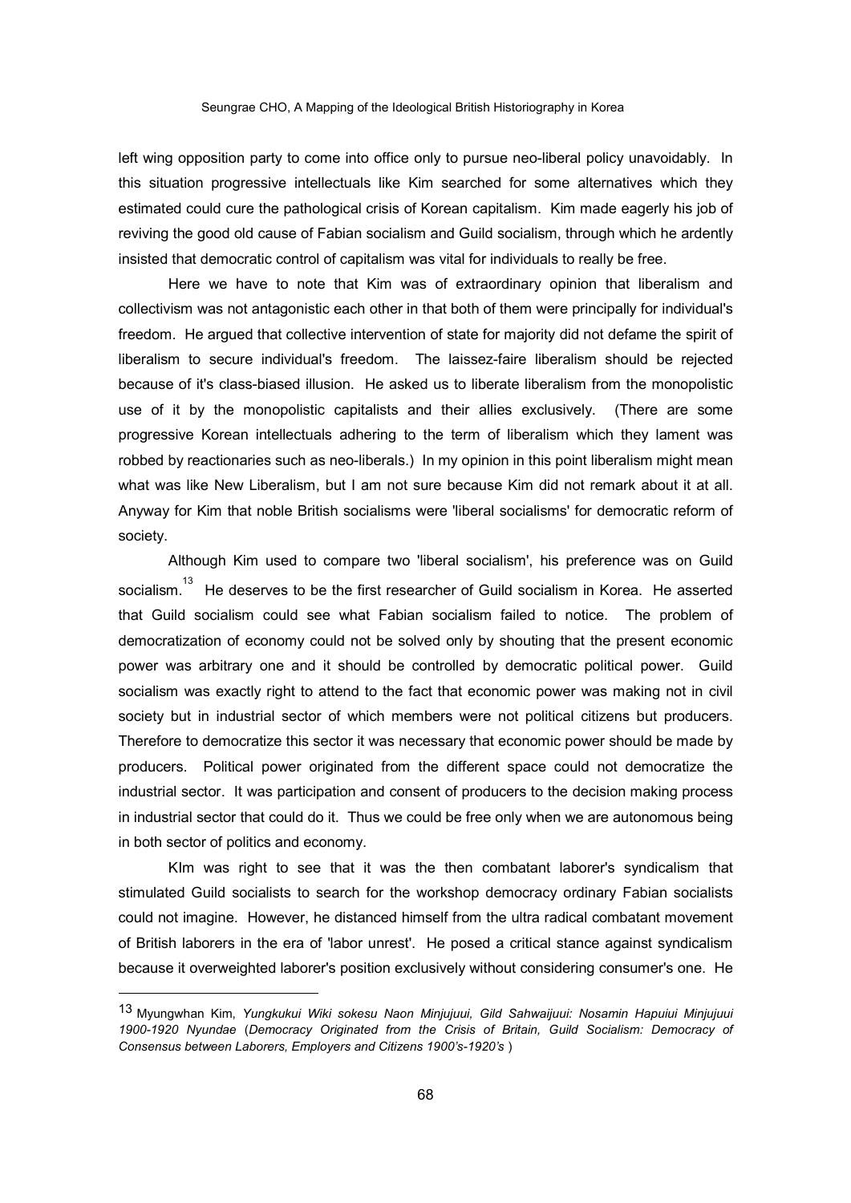left wing opposition party to come into office only to pursue neo-liberal policy unavoidably. In this situation progressive intellectuals like Kim searched for some alternatives which they estimated could cure the pathological crisis of Korean capitalism. Kim made eagerly his job of reviving the good old cause of Fabian socialism and Guild socialism, through which he ardently insisted that democratic control of capitalism was vital for individuals to really be free.

Here we have to note that Kim was of extraordinary opinion that liberalism and collectivism was not antagonistic each other in that both of them were principally for individual's freedom. He argued that collective intervention of state for majority did not defame the spirit of liberalism to secure individual's freedom. The laissez-faire liberalism should be rejected because of it's class-biased illusion. He asked us to liberate liberalism from the monopolistic use of it by the monopolistic capitalists and their allies exclusively. (There are some progressive Korean intellectuals adhering to the term of liberalism which they lament was robbed by reactionaries such as neo-liberals.) In my opinion in this point liberalism might mean what was like New Liberalism, but I am not sure because Kim did not remark about it at all. Anyway for Kim that noble British socialisms were 'liberal socialisms' for democratic reform of society.

Although Kim used to compare two 'liberal socialism', his preference was on Guild socialism.[13] He deserves to be the first researcher of Guild socialism in Korea. He asserted that Guild socialism could see what Fabian socialism failed to notice. The problem of democratization of economy could not be solved only by shouting that the present economic power was arbitrary one and it should be controlled by democratic political power. Guild socialism was exactly right to attend to the fact that economic power was making not in civil society but in industrial sector of which members were not political citizens but producers. Therefore to democratize this sector it was necessary that economic power should be made by producers. Political power originated from the different space could not democratize the industrial sector. It was participation and consent of producers to the decision making process in industrial sector that could do it. Thus we could be free only when we are autonomous being in both sector of politics and economy.

KIm was right to see that it was the then combatant laborer's syndicalism that stimulated Guild socialists to search for the workshop democracy ordinary Fabian socialists could not imagine. However, he distanced himself from the ultra radical combatant movement of British laborers in the era of 'labor unrest'. He posed a critical stance against syndicalism because it overweighted laborer's position exclusively without considering consumer's one. He

---

13 Myungwhan Kim, *Yungkukui Wiki sokesu Naon Minjujuui, Gild Sahwaijuui: Nosamin Hapuiui Minjujuui 1900-1920 Nyundae* (*Democracy Originated from the Crisis of Britain, Guild Socialism: Democracy of Consensus between Laborers, Employers and Citizens 1900's-1920's* )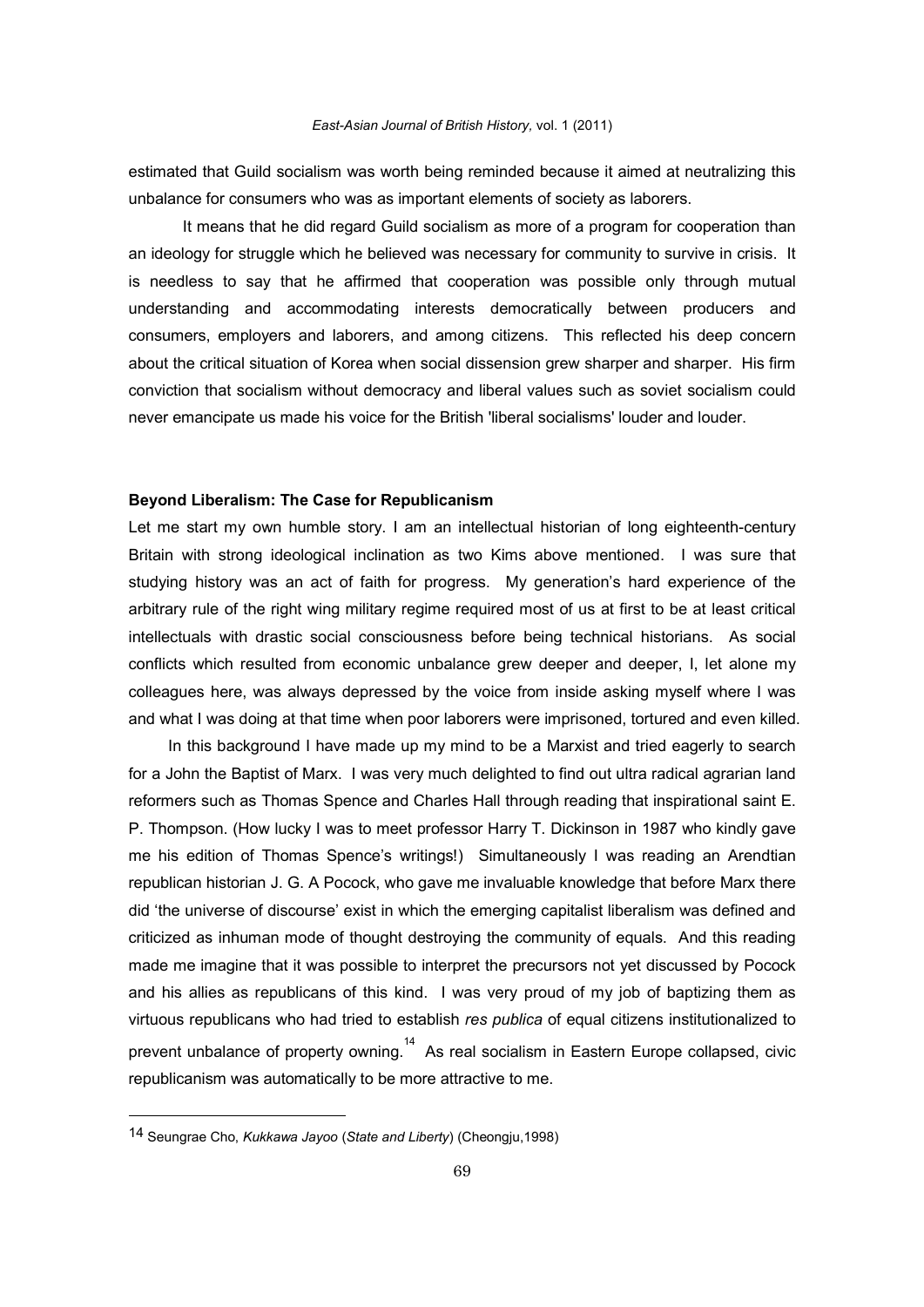estimated that Guild socialism was worth being reminded because it aimed at neutralizing this unbalance for consumers who was as important elements of society as laborers.

It means that he did regard Guild socialism as more of a program for cooperation than an ideology for struggle which he believed was necessary for community to survive in crisis. It is needless to say that he affirmed that cooperation was possible only through mutual understanding and accommodating interests democratically between producers and consumers, employers and laborers, and among citizens. This reflected his deep concern about the critical situation of Korea when social dissension grew sharper and sharper. His firm conviction that socialism without democracy and liberal values such as soviet socialism could never emancipate us made his voice for the British 'liberal socialisms' louder and louder.

**Beyond Liberalism: The Case for Republicanism**

Let me start my own humble story. I am an intellectual historian of long eighteenth-century Britain with strong ideological inclination as two Kims above mentioned. I was sure that studying history was an act of faith for progress. My generation's hard experience of the arbitrary rule of the right wing military regime required most of us at first to be at least critical intellectuals with drastic social consciousness before being technical historians. As social conflicts which resulted from economic unbalance grew deeper and deeper, I, let alone my colleagues here, was always depressed by the voice from inside asking myself where I was and what I was doing at that time when poor laborers were imprisoned, tortured and even killed.

In this background I have made up my mind to be a Marxist and tried eagerly to search for a John the Baptist of Marx. I was very much delighted to find out ultra radical agrarian land reformers such as Thomas Spence and Charles Hall through reading that inspirational saint E. P. Thompson. (How lucky I was to meet professor Harry T. Dickinson in 1987 who kindly gave me his edition of Thomas Spence's writings!) Simultaneously I was reading an Arendtian republican historian J. G. A Pocock, who gave me invaluable knowledge that before Marx there did 'the universe of discourse' exist in which the emerging capitalist liberalism was defined and criticized as inhuman mode of thought destroying the community of equals. And this reading made me imagine that it was possible to interpret the precursors not yet discussed by Pocock and his allies as republicans of this kind. I was very proud of my job of baptizing them as virtuous republicans who had tried to establish *res publica* of equal citizens institutionalized to prevent unbalance of property owning.[14] As real socialism in Eastern Europe collapsed, civic republicanism was automatically to be more attractive to me.

---

[14] Seungrae Cho, *Kukkawa Jayoo* (*State and Liberty*) (Cheongju,1998)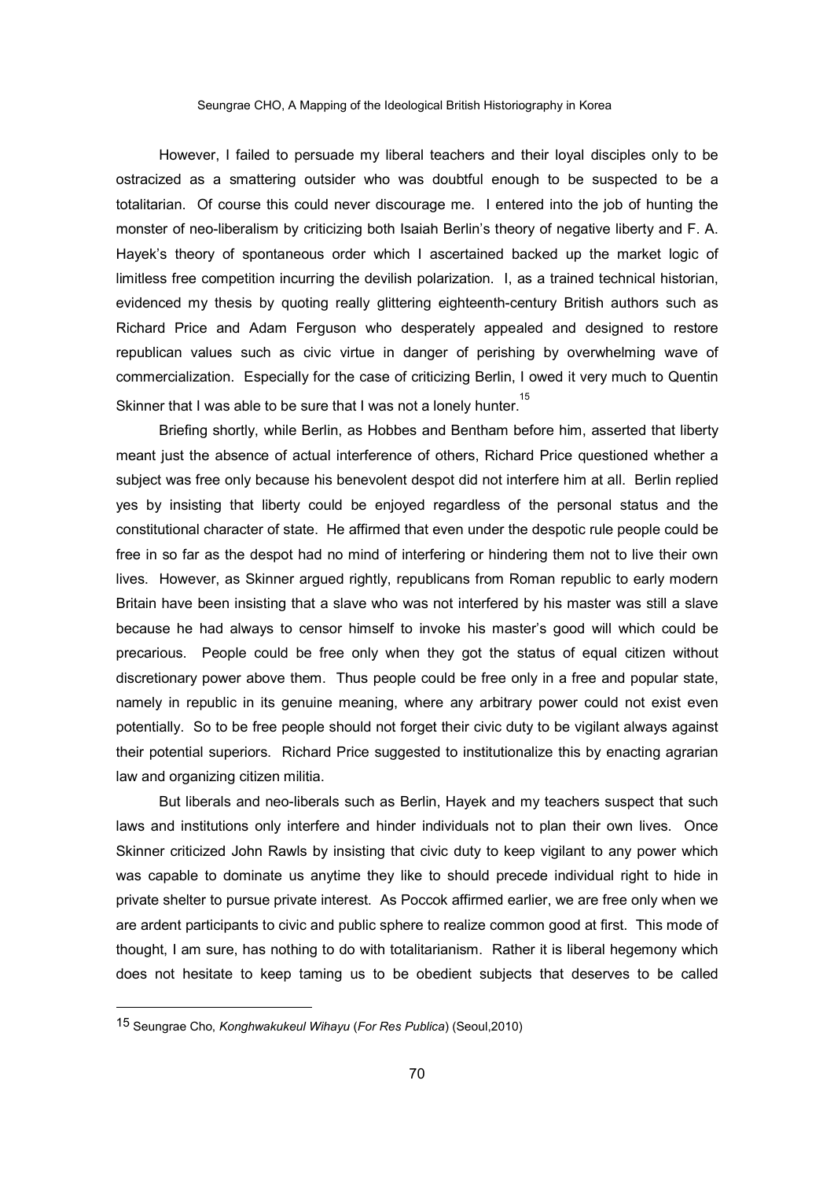However, I failed to persuade my liberal teachers and their loyal disciples only to be ostracized as a smattering outsider who was doubtful enough to be suspected to be a totalitarian. Of course this could never discourage me. I entered into the job of hunting the monster of neo-liberalism by criticizing both Isaiah Berlin's theory of negative liberty and F. A. Hayek's theory of spontaneous order which I ascertained backed up the market logic of limitless free competition incurring the devilish polarization. I, as a trained technical historian, evidenced my thesis by quoting really glittering eighteenth-century British authors such as Richard Price and Adam Ferguson who desperately appealed and designed to restore republican values such as civic virtue in danger of perishing by overwhelming wave of commercialization. Especially for the case of criticizing Berlin, I owed it very much to Quentin Skinner that I was able to be sure that I was not a lonely hunter.[15]

Briefing shortly, while Berlin, as Hobbes and Bentham before him, asserted that liberty meant just the absence of actual interference of others, Richard Price questioned whether a subject was free only because his benevolent despot did not interfere him at all. Berlin replied yes by insisting that liberty could be enjoyed regardless of the personal status and the constitutional character of state. He affirmed that even under the despotic rule people could be free in so far as the despot had no mind of interfering or hindering them not to live their own lives. However, as Skinner argued rightly, republicans from Roman republic to early modern Britain have been insisting that a slave who was not interfered by his master was still a slave because he had always to censor himself to invoke his master's good will which could be precarious. People could be free only when they got the status of equal citizen without discretionary power above them. Thus people could be free only in a free and popular state, namely in republic in its genuine meaning, where any arbitrary power could not exist even potentially. So to be free people should not forget their civic duty to be vigilant always against their potential superiors. Richard Price suggested to institutionalize this by enacting agrarian law and organizing citizen militia.

But liberals and neo-liberals such as Berlin, Hayek and my teachers suspect that such laws and institutions only interfere and hinder individuals not to plan their own lives. Once Skinner criticized John Rawls by insisting that civic duty to keep vigilant to any power which was capable to dominate us anytime they like to should precede individual right to hide in private shelter to pursue private interest. As Poccok affirmed earlier, we are free only when we are ardent participants to civic and public sphere to realize common good at first. This mode of thought, I am sure, has nothing to do with totalitarianism. Rather it is liberal hegemony which does not hesitate to keep taming us to be obedient subjects that deserves to be called

---

[15] Seungrae Cho, *Konghwakukeul Wihayu* (*For Res Publica*) (Seoul,2010)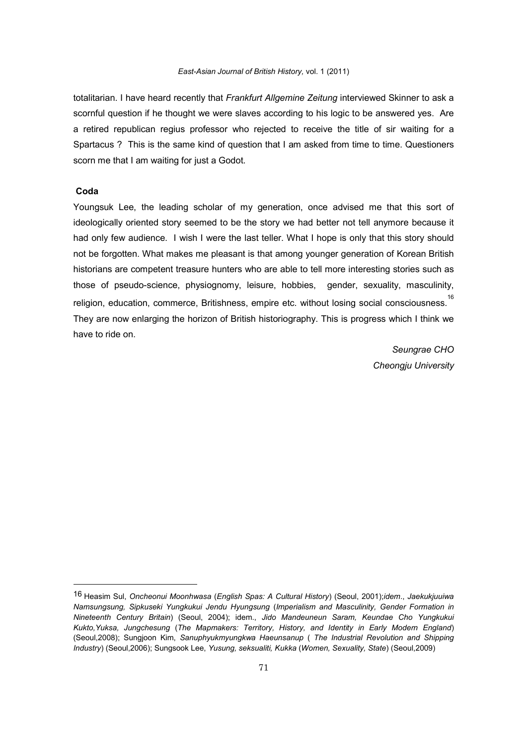totalitarian. I have heard recently that *Frankfurt Allgemine Zeitung* interviewed Skinner to ask a scornful question if he thought we were slaves according to his logic to be answered yes. Are a retired republican regius professor who rejected to receive the title of sir waiting for a Spartacus ? This is the same kind of question that I am asked from time to time. Questioners scorn me that I am waiting for just a Godot.

**Coda**

Youngsuk Lee, the leading scholar of my generation, once advised me that this sort of ideologically oriented story seemed to be the story we had better not tell anymore because it had only few audience. I wish I were the last teller. What I hope is only that this story should not be forgotten. What makes me pleasant is that among younger generation of Korean British historians are competent treasure hunters who are able to tell more interesting stories such as those of pseudo-science, physiognomy, leisure, hobbies, gender, sexuality, masculinity, religion, education, commerce, Britishness, empire etc. without losing social consciousness.[16] They are now enlarging the horizon of British historiography. This is progress which I think we have to ride on.

*Seungrae CHO*
*Cheongju University*

---

16 Heasim Sul, *Oncheonui Moonhwasa* (*English Spas: A Cultural History*) (Seoul, 2001);*idem*., *Jaekukjuuiwa Namsungsung, Sipkuseki Yungkukui Jendu Hyungsung* (*Imperialism and Masculinity, Gender Formation in Nineteenth Century Britain*) (Seoul, 2004); idem., *Jido Mandeuneun Saram, Keundae Cho Yungkukui Kukto,Yuksa, Jungchesung* (*The Mapmakers: Territory, History, and Identity in Early Modern England*) (Seoul,2008); Sungjoon Kim, *Sanuphyukmyungkwa Haeunsanup* ( *The Industrial Revolution and Shipping Industry*) (Seoul,2006); Sungsook Lee, *Yusung, seksualiti, Kukka* (*Women, Sexuality, State*) (Seoul,2009)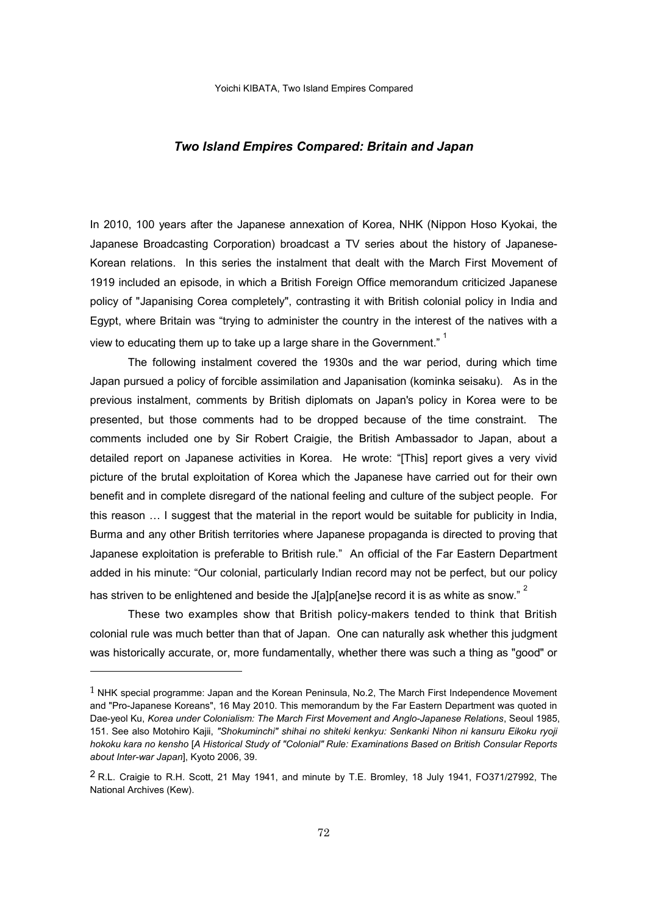## *Two Island Empires Compared: Britain and Japan*

In 2010, 100 years after the Japanese annexation of Korea, NHK (Nippon Hoso Kyokai, the Japanese Broadcasting Corporation) broadcast a TV series about the history of Japanese-Korean relations. In this series the instalment that dealt with the March First Movement of 1919 included an episode, in which a British Foreign Office memorandum criticized Japanese policy of "Japanising Corea completely", contrasting it with British colonial policy in India and Egypt, where Britain was "trying to administer the country in the interest of the natives with a view to educating them up to take up a large share in the Government." [1]

The following instalment covered the 1930s and the war period, during which time Japan pursued a policy of forcible assimilation and Japanisation (kominka seisaku). As in the previous instalment, comments by British diplomats on Japan's policy in Korea were to be presented, but those comments had to be dropped because of the time constraint. The comments included one by Sir Robert Craigie, the British Ambassador to Japan, about a detailed report on Japanese activities in Korea. He wrote: "[This] report gives a very vivid picture of the brutal exploitation of Korea which the Japanese have carried out for their own benefit and in complete disregard of the national feeling and culture of the subject people. For this reason … I suggest that the material in the report would be suitable for publicity in India, Burma and any other British territories where Japanese propaganda is directed to proving that Japanese exploitation is preferable to British rule." An official of the Far Eastern Department added in his minute: "Our colonial, particularly Indian record may not be perfect, but our policy has striven to be enlightened and beside the J[a]p[ane]se record it is as white as snow." [2]

These two examples show that British policy-makers tended to think that British colonial rule was much better than that of Japan. One can naturally ask whether this judgment was historically accurate, or, more fundamentally, whether there was such a thing as "good" or

---

[1] NHK special programme: Japan and the Korean Peninsula, No.2, The March First Independence Movement and "Pro-Japanese Koreans", 16 May 2010. This memorandum by the Far Eastern Department was quoted in Dae-yeol Ku, *Korea under Colonialism: The March First Movement and Anglo-Japanese Relations*, Seoul 1985, 151. See also Motohiro Kajii, *"Shokuminchi" shihai no shiteki kenkyu: Senkanki Nihon ni kansuru Eikoku ryoji hokoku kara no kensho* [*A Historical Study of "Colonial" Rule: Examinations Based on British Consular Reports about Inter-war Japan*], Kyoto 2006, 39.

[2] R.L. Craigie to R.H. Scott, 21 May 1941, and minute by T.E. Bromley, 18 July 1941, FO371/27992, The National Archives (Kew).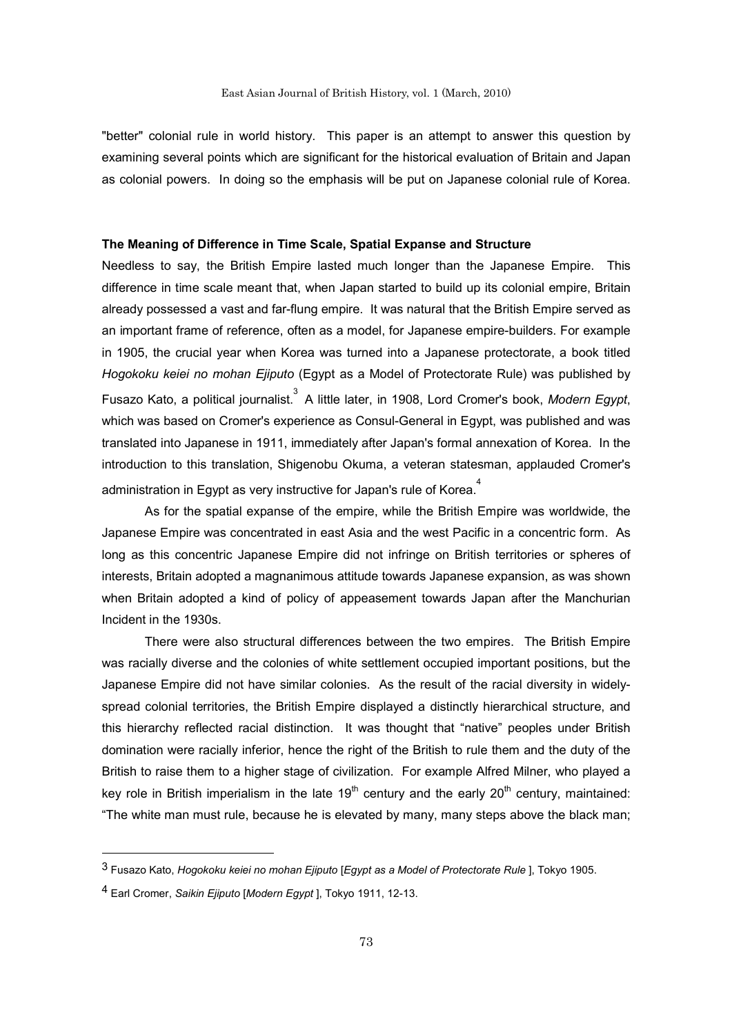"better" colonial rule in world history. This paper is an attempt to answer this question by examining several points which are significant for the historical evaluation of Britain and Japan as colonial powers. In doing so the emphasis will be put on Japanese colonial rule of Korea.

### The Meaning of Difference in Time Scale, Spatial Expanse and Structure

Needless to say, the British Empire lasted much longer than the Japanese Empire. This difference in time scale meant that, when Japan started to build up its colonial empire, Britain already possessed a vast and far-flung empire. It was natural that the British Empire served as an important frame of reference, often as a model, for Japanese empire-builders. For example in 1905, the crucial year when Korea was turned into a Japanese protectorate, a book titled *Hogokoku keiei no mohan Ejiputo* (Egypt as a Model of Protectorate Rule) was published by Fusazo Kato, a political journalist.[3] A little later, in 1908, Lord Cromer's book, *Modern Egypt*, which was based on Cromer's experience as Consul-General in Egypt, was published and was translated into Japanese in 1911, immediately after Japan's formal annexation of Korea. In the introduction to this translation, Shigenobu Okuma, a veteran statesman, applauded Cromer's administration in Egypt as very instructive for Japan's rule of Korea.[4]

As for the spatial expanse of the empire, while the British Empire was worldwide, the Japanese Empire was concentrated in east Asia and the west Pacific in a concentric form. As long as this concentric Japanese Empire did not infringe on British territories or spheres of interests, Britain adopted a magnanimous attitude towards Japanese expansion, as was shown when Britain adopted a kind of policy of appeasement towards Japan after the Manchurian Incident in the 1930s.

There were also structural differences between the two empires. The British Empire was racially diverse and the colonies of white settlement occupied important positions, but the Japanese Empire did not have similar colonies. As the result of the racial diversity in widely-spread colonial territories, the British Empire displayed a distinctly hierarchical structure, and this hierarchy reflected racial distinction. It was thought that "native" peoples under British domination were racially inferior, hence the right of the British to rule them and the duty of the British to raise them to a higher stage of civilization. For example Alfred Milner, who played a key role in British imperialism in the late 19th century and the early 20th century, maintained: "The white man must rule, because he is elevated by many, many steps above the black man;

---

[3] Fusazo Kato, *Hogokoku keiei no mohan Ejiputo* [*Egypt as a Model of Protectorate Rule* ], Tokyo 1905.

[4] Earl Cromer, *Saikin Ejiputo* [*Modern Egypt* ], Tokyo 1911, 12-13.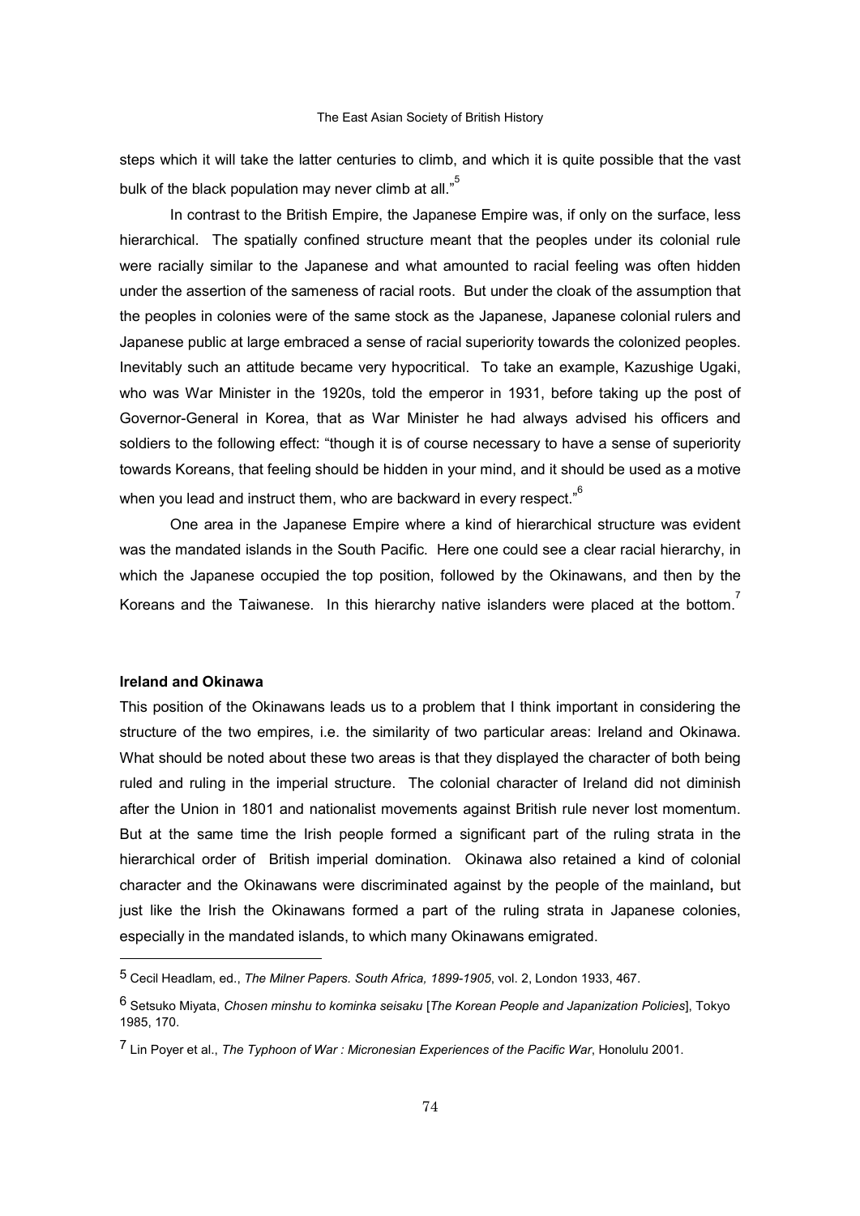steps which it will take the latter centuries to climb, and which it is quite possible that the vast bulk of the black population may never climb at all."[5]

In contrast to the British Empire, the Japanese Empire was, if only on the surface, less hierarchical. The spatially confined structure meant that the peoples under its colonial rule were racially similar to the Japanese and what amounted to racial feeling was often hidden under the assertion of the sameness of racial roots. But under the cloak of the assumption that the peoples in colonies were of the same stock as the Japanese, Japanese colonial rulers and Japanese public at large embraced a sense of racial superiority towards the colonized peoples. Inevitably such an attitude became very hypocritical. To take an example, Kazushige Ugaki, who was War Minister in the 1920s, told the emperor in 1931, before taking up the post of Governor-General in Korea, that as War Minister he had always advised his officers and soldiers to the following effect: "though it is of course necessary to have a sense of superiority towards Koreans, that feeling should be hidden in your mind, and it should be used as a motive when you lead and instruct them, who are backward in every respect."[6]

One area in the Japanese Empire where a kind of hierarchical structure was evident was the mandated islands in the South Pacific. Here one could see a clear racial hierarchy, in which the Japanese occupied the top position, followed by the Okinawans, and then by the Koreans and the Taiwanese. In this hierarchy native islanders were placed at the bottom.[7]

**Ireland and Okinawa**

This position of the Okinawans leads us to a problem that I think important in considering the structure of the two empires, i.e. the similarity of two particular areas: Ireland and Okinawa. What should be noted about these two areas is that they displayed the character of both being ruled and ruling in the imperial structure. The colonial character of Ireland did not diminish after the Union in 1801 and nationalist movements against British rule never lost momentum. But at the same time the Irish people formed a significant part of the ruling strata in the hierarchical order of British imperial domination. Okinawa also retained a kind of colonial character and the Okinawans were discriminated against by the people of the mainland**,** but just like the Irish the Okinawans formed a part of the ruling strata in Japanese colonies, especially in the mandated islands, to which many Okinawans emigrated.

---

[5] Cecil Headlam, ed., *The Milner Papers. South Africa, 1899-1905*, vol. 2, London 1933, 467.

[6] Setsuko Miyata, *Chosen minshu to kominka seisaku* [*The Korean People and Japanization Policies*], Tokyo 1985, 170.

[7] Lin Poyer et al., *The Typhoon of War : Micronesian Experiences of the Pacific War*, Honolulu 2001.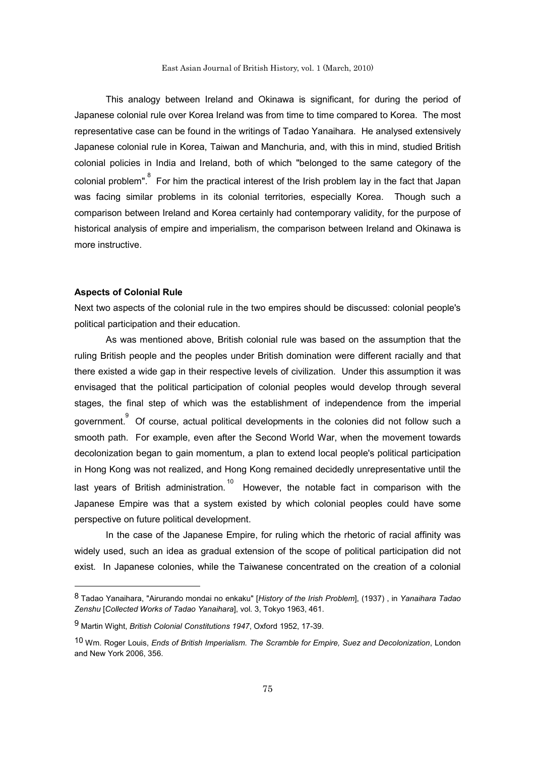This analogy between Ireland and Okinawa is significant, for during the period of Japanese colonial rule over Korea Ireland was from time to time compared to Korea. The most representative case can be found in the writings of Tadao Yanaihara. He analysed extensively Japanese colonial rule in Korea, Taiwan and Manchuria, and, with this in mind, studied British colonial policies in India and Ireland, both of which "belonged to the same category of the colonial problem".[8] For him the practical interest of the Irish problem lay in the fact that Japan was facing similar problems in its colonial territories, especially Korea. Though such a comparison between Ireland and Korea certainly had contemporary validity, for the purpose of historical analysis of empire and imperialism, the comparison between Ireland and Okinawa is more instructive.

### Aspects of Colonial Rule

Next two aspects of the colonial rule in the two empires should be discussed: colonial people's political participation and their education.

As was mentioned above, British colonial rule was based on the assumption that the ruling British people and the peoples under British domination were different racially and that there existed a wide gap in their respective levels of civilization. Under this assumption it was envisaged that the political participation of colonial peoples would develop through several stages, the final step of which was the establishment of independence from the imperial government.[9] Of course, actual political developments in the colonies did not follow such a smooth path. For example, even after the Second World War, when the movement towards decolonization began to gain momentum, a plan to extend local people's political participation in Hong Kong was not realized, and Hong Kong remained decidedly unrepresentative until the last years of British administration.[10] However, the notable fact in comparison with the Japanese Empire was that a system existed by which colonial peoples could have some perspective on future political development.

In the case of the Japanese Empire, for ruling which the rhetoric of racial affinity was widely used, such an idea as gradual extension of the scope of political participation did not exist. In Japanese colonies, while the Taiwanese concentrated on the creation of a colonial

---

8 Tadao Yanaihara, "Airurando mondai no enkaku" [*History of the Irish Problem*], (1937) , in *Yanaihara Tadao Zenshu* [*Collected Works of Tadao Yanaihara*], vol. 3, Tokyo 1963, 461.

9 Martin Wight, *British Colonial Constitutions 1947*, Oxford 1952, 17-39.

10 Wm. Roger Louis, *Ends of British Imperialism. The Scramble for Empire, Suez and Decolonization*, London and New York 2006, 356.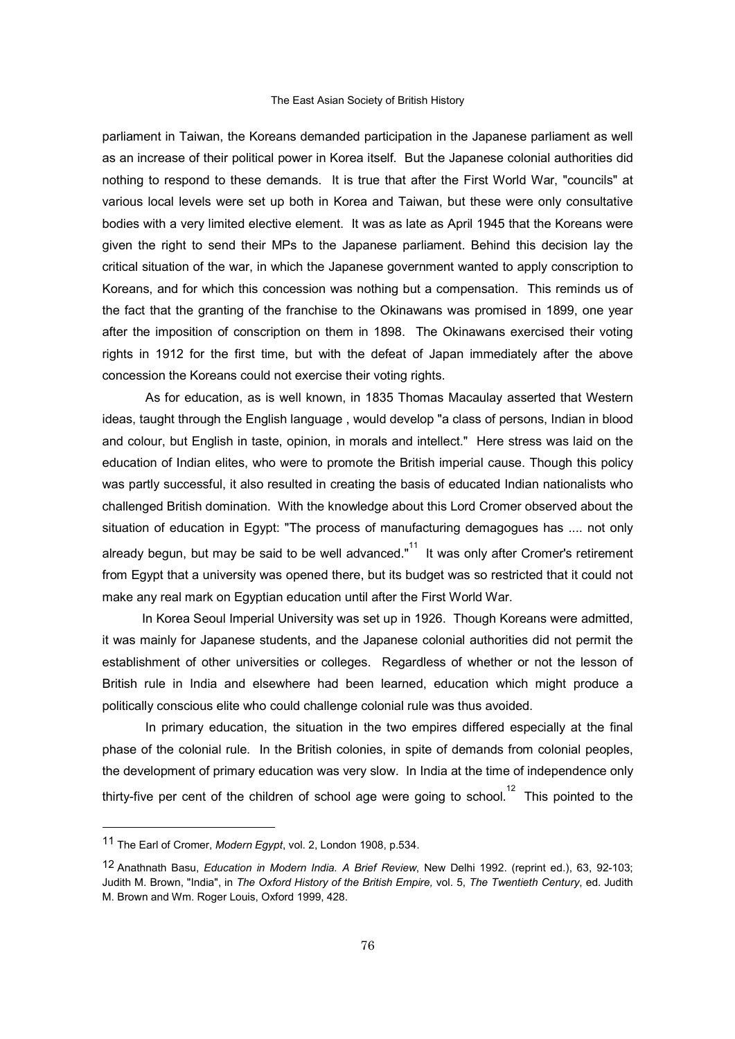parliament in Taiwan, the Koreans demanded participation in the Japanese parliament as well as an increase of their political power in Korea itself. But the Japanese colonial authorities did nothing to respond to these demands. It is true that after the First World War, "councils" at various local levels were set up both in Korea and Taiwan, but these were only consultative bodies with a very limited elective element. It was as late as April 1945 that the Koreans were given the right to send their MPs to the Japanese parliament. Behind this decision lay the critical situation of the war, in which the Japanese government wanted to apply conscription to Koreans, and for which this concession was nothing but a compensation. This reminds us of the fact that the granting of the franchise to the Okinawans was promised in 1899, one year after the imposition of conscription on them in 1898. The Okinawans exercised their voting rights in 1912 for the first time, but with the defeat of Japan immediately after the above concession the Koreans could not exercise their voting rights.

As for education, as is well known, in 1835 Thomas Macaulay asserted that Western ideas, taught through the English language , would develop "a class of persons, Indian in blood and colour, but English in taste, opinion, in morals and intellect." Here stress was laid on the education of Indian elites, who were to promote the British imperial cause. Though this policy was partly successful, it also resulted in creating the basis of educated Indian nationalists who challenged British domination. With the knowledge about this Lord Cromer observed about the situation of education in Egypt: "The process of manufacturing demagogues has .... not only already begun, but may be said to be well advanced."[11] It was only after Cromer's retirement from Egypt that a university was opened there, but its budget was so restricted that it could not make any real mark on Egyptian education until after the First World War.

In Korea Seoul Imperial University was set up in 1926. Though Koreans were admitted, it was mainly for Japanese students, and the Japanese colonial authorities did not permit the establishment of other universities or colleges. Regardless of whether or not the lesson of British rule in India and elsewhere had been learned, education which might produce a politically conscious elite who could challenge colonial rule was thus avoided.

In primary education, the situation in the two empires differed especially at the final phase of the colonial rule. In the British colonies, in spite of demands from colonial peoples, the development of primary education was very slow. In India at the time of independence only thirty-five per cent of the children of school age were going to school.[12] This pointed to the

---

11 The Earl of Cromer, *Modern Egypt*, vol. 2, London 1908, p.534.

12 Anathnath Basu, *Education in Modern India. A Brief Review*, New Delhi 1992. (reprint ed.), 63, 92-103; Judith M. Brown, "India", in *The Oxford History of the British Empire,* vol. 5, *The Twentieth Century*, ed. Judith M. Brown and Wm. Roger Louis, Oxford 1999, 428.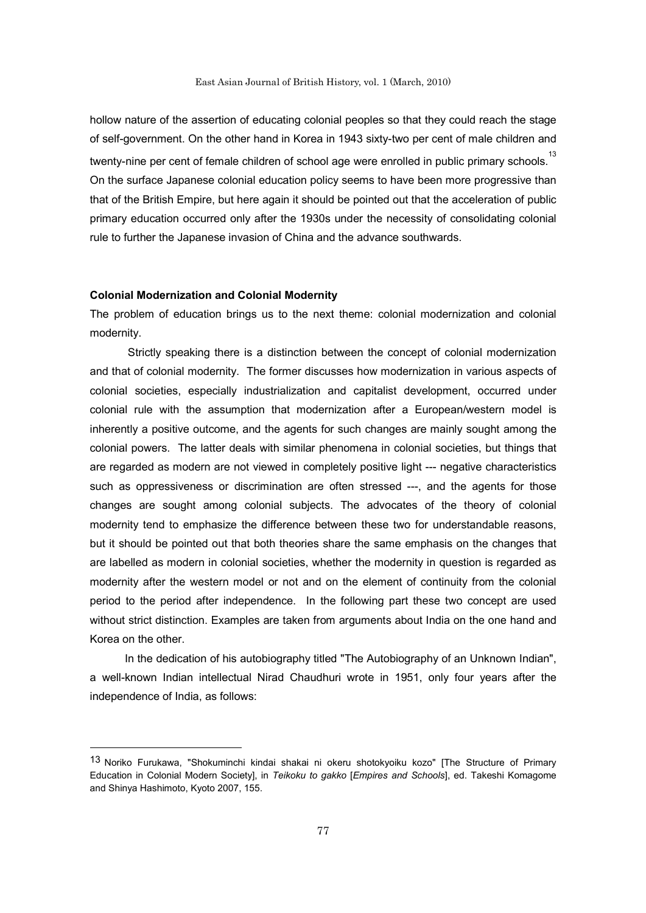hollow nature of the assertion of educating colonial peoples so that they could reach the stage of self-government. On the other hand in Korea in 1943 sixty-two per cent of male children and twenty-nine per cent of female children of school age were enrolled in public primary schools.[13] On the surface Japanese colonial education policy seems to have been more progressive than that of the British Empire, but here again it should be pointed out that the acceleration of public primary education occurred only after the 1930s under the necessity of consolidating colonial rule to further the Japanese invasion of China and the advance southwards.

**Colonial Modernization and Colonial Modernity**

The problem of education brings us to the next theme: colonial modernization and colonial modernity.

Strictly speaking there is a distinction between the concept of colonial modernization and that of colonial modernity. The former discusses how modernization in various aspects of colonial societies, especially industrialization and capitalist development, occurred under colonial rule with the assumption that modernization after a European/western model is inherently a positive outcome, and the agents for such changes are mainly sought among the colonial powers. The latter deals with similar phenomena in colonial societies, but things that are regarded as modern are not viewed in completely positive light --- negative characteristics such as oppressiveness or discrimination are often stressed ---, and the agents for those changes are sought among colonial subjects. The advocates of the theory of colonial modernity tend to emphasize the difference between these two for understandable reasons, but it should be pointed out that both theories share the same emphasis on the changes that are labelled as modern in colonial societies, whether the modernity in question is regarded as modernity after the western model or not and on the element of continuity from the colonial period to the period after independence. In the following part these two concept are used without strict distinction. Examples are taken from arguments about India on the one hand and Korea on the other.

In the dedication of his autobiography titled "The Autobiography of an Unknown Indian", a well-known Indian intellectual Nirad Chaudhuri wrote in 1951, only four years after the independence of India, as follows:

---

[13] Noriko Furukawa, "Shokuminchi kindai shakai ni okeru shotokyoiku kozo" [The Structure of Primary Education in Colonial Modern Society], in *Teikoku to gakko* [*Empires and Schools*], ed. Takeshi Komagome and Shinya Hashimoto, Kyoto 2007, 155.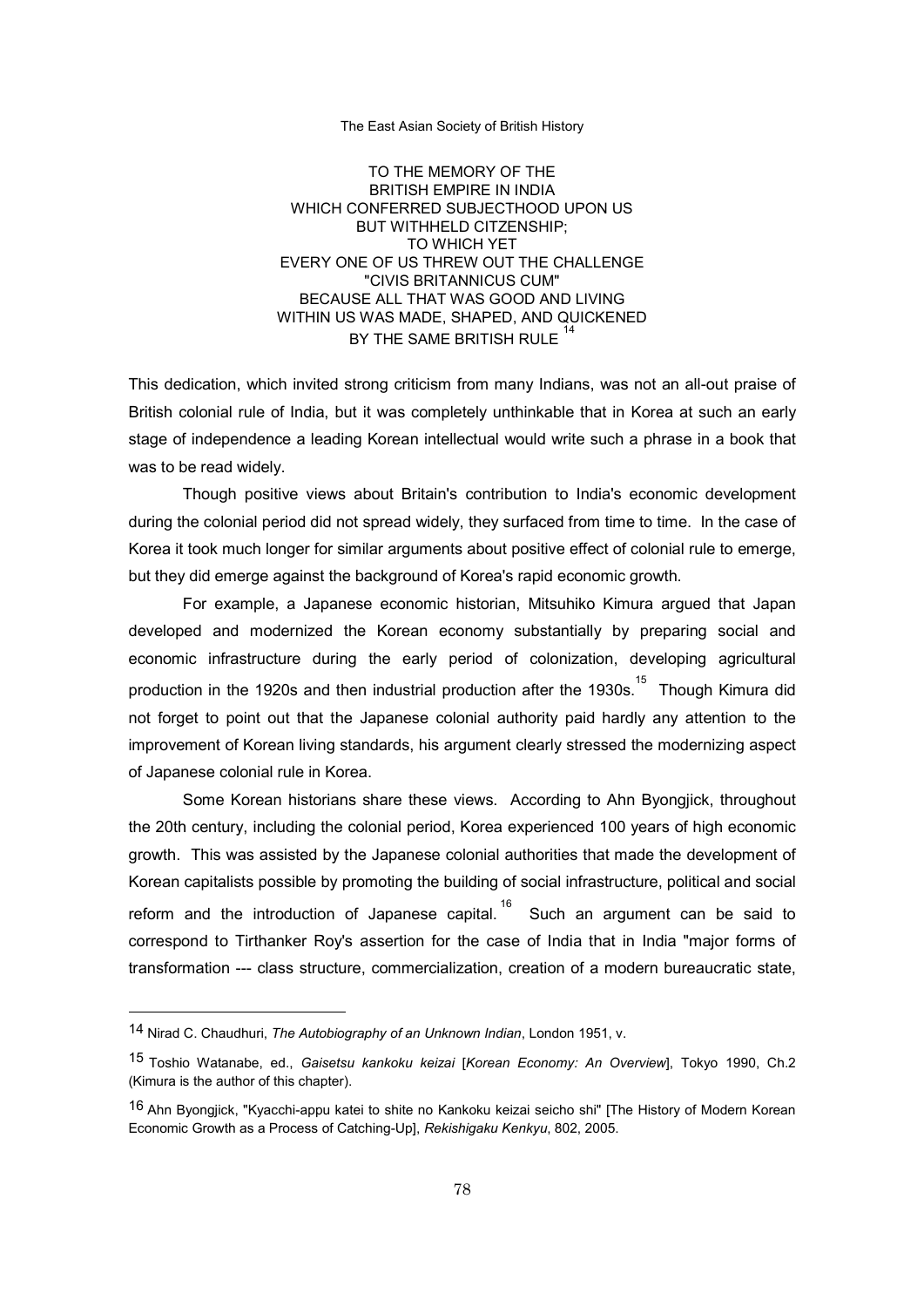TO THE MEMORY OF THE
BRITISH EMPIRE IN INDIA
WHICH CONFERRED SUBJECTHOOD UPON US
BUT WITHHELD CITIZENSHIP;
TO WHICH YET
EVERY ONE OF US THREW OUT THE CHALLENGE
"CIVIS BRITANNICUS CUM"
BECAUSE ALL THAT WAS GOOD AND LIVING
WITHIN US WAS MADE, SHAPED, AND QUICKENED
BY THE SAME BRITISH RULE [14]

This dedication, which invited strong criticism from many Indians, was not an all-out praise of British colonial rule of India, but it was completely unthinkable that in Korea at such an early stage of independence a leading Korean intellectual would write such a phrase in a book that was to be read widely.

Though positive views about Britain's contribution to India's economic development during the colonial period did not spread widely, they surfaced from time to time. In the case of Korea it took much longer for similar arguments about positive effect of colonial rule to emerge, but they did emerge against the background of Korea's rapid economic growth.

For example, a Japanese economic historian, Mitsuhiko Kimura argued that Japan developed and modernized the Korean economy substantially by preparing social and economic infrastructure during the early period of colonization, developing agricultural production in the 1920s and then industrial production after the 1930s.[15] Though Kimura did not forget to point out that the Japanese colonial authority paid hardly any attention to the improvement of Korean living standards, his argument clearly stressed the modernizing aspect of Japanese colonial rule in Korea.

Some Korean historians share these views. According to Ahn Byongjick, throughout the 20th century, including the colonial period, Korea experienced 100 years of high economic growth. This was assisted by the Japanese colonial authorities that made the development of Korean capitalists possible by promoting the building of social infrastructure, political and social reform and the introduction of Japanese capital.[16] Such an argument can be said to correspond to Tirthanker Roy's assertion for the case of India that in India "major forms of transformation --- class structure, commercialization, creation of a modern bureaucratic state,

---

14 Nirad C. Chaudhuri, *The Autobiography of an Unknown Indian*, London 1951, v.

15 Toshio Watanabe, ed., *Gaisetsu kankoku keizai* [*Korean Economy: An Overview*], Tokyo 1990, Ch.2 (Kimura is the author of this chapter).

16 Ahn Byongjick, "Kyacchi-appu katei to shite no Kankoku keizai seicho shi" [The History of Modern Korean Economic Growth as a Process of Catching-Up], *Rekishigaku Kenkyu*, 802, 2005.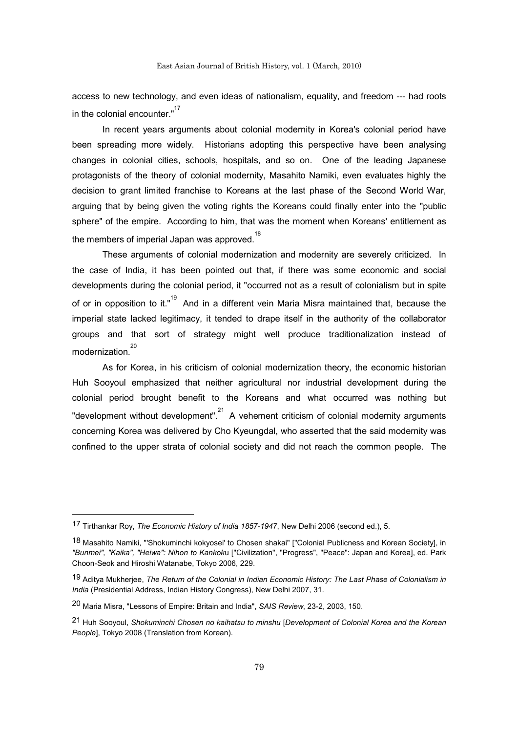access to new technology, and even ideas of nationalism, equality, and freedom --- had roots in the colonial encounter."[17]

In recent years arguments about colonial modernity in Korea's colonial period have been spreading more widely. Historians adopting this perspective have been analysing changes in colonial cities, schools, hospitals, and so on. One of the leading Japanese protagonists of the theory of colonial modernity, Masahito Namiki, even evaluates highly the decision to grant limited franchise to Koreans at the last phase of the Second World War, arguing that by being given the voting rights the Koreans could finally enter into the "public sphere" of the empire. According to him, that was the moment when Koreans' entitlement as the members of imperial Japan was approved.[18]

These arguments of colonial modernization and modernity are severely criticized. In the case of India, it has been pointed out that, if there was some economic and social developments during the colonial period, it "occurred not as a result of colonialism but in spite of or in opposition to it."[19] And in a different vein Maria Misra maintained that, because the imperial state lacked legitimacy, it tended to drape itself in the authority of the collaborator groups and that sort of strategy might well produce traditionalization instead of modernization.[20]

As for Korea, in his criticism of colonial modernization theory, the economic historian Huh Sooyoul emphasized that neither agricultural nor industrial development during the colonial period brought benefit to the Koreans and what occurred was nothing but "development without development".[21] A vehement criticism of colonial modernity arguments concerning Korea was delivered by Cho Kyeungdal, who asserted that the said modernity was confined to the upper strata of colonial society and did not reach the common people. The

---

17 Tirthankar Roy, *The Economic History of India 1857-1947*, New Delhi 2006 (second ed.), 5.

18 Masahito Namiki, "'Shokuminchi kokyosei' to Chosen shakai" ["Colonial Publicness and Korean Society], in *"Bunmei", "Kaika", "Heiwa": Nihon to Kankok*u ["Civilization", "Progress", "Peace": Japan and Korea], ed. Park Choon-Seok and Hiroshi Watanabe, Tokyo 2006, 229.

19 Aditya Mukherjee, *The Return of the Colonial in Indian Economic History: The Last Phase of Colonialism in India* (Presidential Address, Indian History Congress), New Delhi 2007, 31.

20 Maria Misra, "Lessons of Empire: Britain and India", *SAIS Review*, 23-2, 2003, 150.

21 Huh Sooyoul, *Shokuminchi Chosen no kaihatsu to minshu* [*Development of Colonial Korea and the Korean People*], Tokyo 2008 (Translation from Korean).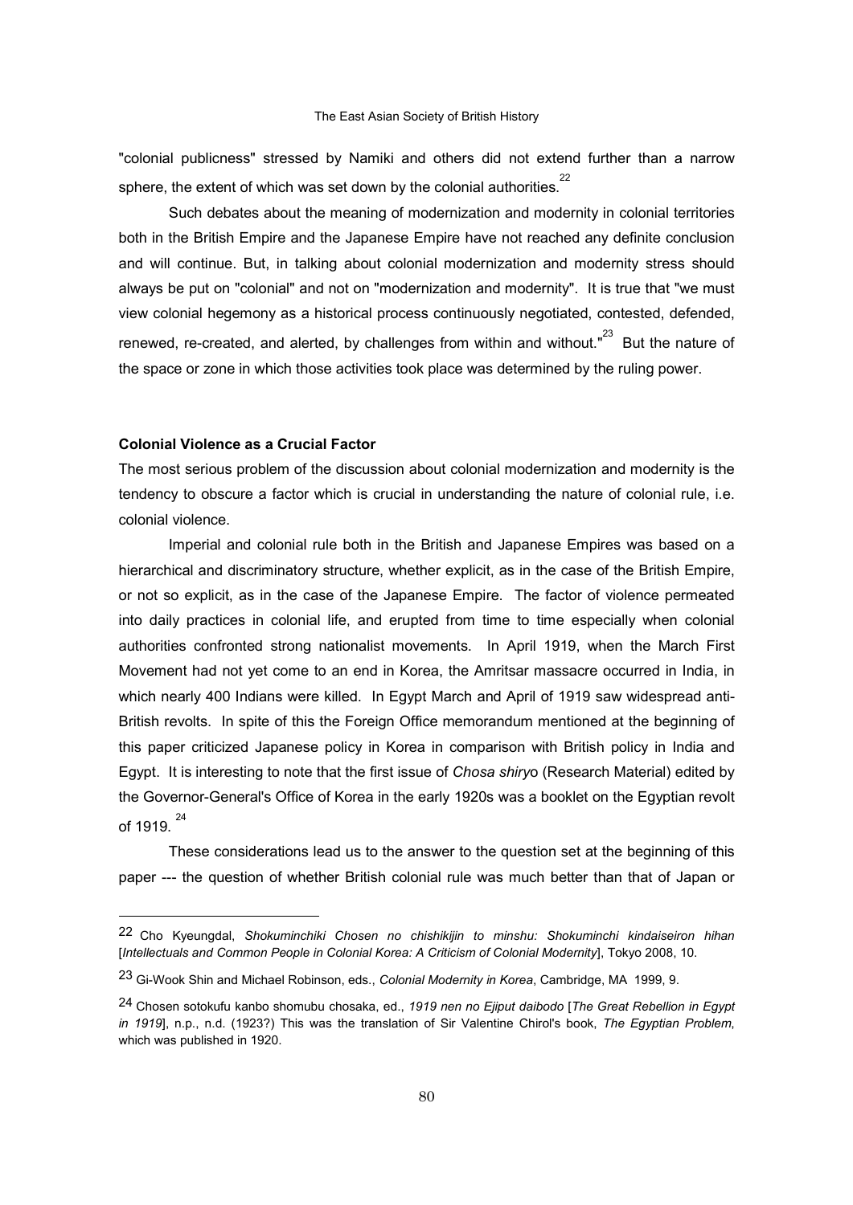"colonial publicness" stressed by Namiki and others did not extend further than a narrow sphere, the extent of which was set down by the colonial authorities.[22]

Such debates about the meaning of modernization and modernity in colonial territories both in the British Empire and the Japanese Empire have not reached any definite conclusion and will continue. But, in talking about colonial modernization and modernity stress should always be put on "colonial" and not on "modernization and modernity". It is true that "we must view colonial hegemony as a historical process continuously negotiated, contested, defended, renewed, re-created, and alerted, by challenges from within and without."[23] But the nature of the space or zone in which those activities took place was determined by the ruling power.

**Colonial Violence as a Crucial Factor**

The most serious problem of the discussion about colonial modernization and modernity is the tendency to obscure a factor which is crucial in understanding the nature of colonial rule, i.e. colonial violence.

Imperial and colonial rule both in the British and Japanese Empires was based on a hierarchical and discriminatory structure, whether explicit, as in the case of the British Empire, or not so explicit, as in the case of the Japanese Empire. The factor of violence permeated into daily practices in colonial life, and erupted from time to time especially when colonial authorities confronted strong nationalist movements. In April 1919, when the March First Movement had not yet come to an end in Korea, the Amritsar massacre occurred in India, in which nearly 400 Indians were killed. In Egypt March and April of 1919 saw widespread anti-British revolts. In spite of this the Foreign Office memorandum mentioned at the beginning of this paper criticized Japanese policy in Korea in comparison with British policy in India and Egypt. It is interesting to note that the first issue of *Chosa shiryo* (Research Material) edited by the Governor-General's Office of Korea in the early 1920s was a booklet on the Egyptian revolt of 1919.[24]

These considerations lead us to the answer to the question set at the beginning of this paper --- the question of whether British colonial rule was much better than that of Japan or

---

22 Cho Kyeungdal, *Shokuminchiki Chosen no chishikijin to minshu: Shokuminchi kindaiseiron hihan* [*Intellectuals and Common People in Colonial Korea: A Criticism of Colonial Modernity*], Tokyo 2008, 10.

23 Gi-Wook Shin and Michael Robinson, eds., *Colonial Modernity in Korea*, Cambridge, MA 1999, 9.

24 Chosen sotokufu kanbo shomubu chosaka, ed., *1919 nen no Ejiput daibodo* [*The Great Rebellion in Egypt in 1919*], n.p., n.d. (1923?) This was the translation of Sir Valentine Chirol's book, *The Egyptian Problem*, which was published in 1920.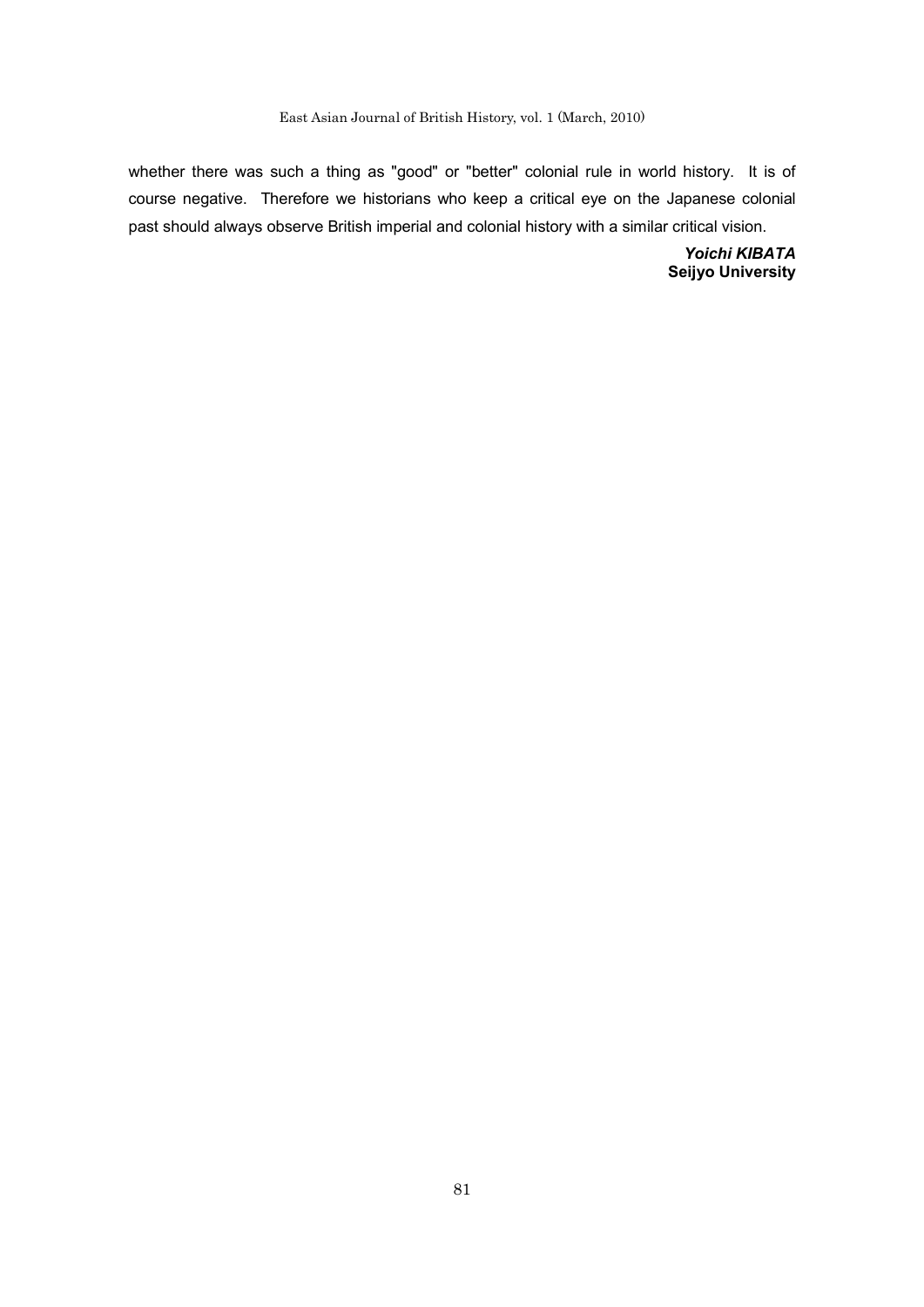whether there was such a thing as "good" or "better" colonial rule in world history. It is of course negative. Therefore we historians who keep a critical eye on the Japanese colonial past should always observe British imperial and colonial history with a similar critical vision.

***Yoichi KIBATA***
**Seijyo University**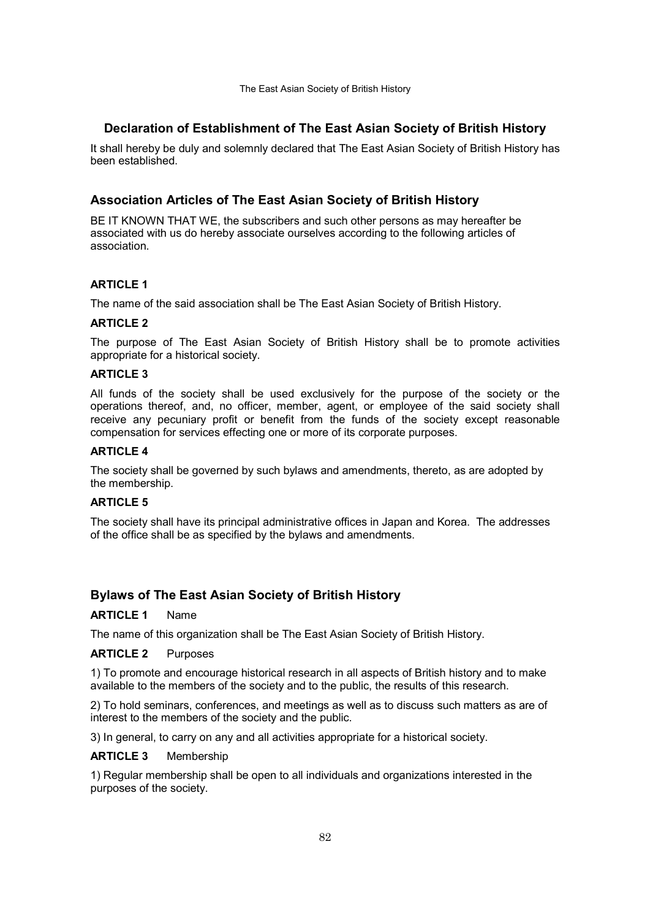## Declaration of Establishment of The East Asian Society of British History

It shall hereby be duly and solemnly declared that The East Asian Society of British History has been established.

## Association Articles of The East Asian Society of British History

BE IT KNOWN THAT WE, the subscribers and such other persons as may hereafter be associated with us do hereby associate ourselves according to the following articles of association.

**ARTICLE 1**

The name of the said association shall be The East Asian Society of British History.

**ARTICLE 2**

The purpose of The East Asian Society of British History shall be to promote activities appropriate for a historical society.

**ARTICLE 3**

All funds of the society shall be used exclusively for the purpose of the society or the operations thereof, and, no officer, member, agent, or employee of the said society shall receive any pecuniary profit or benefit from the funds of the society except reasonable compensation for services effecting one or more of its corporate purposes.

**ARTICLE 4**

The society shall be governed by such bylaws and amendments, thereto, as are adopted by the membership.

**ARTICLE 5**

The society shall have its principal administrative offices in Japan and Korea. The addresses of the office shall be as specified by the bylaws and amendments.

## Bylaws of The East Asian Society of British History

**ARTICLE 1** Name

The name of this organization shall be The East Asian Society of British History.

**ARTICLE 2** Purposes

1) To promote and encourage historical research in all aspects of British history and to make available to the members of the society and to the public, the results of this research.

2) To hold seminars, conferences, and meetings as well as to discuss such matters as are of interest to the members of the society and the public.

3) In general, to carry on any and all activities appropriate for a historical society.

**ARTICLE 3** Membership

1) Regular membership shall be open to all individuals and organizations interested in the purposes of the society.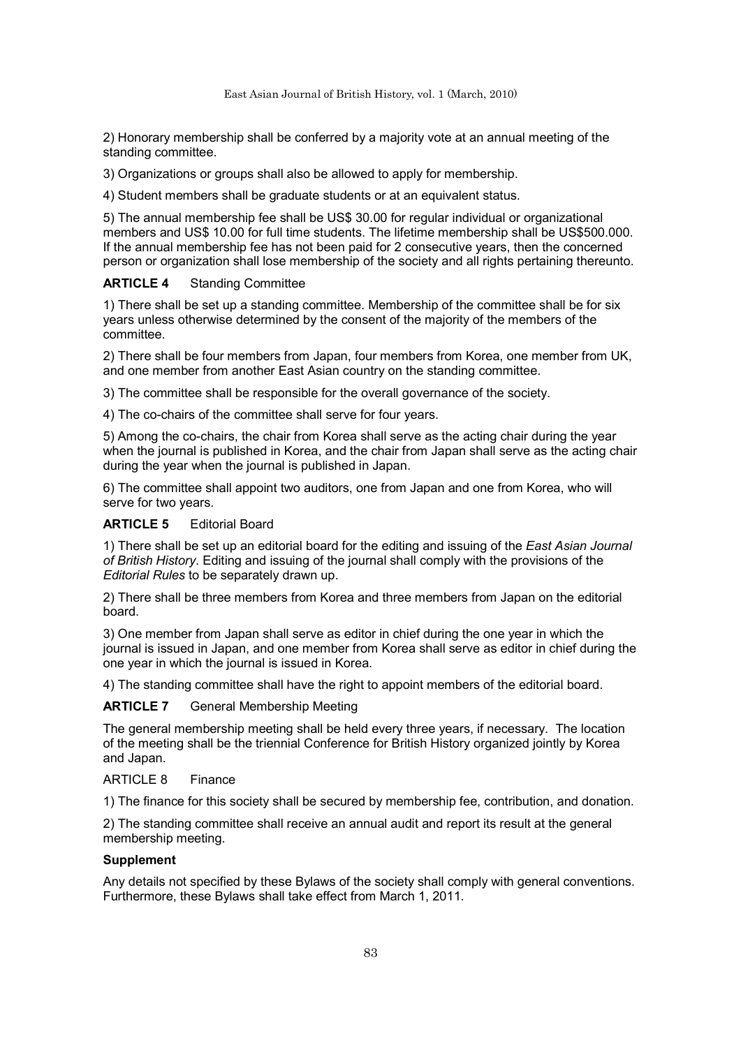2) Honorary membership shall be conferred by a majority vote at an annual meeting of the standing committee.

3) Organizations or groups shall also be allowed to apply for membership.

4) Student members shall be graduate students or at an equivalent status.

5) The annual membership fee shall be US$ 30.00 for regular individual or organizational members and US$ 10.00 for full time students. The lifetime membership shall be US$500.000. If the annual membership fee has not been paid for 2 consecutive years, then the concerned person or organization shall lose membership of the society and all rights pertaining thereunto.

**ARTICLE 4** Standing Committee

1) There shall be set up a standing committee. Membership of the committee shall be for six years unless otherwise determined by the consent of the majority of the members of the committee.

2) There shall be four members from Japan, four members from Korea, one member from UK, and one member from another East Asian country on the standing committee.

3) The committee shall be responsible for the overall governance of the society.

4) The co-chairs of the committee shall serve for four years.

5) Among the co-chairs, the chair from Korea shall serve as the acting chair during the year when the journal is published in Korea, and the chair from Japan shall serve as the acting chair during the year when the journal is published in Japan.

6) The committee shall appoint two auditors, one from Japan and one from Korea, who will serve for two years.

**ARTICLE 5** Editorial Board

1) There shall be set up an editorial board for the editing and issuing of the *East Asian Journal of British History*. Editing and issuing of the journal shall comply with the provisions of the *Editorial Rules* to be separately drawn up.

2) There shall be three members from Korea and three members from Japan on the editorial board.

3) One member from Japan shall serve as editor in chief during the one year in which the journal is issued in Japan, and one member from Korea shall serve as editor in chief during the one year in which the journal is issued in Korea.

4) The standing committee shall have the right to appoint members of the editorial board.

**ARTICLE 7** General Membership Meeting

The general membership meeting shall be held every three years, if necessary. The location of the meeting shall be the triennial Conference for British History organized jointly by Korea and Japan.

ARTICLE 8 Finance

1) The finance for this society shall be secured by membership fee, contribution, and donation.

2) The standing committee shall receive an annual audit and report its result at the general membership meeting.

**Supplement**

Any details not specified by these Bylaws of the society shall comply with general conventions. Furthermore, these Bylaws shall take effect from March 1, 2011.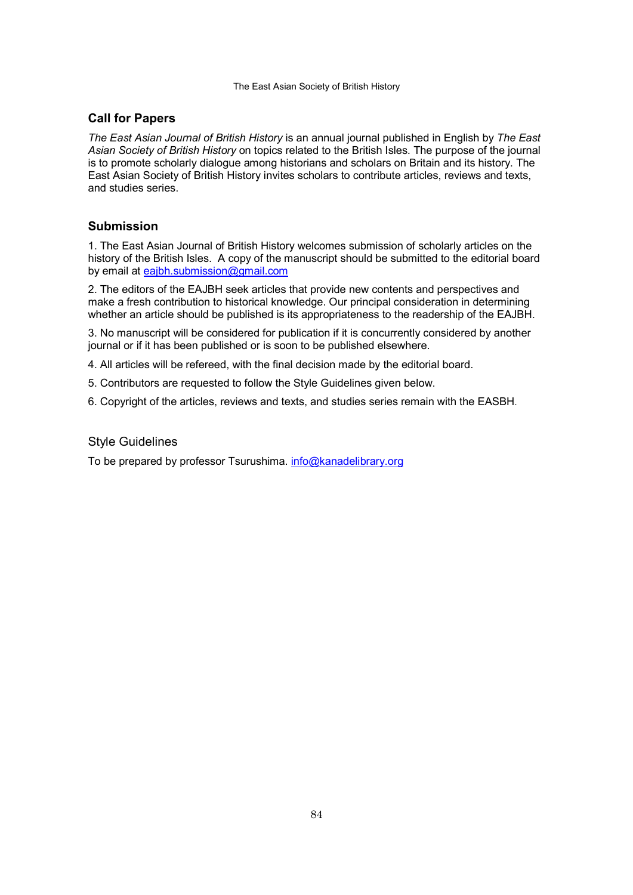## Call for Papers

*The East Asian Journal of British History* is an annual journal published in English by *The East Asian Society of British History* on topics related to the British Isles. The purpose of the journal is to promote scholarly dialogue among historians and scholars on Britain and its history. The East Asian Society of British History invites scholars to contribute articles, reviews and texts, and studies series.

## Submission

1. The East Asian Journal of British History welcomes submission of scholarly articles on the history of the British Isles. A copy of the manuscript should be submitted to the editorial board by email at eajbh.submission@gmail.com

2. The editors of the EAJBH seek articles that provide new contents and perspectives and make a fresh contribution to historical knowledge. Our principal consideration in determining whether an article should be published is its appropriateness to the readership of the EAJBH.

3. No manuscript will be considered for publication if it is concurrently considered by another journal or if it has been published or is soon to be published elsewhere.

4. All articles will be refereed, with the final decision made by the editorial board.

5. Contributors are requested to follow the Style Guidelines given below.

6. Copyright of the articles, reviews and texts, and studies series remain with the EASBH.

## Style Guidelines

To be prepared by professor Tsurushima. info@kanadelibrary.org